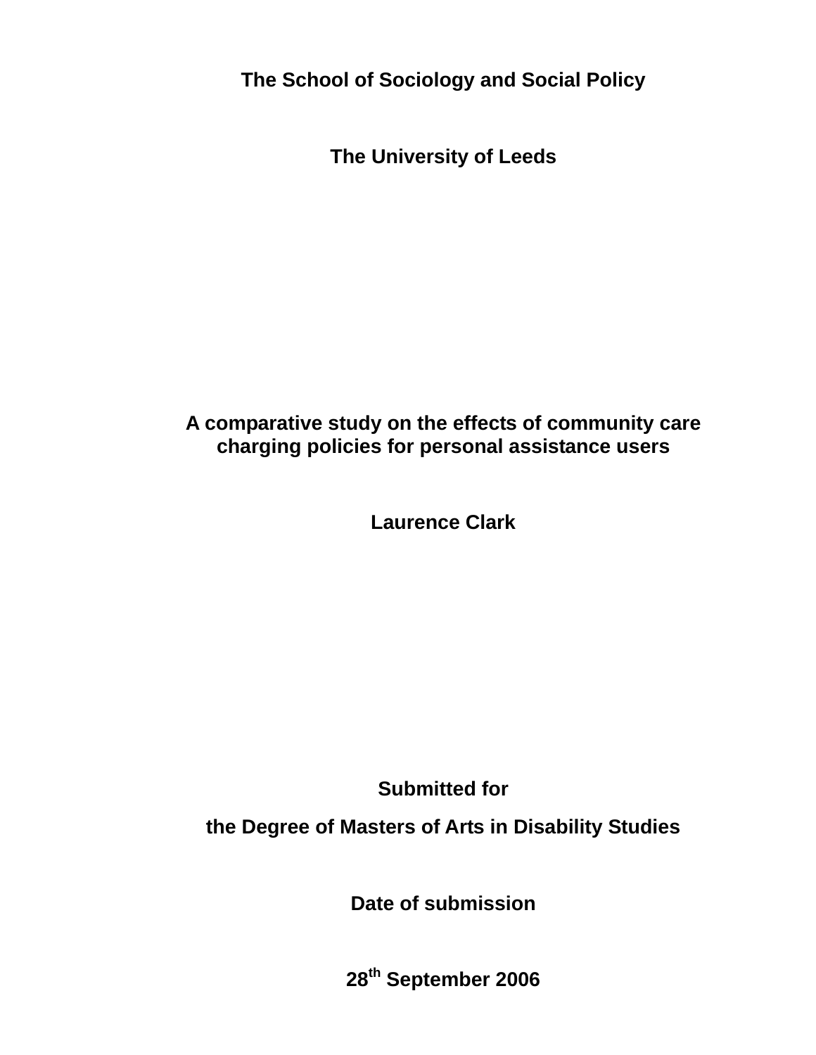**The School of Sociology and Social Policy**

**The University of Leeds**

# A comparative study on the effects of community care charging policies for personal assistance users

**Laurence Clark**

**Submitted for**

**the Degree of Masters of Arts in Disability Studies**

**Date of submission**

**28th September 2006**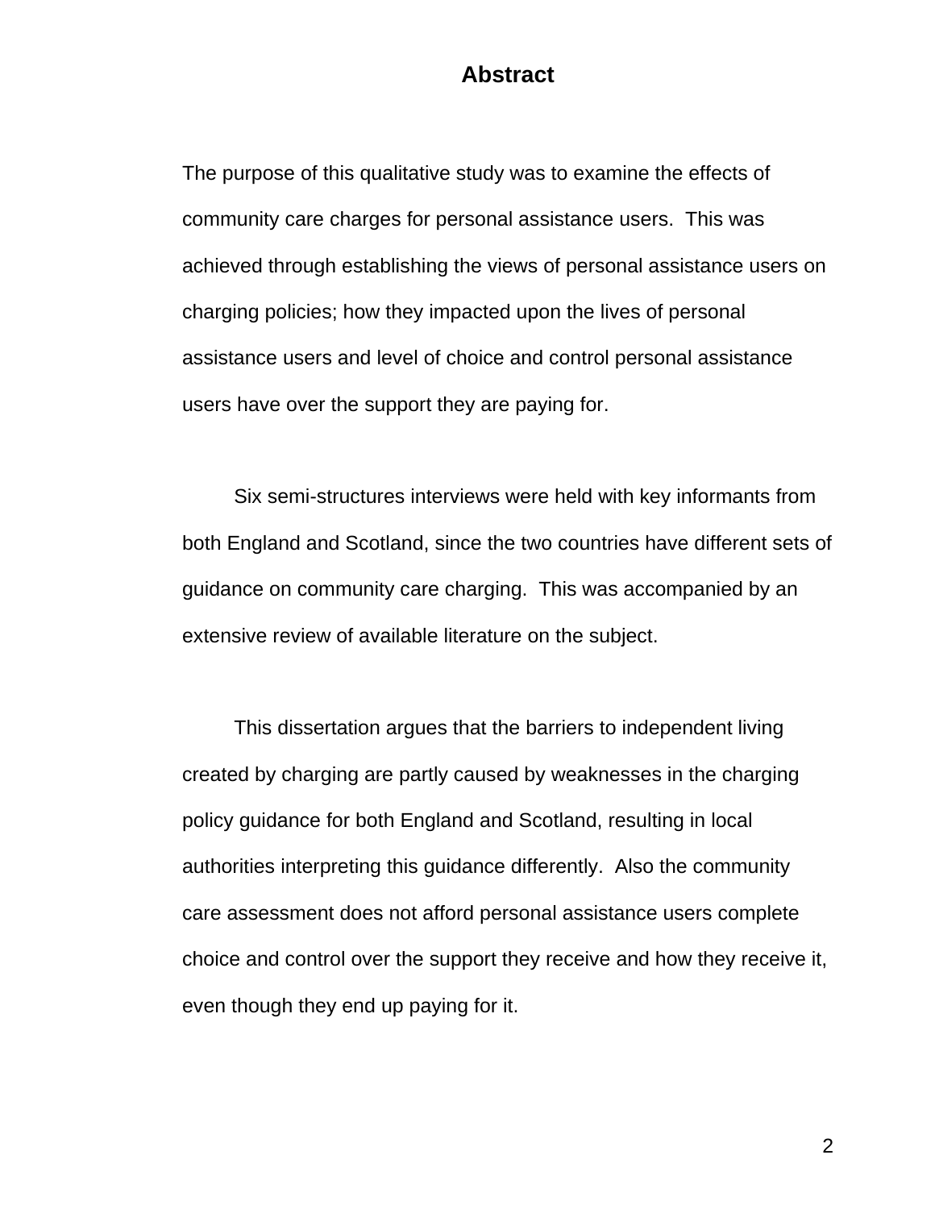# Abstract

The purpose of this qualitative study was to examine the effects of community care charges for personal assistance users. This was achieved through establishing the views of personal assistance users on charging policies; how they impacted upon the lives of personal assistance users and level of choice and control personal assistance users have over the support they are paying for.

Six semi-structures interviews were held with key informants from both England and Scotland, since the two countries have different sets of guidance on community care charging. This was accompanied by an extensive review of available literature on the subject.

This dissertation argues that the barriers to independent living created by charging are partly caused by weaknesses in the charging policy guidance for both England and Scotland, resulting in local authorities interpreting this guidance differently. Also the community care assessment does not afford personal assistance users complete choice and control over the support they receive and how they receive it, even though they end up paying for it.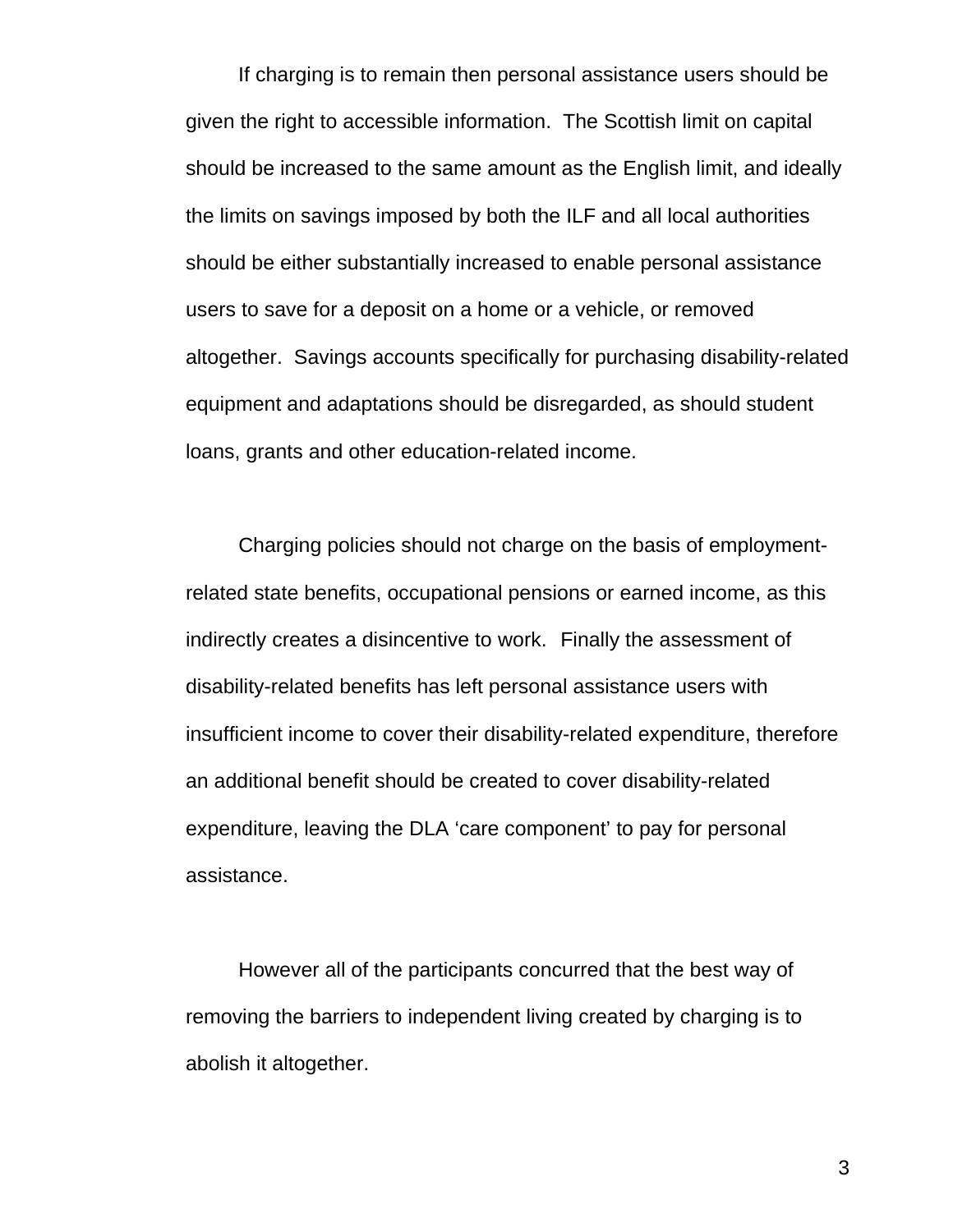If charging is to remain then personal assistance users should be given the right to accessible information. The Scottish limit on capital should be increased to the same amount as the English limit, and ideally the limits on savings imposed by both the ILF and all local authorities should be either substantially increased to enable personal assistance users to save for a deposit on a home or a vehicle, or removed altogether. Savings accounts specifically for purchasing disability-related equipment and adaptations should be disregarded, as should student loans, grants and other education-related income.

Charging policies should not charge on the basis of employment-related state benefits, occupational pensions or earned income, as this indirectly creates a disincentive to work. Finally the assessment of disability-related benefits has left personal assistance users with insufficient income to cover their disability-related expenditure, therefore an additional benefit should be created to cover disability-related expenditure, leaving the DLA 'care component' to pay for personal assistance.

However all of the participants concurred that the best way of removing the barriers to independent living created by charging is to abolish it altogether.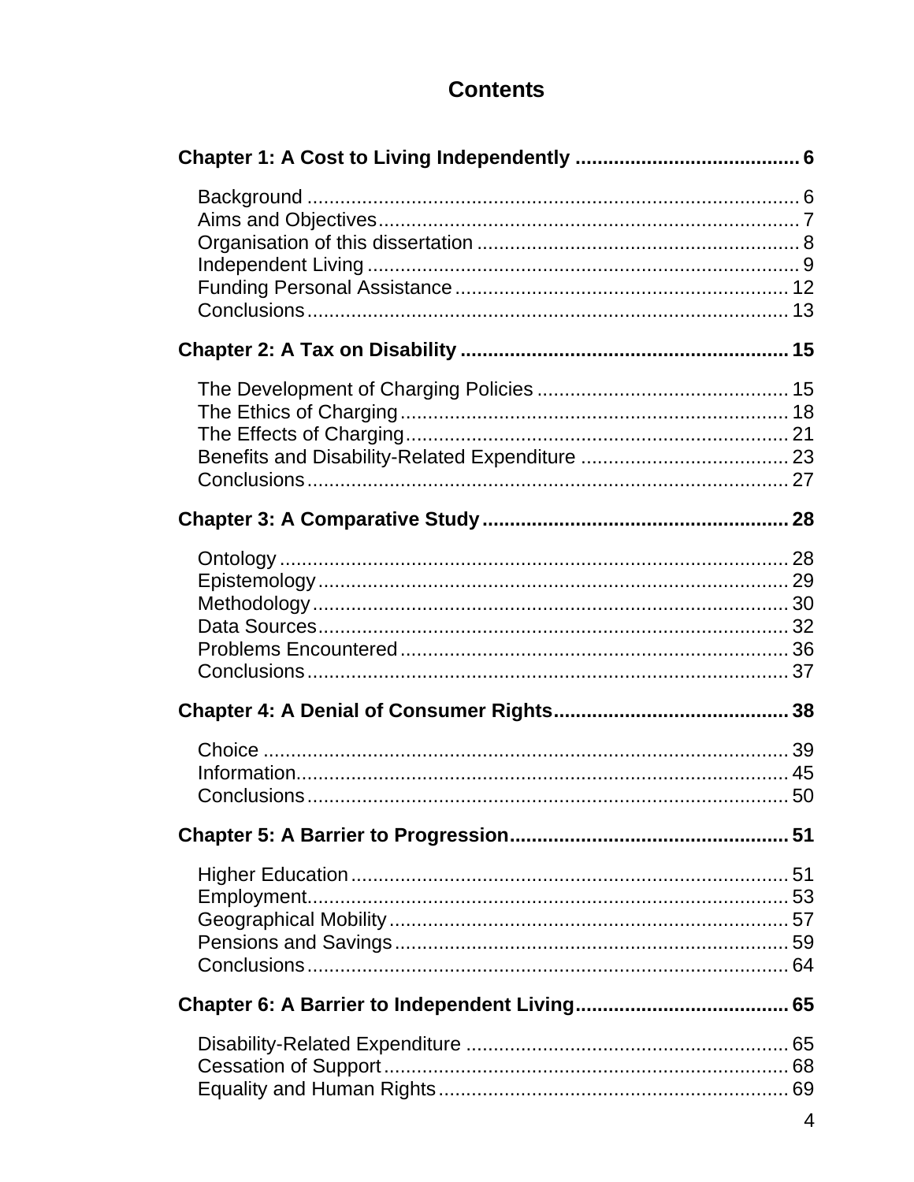# Contents

**Chapter 1: A Cost to Living Independently ........................................ 6**

- Background ......................................................................... 6
- Aims and Objectives ........................................................... 7
- Organisation of this dissertation .......................................... 8
- Independent Living ............................................................. 9
- Funding Personal Assistance ............................................ 12
- Conclusions ....................................................................... 13

**Chapter 2: A Tax on Disability ........................................................ 15**

- The Development of Charging Policies ............................. 15
- The Ethics of Charging ...................................................... 18
- The Effects of Charging ..................................................... 21
- Benefits and Disability-Related Expenditure ...................... 23
- Conclusions ....................................................................... 27

**Chapter 3: A Comparative Study ...................................................... 28**

- Ontology ............................................................................ 28
- Epistemology ..................................................................... 29
- Methodology ...................................................................... 30
- Data Sources ..................................................................... 32
- Problems Encountered ...................................................... 36
- Conclusions ....................................................................... 37

**Chapter 4: A Denial of Consumer Rights .......................................... 38**

- Choice ............................................................................... 39
- Information ......................................................................... 45
- Conclusions ....................................................................... 50

**Chapter 5: A Barrier to Progression .................................................. 51**

- Higher Education ............................................................... 51
- Employment ....................................................................... 53
- Geographical Mobility ........................................................ 57
- Pensions and Savings ....................................................... 59
- Conclusions ....................................................................... 64

**Chapter 6: A Barrier to Independent Living ...................................... 65**

- Disability-Related Expenditure .......................................... 65
- Cessation of Support ......................................................... 68
- Equality and Human Rights ............................................... 69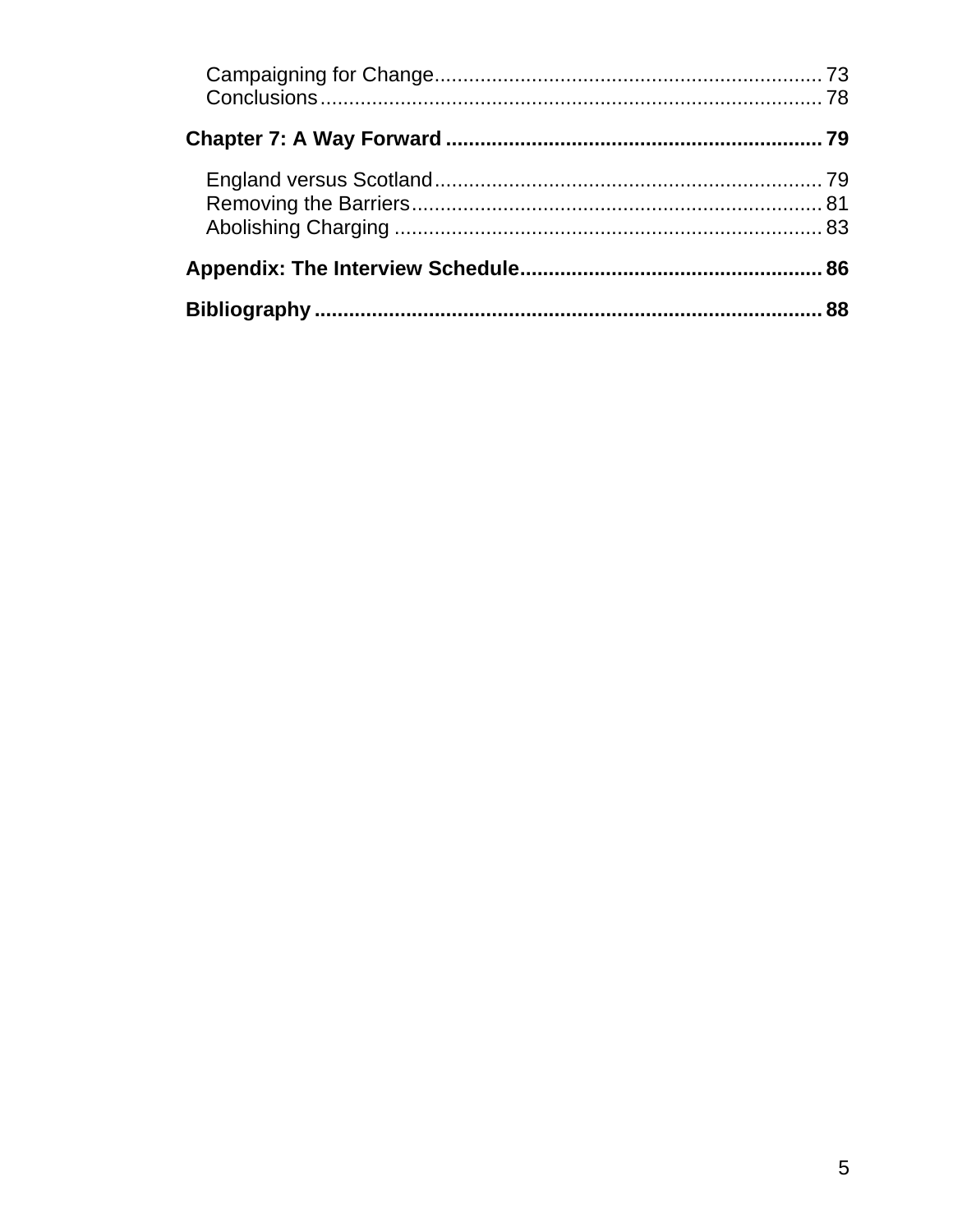Campaigning for Change .................................................................... 73
Conclusions ........................................................................................ 78

**Chapter 7: A Way Forward ................................................................. 79**

England versus Scotland .................................................................... 79
Removing the Barriers ........................................................................ 81
Abolishing Charging ........................................................................... 83

**Appendix: The Interview Schedule ..................................................... 86**

**Bibliography ........................................................................................ 88**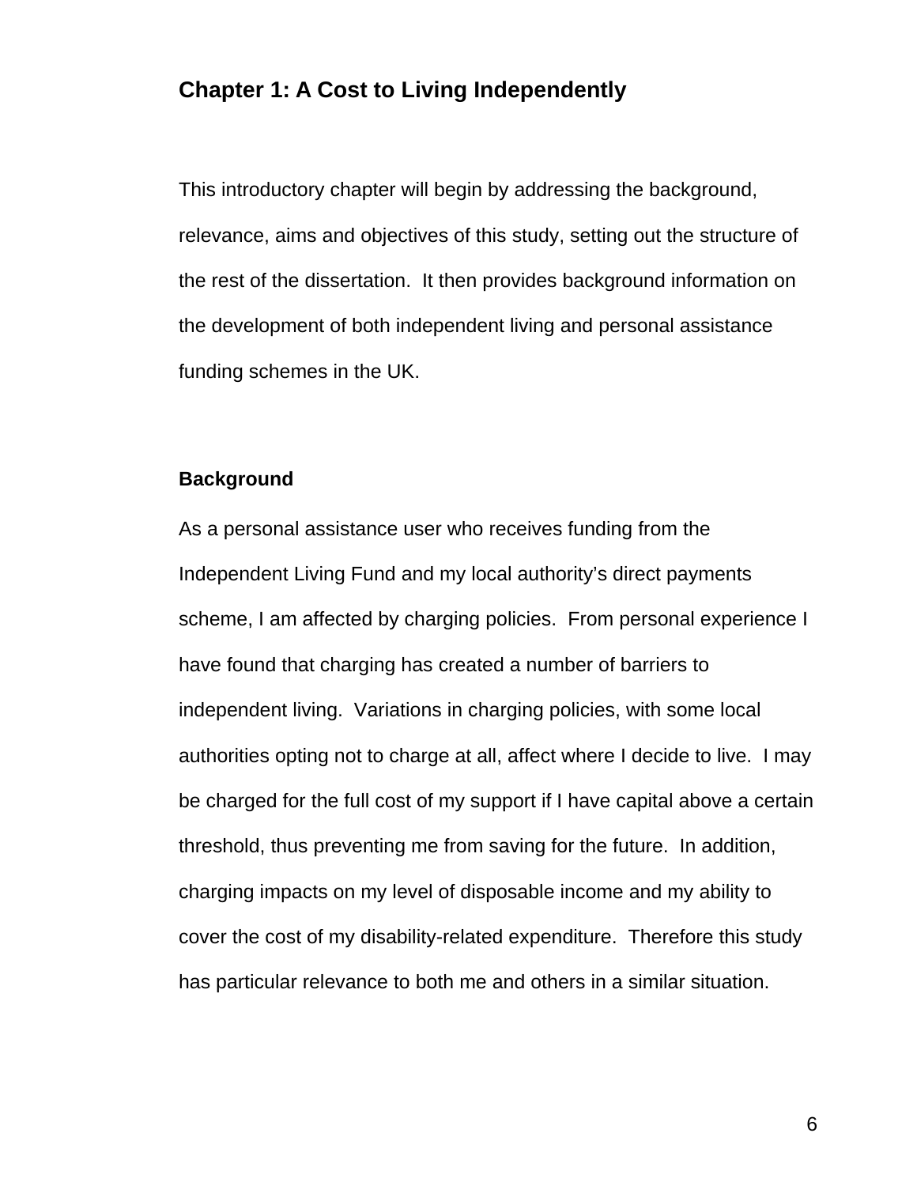# Chapter 1: A Cost to Living Independently

This introductory chapter will begin by addressing the background, relevance, aims and objectives of this study, setting out the structure of the rest of the dissertation. It then provides background information on the development of both independent living and personal assistance funding schemes in the UK.

## Background

As a personal assistance user who receives funding from the Independent Living Fund and my local authority's direct payments scheme, I am affected by charging policies. From personal experience I have found that charging has created a number of barriers to independent living. Variations in charging policies, with some local authorities opting not to charge at all, affect where I decide to live. I may be charged for the full cost of my support if I have capital above a certain threshold, thus preventing me from saving for the future. In addition, charging impacts on my level of disposable income and my ability to cover the cost of my disability-related expenditure. Therefore this study has particular relevance to both me and others in a similar situation.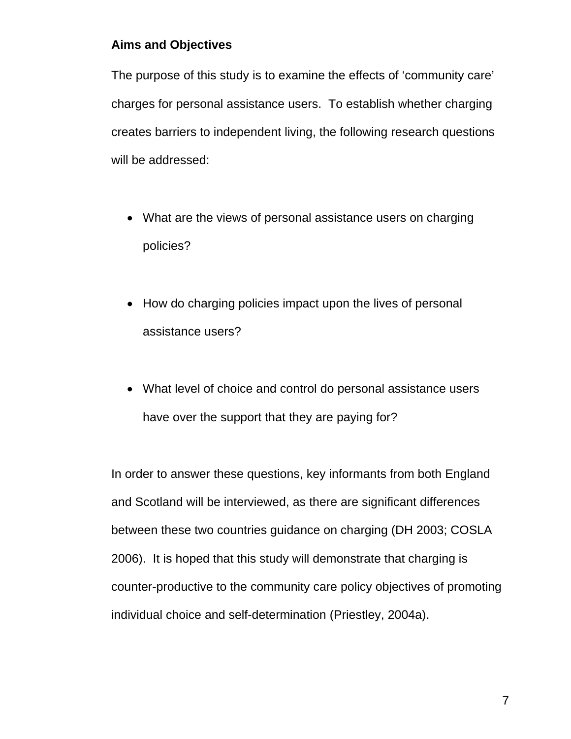**Aims and Objectives**

The purpose of this study is to examine the effects of 'community care' charges for personal assistance users. To establish whether charging creates barriers to independent living, the following research questions will be addressed:

- What are the views of personal assistance users on charging policies?
- How do charging policies impact upon the lives of personal assistance users?
- What level of choice and control do personal assistance users have over the support that they are paying for?

In order to answer these questions, key informants from both England and Scotland will be interviewed, as there are significant differences between these two countries guidance on charging (DH 2003; COSLA 2006). It is hoped that this study will demonstrate that charging is counter-productive to the community care policy objectives of promoting individual choice and self-determination (Priestley, 2004a).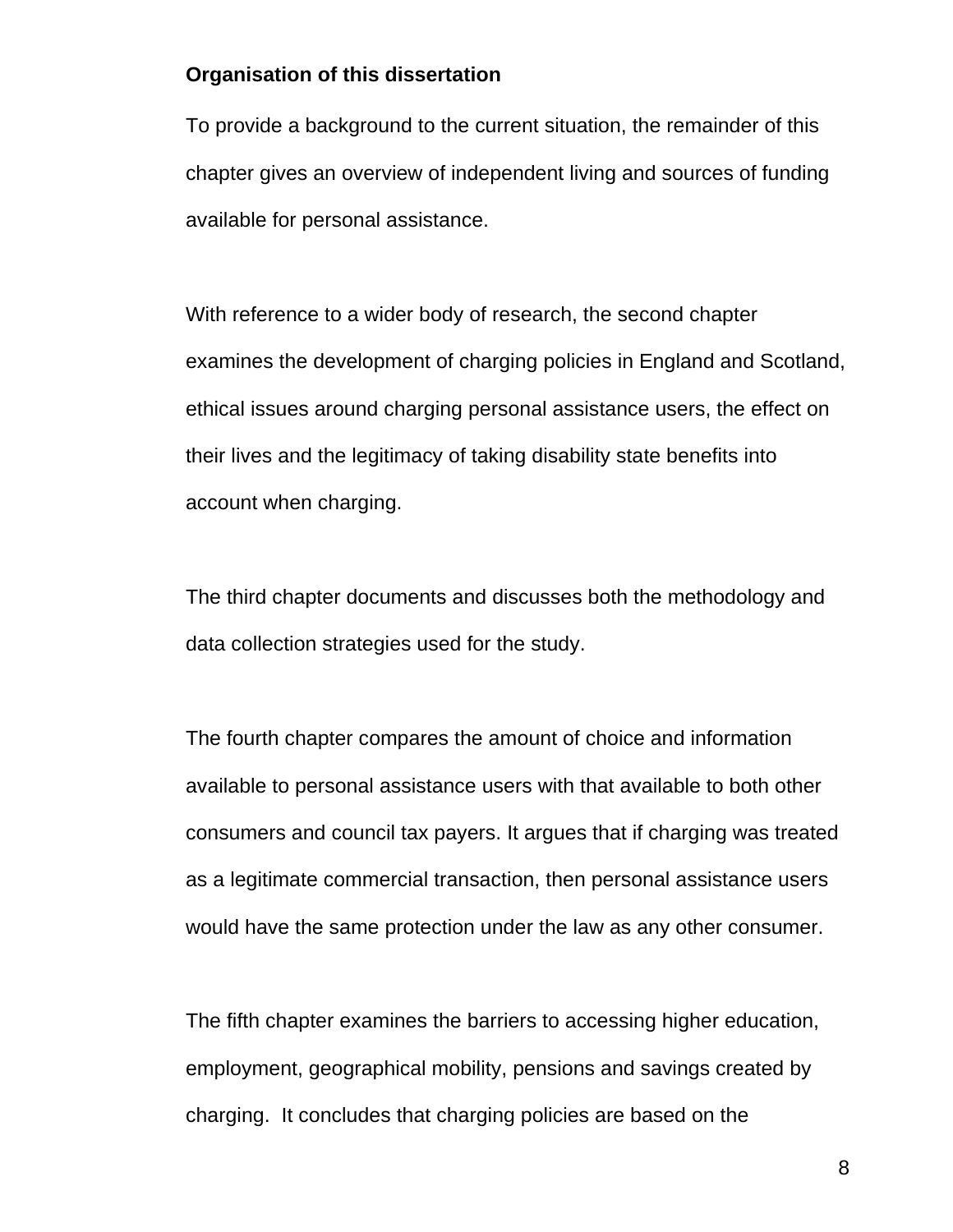**Organisation of this dissertation**

To provide a background to the current situation, the remainder of this chapter gives an overview of independent living and sources of funding available for personal assistance.

With reference to a wider body of research, the second chapter examines the development of charging policies in England and Scotland, ethical issues around charging personal assistance users, the effect on their lives and the legitimacy of taking disability state benefits into account when charging.

The third chapter documents and discusses both the methodology and data collection strategies used for the study.

The fourth chapter compares the amount of choice and information available to personal assistance users with that available to both other consumers and council tax payers. It argues that if charging was treated as a legitimate commercial transaction, then personal assistance users would have the same protection under the law as any other consumer.

The fifth chapter examines the barriers to accessing higher education, employment, geographical mobility, pensions and savings created by charging. It concludes that charging policies are based on the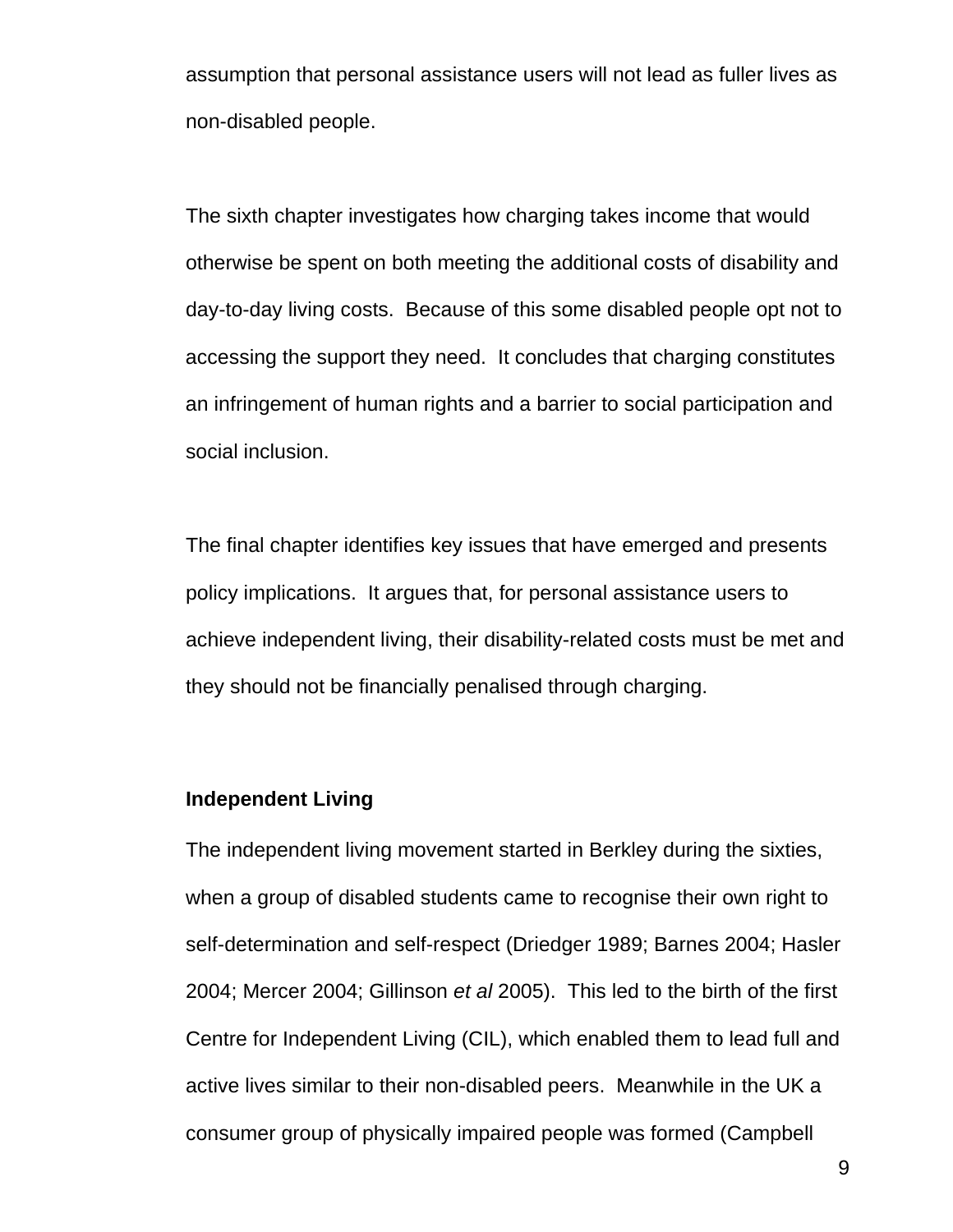assumption that personal assistance users will not lead as fuller lives as non-disabled people.

The sixth chapter investigates how charging takes income that would otherwise be spent on both meeting the additional costs of disability and day-to-day living costs. Because of this some disabled people opt not to accessing the support they need. It concludes that charging constitutes an infringement of human rights and a barrier to social participation and social inclusion.

The final chapter identifies key issues that have emerged and presents policy implications. It argues that, for personal assistance users to achieve independent living, their disability-related costs must be met and they should not be financially penalised through charging.

**Independent Living**

The independent living movement started in Berkley during the sixties, when a group of disabled students came to recognise their own right to self-determination and self-respect (Driedger 1989; Barnes 2004; Hasler 2004; Mercer 2004; Gillinson *et al* 2005). This led to the birth of the first Centre for Independent Living (CIL), which enabled them to lead full and active lives similar to their non-disabled peers. Meanwhile in the UK a consumer group of physically impaired people was formed (Campbell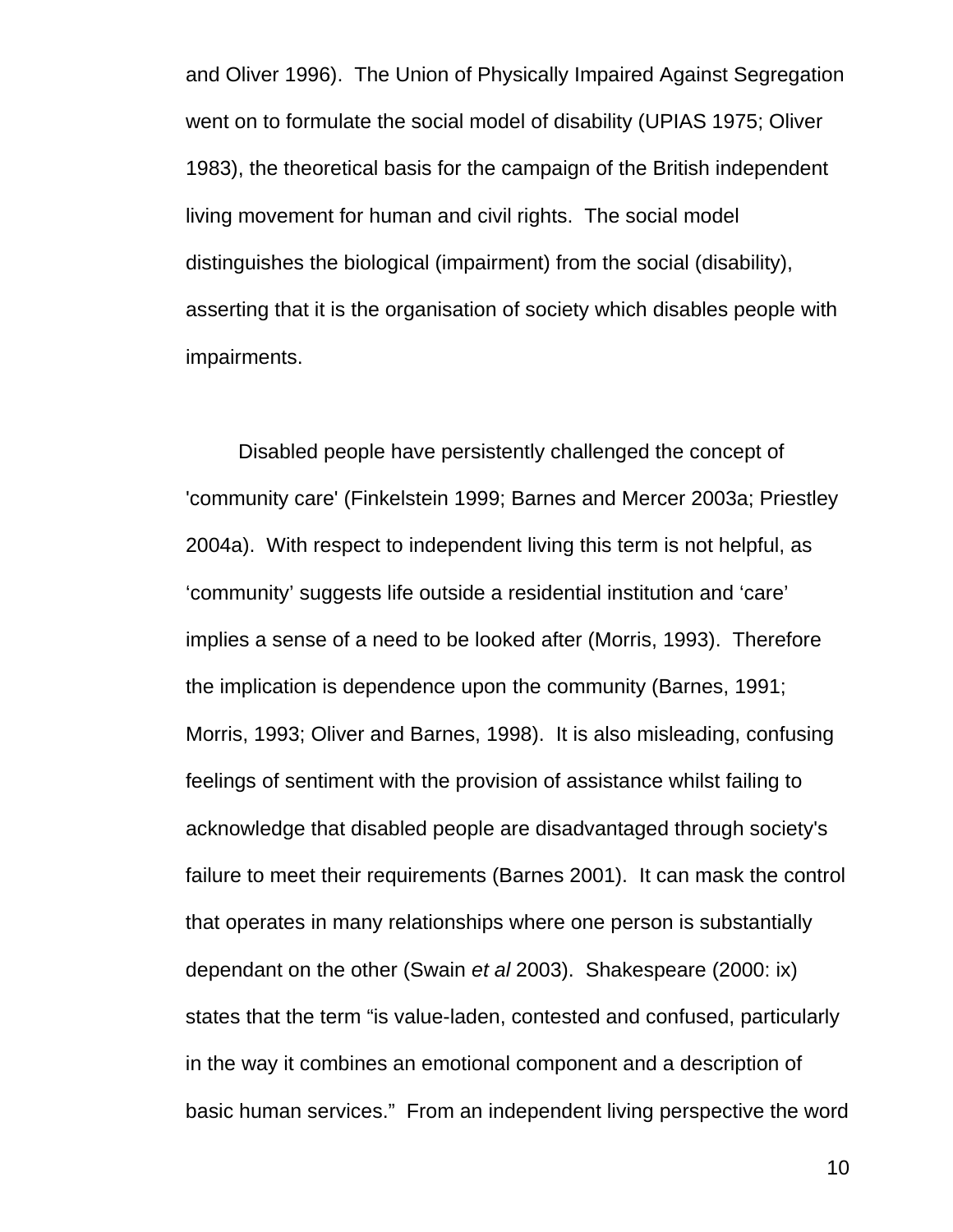and Oliver 1996). The Union of Physically Impaired Against Segregation went on to formulate the social model of disability (UPIAS 1975; Oliver 1983), the theoretical basis for the campaign of the British independent living movement for human and civil rights. The social model distinguishes the biological (impairment) from the social (disability), asserting that it is the organisation of society which disables people with impairments.

Disabled people have persistently challenged the concept of 'community care' (Finkelstein 1999; Barnes and Mercer 2003a; Priestley 2004a). With respect to independent living this term is not helpful, as ‘community’ suggests life outside a residential institution and ‘care’ implies a sense of a need to be looked after (Morris, 1993). Therefore the implication is dependence upon the community (Barnes, 1991; Morris, 1993; Oliver and Barnes, 1998). It is also misleading, confusing feelings of sentiment with the provision of assistance whilst failing to acknowledge that disabled people are disadvantaged through society's failure to meet their requirements (Barnes 2001). It can mask the control that operates in many relationships where one person is substantially dependant on the other (Swain *et al* 2003). Shakespeare (2000: ix) states that the term “is value-laden, contested and confused, particularly in the way it combines an emotional component and a description of basic human services.” From an independent living perspective the word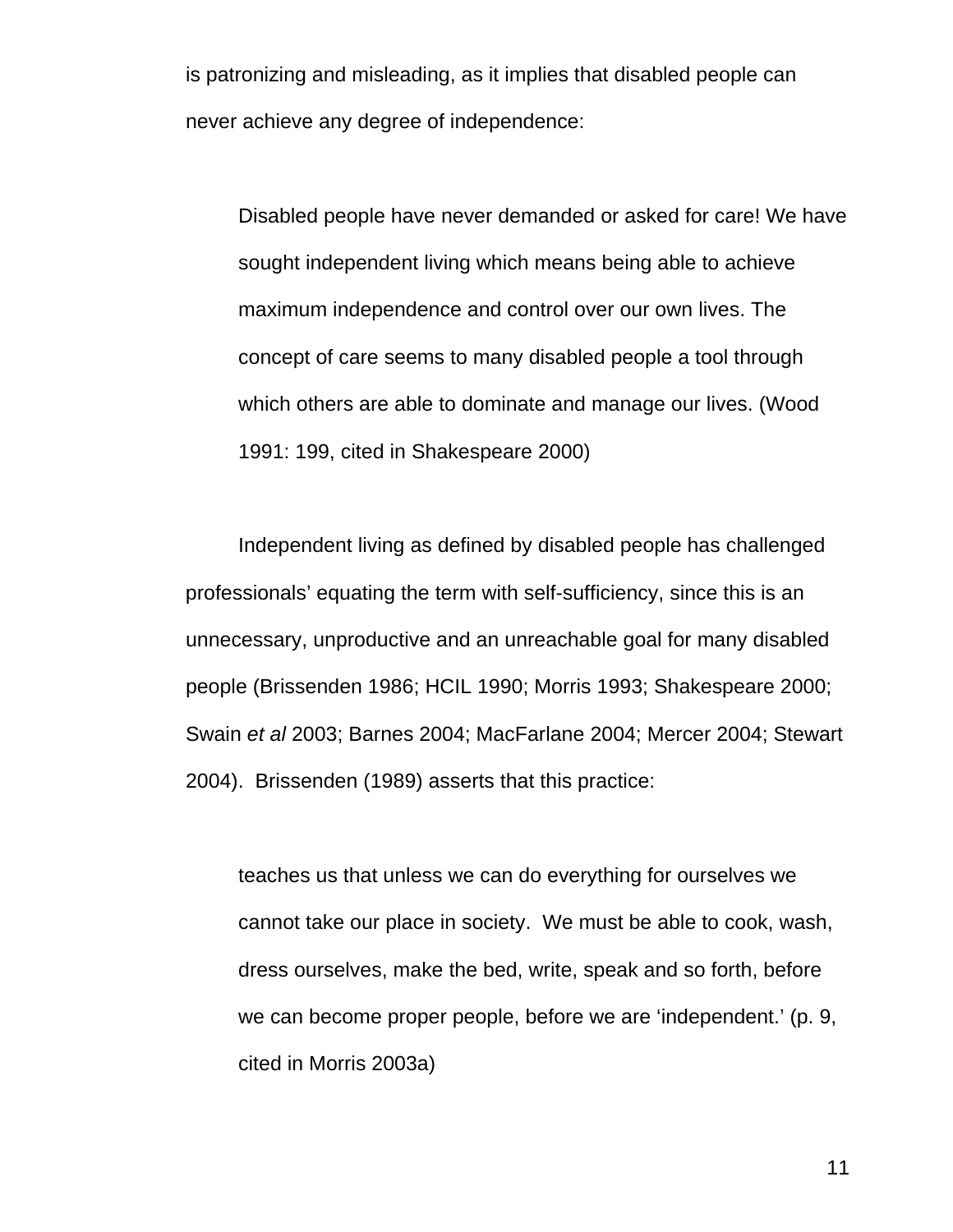is patronizing and misleading, as it implies that disabled people can never achieve any degree of independence:

> Disabled people have never demanded or asked for care! We have sought independent living which means being able to achieve maximum independence and control over our own lives. The concept of care seems to many disabled people a tool through which others are able to dominate and manage our lives. (Wood 1991: 199, cited in Shakespeare 2000)

Independent living as defined by disabled people has challenged professionals' equating the term with self-sufficiency, since this is an unnecessary, unproductive and an unreachable goal for many disabled people (Brissenden 1986; HCIL 1990; Morris 1993; Shakespeare 2000; Swain *et al* 2003; Barnes 2004; MacFarlane 2004; Mercer 2004; Stewart 2004). Brissenden (1989) asserts that this practice:

> teaches us that unless we can do everything for ourselves we cannot take our place in society. We must be able to cook, wash, dress ourselves, make the bed, write, speak and so forth, before we can become proper people, before we are 'independent.' (p. 9, cited in Morris 2003a)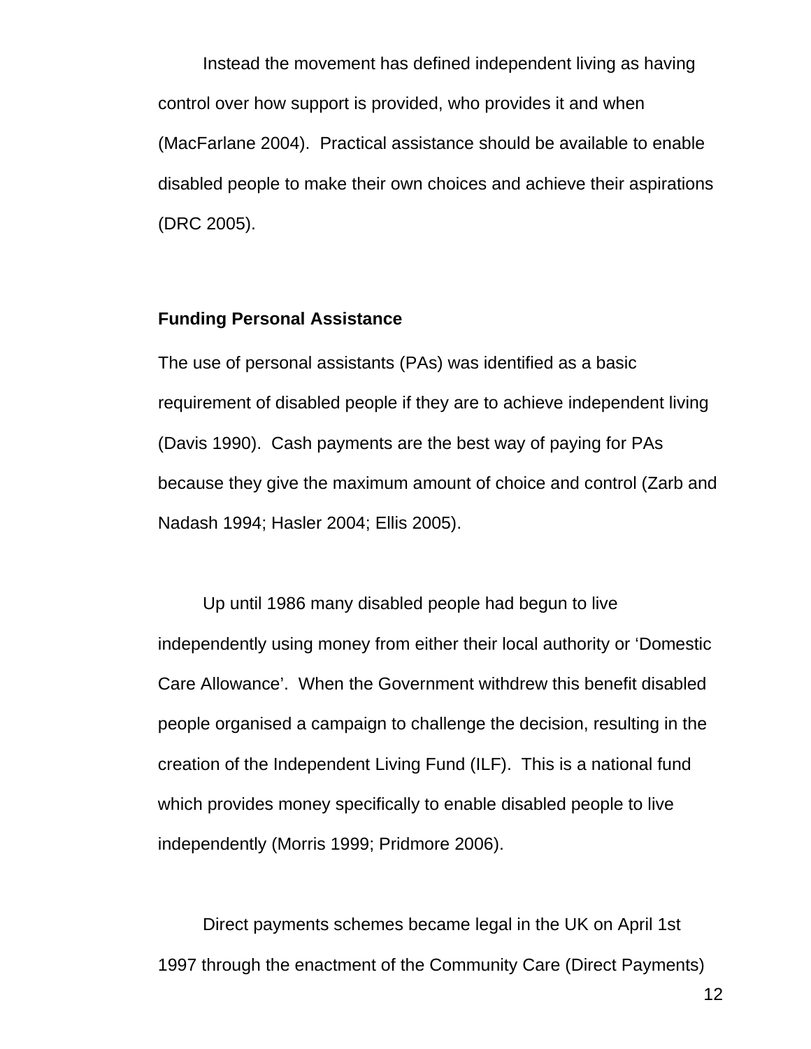Instead the movement has defined independent living as having control over how support is provided, who provides it and when (MacFarlane 2004). Practical assistance should be available to enable disabled people to make their own choices and achieve their aspirations (DRC 2005).

**Funding Personal Assistance**

The use of personal assistants (PAs) was identified as a basic requirement of disabled people if they are to achieve independent living (Davis 1990). Cash payments are the best way of paying for PAs because they give the maximum amount of choice and control (Zarb and Nadash 1994; Hasler 2004; Ellis 2005).

Up until 1986 many disabled people had begun to live independently using money from either their local authority or 'Domestic Care Allowance'. When the Government withdrew this benefit disabled people organised a campaign to challenge the decision, resulting in the creation of the Independent Living Fund (ILF). This is a national fund which provides money specifically to enable disabled people to live independently (Morris 1999; Pridmore 2006).

Direct payments schemes became legal in the UK on April 1st 1997 through the enactment of the Community Care (Direct Payments)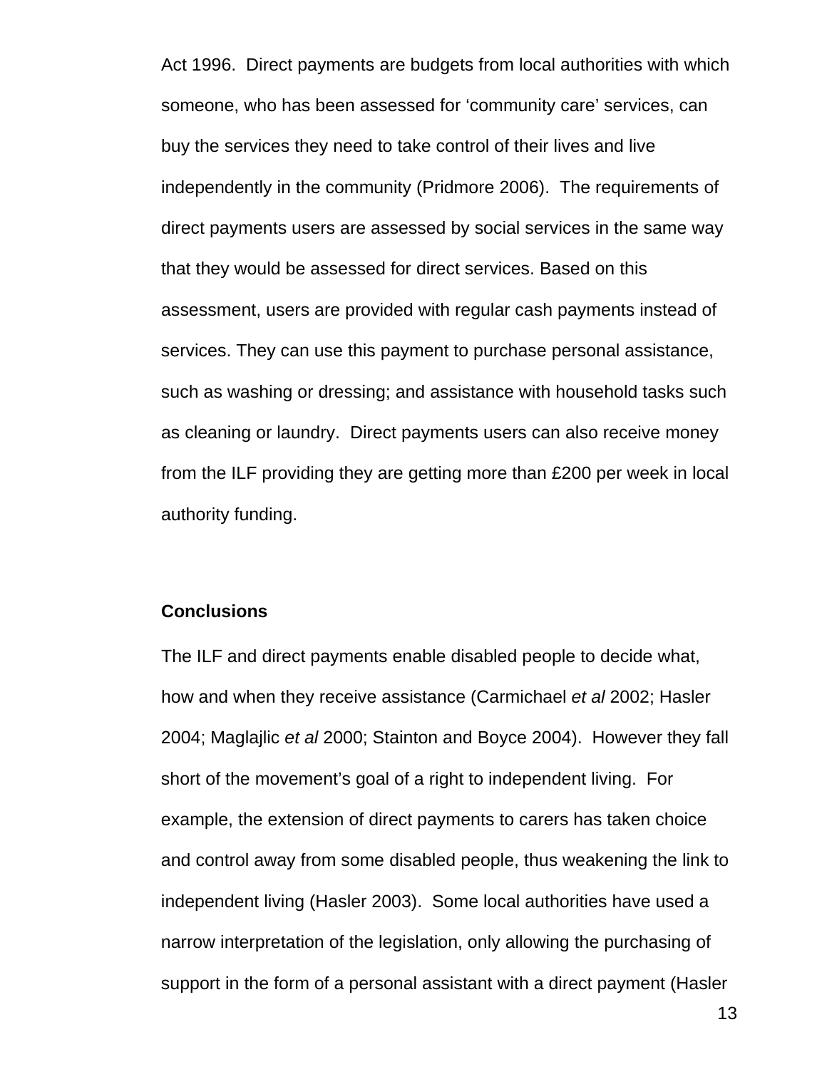Act 1996. Direct payments are budgets from local authorities with which someone, who has been assessed for 'community care' services, can buy the services they need to take control of their lives and live independently in the community (Pridmore 2006). The requirements of direct payments users are assessed by social services in the same way that they would be assessed for direct services. Based on this assessment, users are provided with regular cash payments instead of services. They can use this payment to purchase personal assistance, such as washing or dressing; and assistance with household tasks such as cleaning or laundry. Direct payments users can also receive money from the ILF providing they are getting more than £200 per week in local authority funding.

**Conclusions**

The ILF and direct payments enable disabled people to decide what, how and when they receive assistance (Carmichael *et al* 2002; Hasler 2004; Maglajlic *et al* 2000; Stainton and Boyce 2004). However they fall short of the movement's goal of a right to independent living. For example, the extension of direct payments to carers has taken choice and control away from some disabled people, thus weakening the link to independent living (Hasler 2003). Some local authorities have used a narrow interpretation of the legislation, only allowing the purchasing of support in the form of a personal assistant with a direct payment (Hasler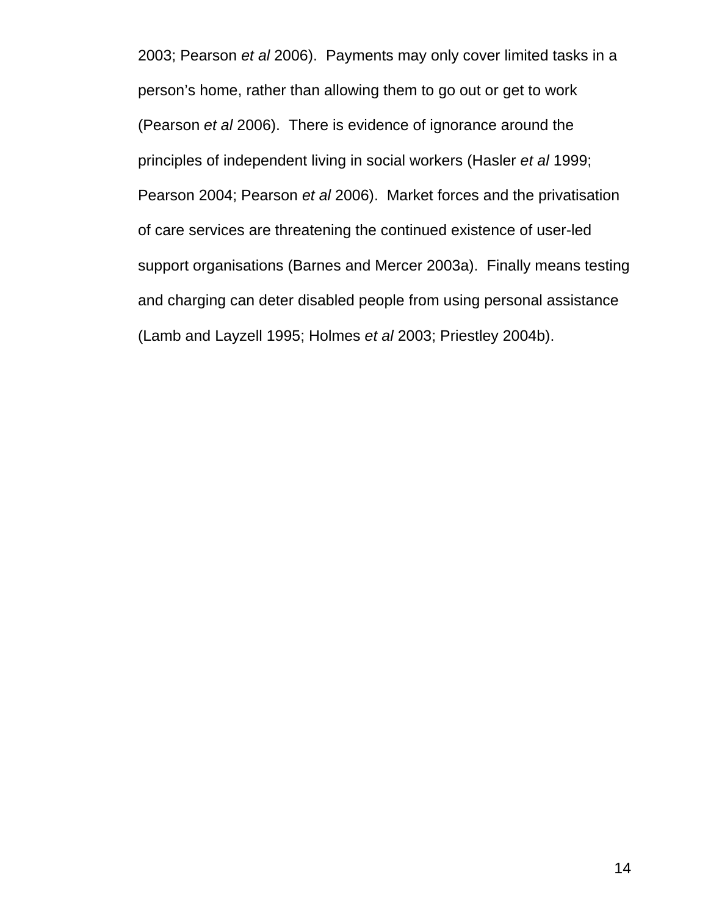2003; Pearson *et al* 2006). Payments may only cover limited tasks in a person's home, rather than allowing them to go out or get to work (Pearson *et al* 2006). There is evidence of ignorance around the principles of independent living in social workers (Hasler *et al* 1999; Pearson 2004; Pearson *et al* 2006). Market forces and the privatisation of care services are threatening the continued existence of user-led support organisations (Barnes and Mercer 2003a). Finally means testing and charging can deter disabled people from using personal assistance (Lamb and Layzell 1995; Holmes *et al* 2003; Priestley 2004b).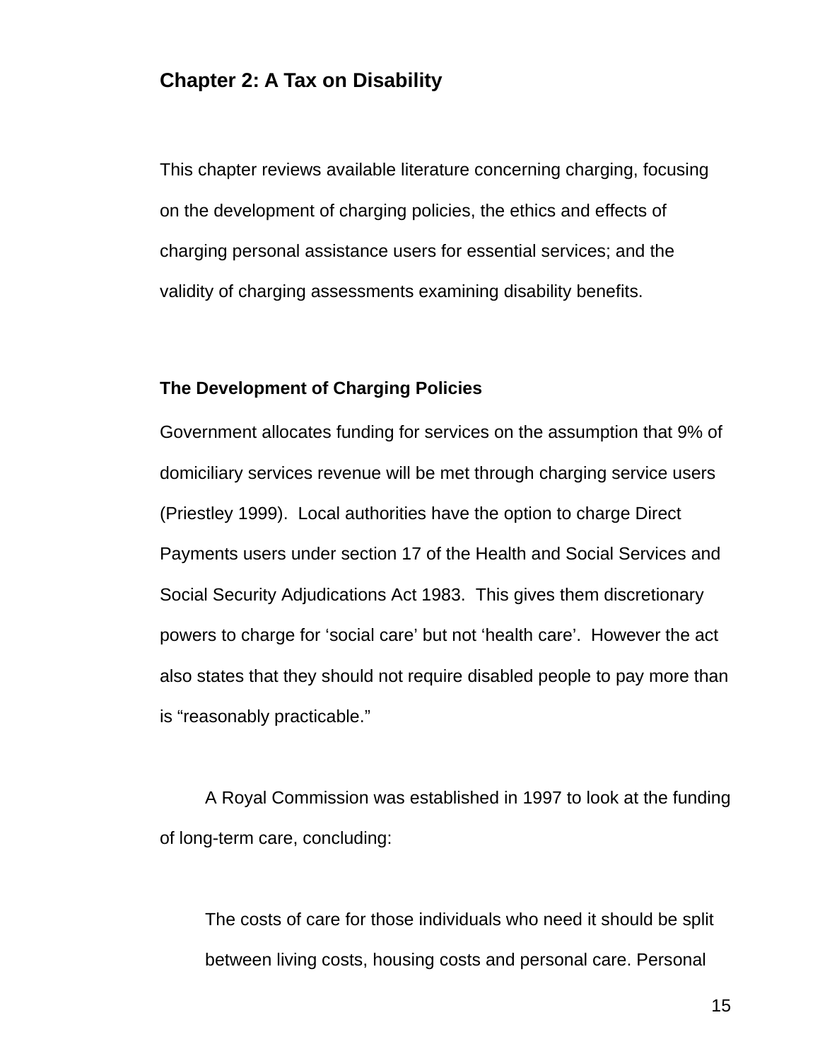## Chapter 2: A Tax on Disability

This chapter reviews available literature concerning charging, focusing on the development of charging policies, the ethics and effects of charging personal assistance users for essential services; and the validity of charging assessments examining disability benefits.

### The Development of Charging Policies

Government allocates funding for services on the assumption that 9% of domiciliary services revenue will be met through charging service users (Priestley 1999). Local authorities have the option to charge Direct Payments users under section 17 of the Health and Social Services and Social Security Adjudications Act 1983. This gives them discretionary powers to charge for 'social care' but not 'health care'. However the act also states that they should not require disabled people to pay more than is "reasonably practicable."

A Royal Commission was established in 1997 to look at the funding of long-term care, concluding:

> The costs of care for those individuals who need it should be split between living costs, housing costs and personal care. Personal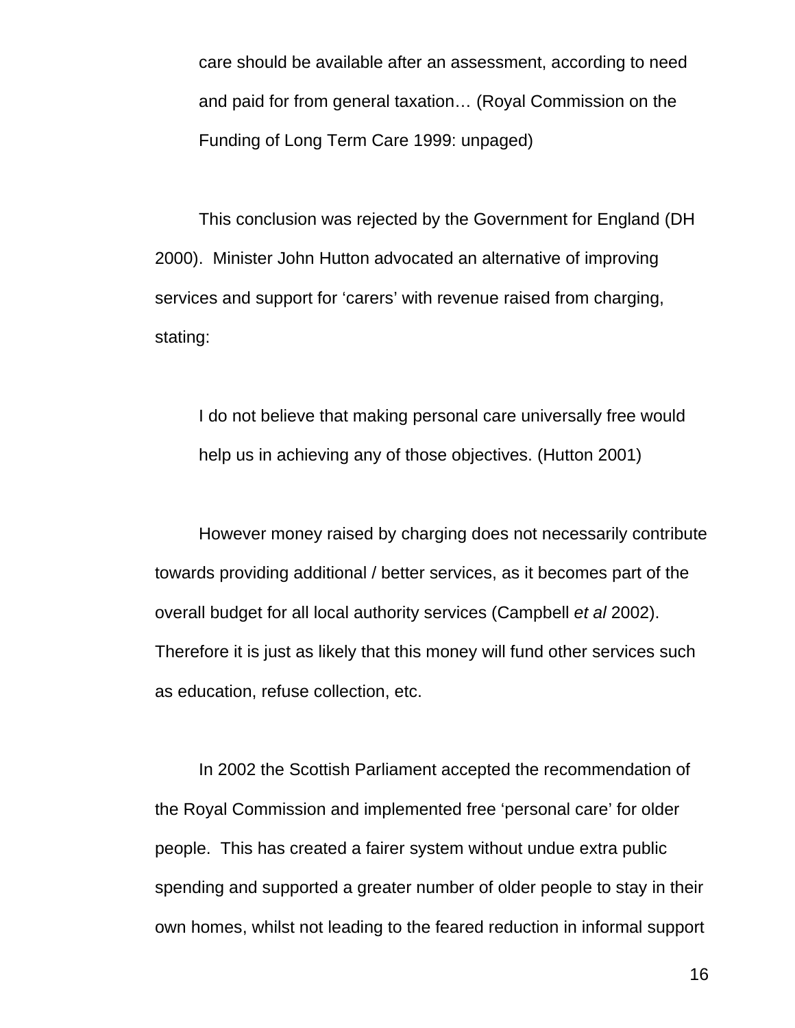> care should be available after an assessment, according to need and paid for from general taxation… (Royal Commission on the Funding of Long Term Care 1999: unpaged)

This conclusion was rejected by the Government for England (DH 2000). Minister John Hutton advocated an alternative of improving services and support for 'carers' with revenue raised from charging, stating:

> I do not believe that making personal care universally free would help us in achieving any of those objectives. (Hutton 2001)

However money raised by charging does not necessarily contribute towards providing additional / better services, as it becomes part of the overall budget for all local authority services (Campbell *et al* 2002). Therefore it is just as likely that this money will fund other services such as education, refuse collection, etc.

In 2002 the Scottish Parliament accepted the recommendation of the Royal Commission and implemented free 'personal care' for older people. This has created a fairer system without undue extra public spending and supported a greater number of older people to stay in their own homes, whilst not leading to the feared reduction in informal support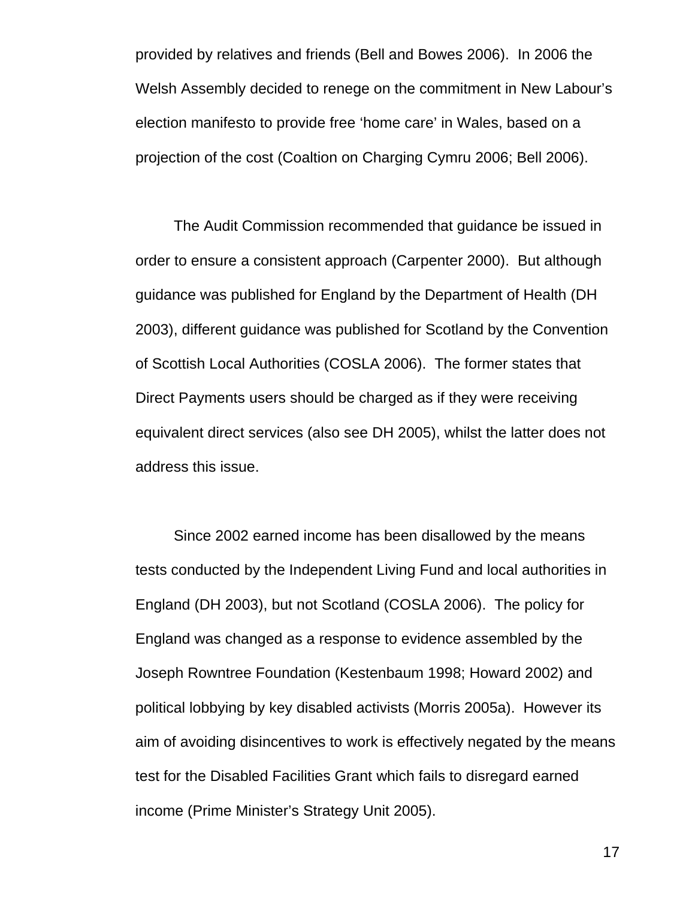provided by relatives and friends (Bell and Bowes 2006). In 2006 the Welsh Assembly decided to renege on the commitment in New Labour's election manifesto to provide free 'home care' in Wales, based on a projection of the cost (Coaltion on Charging Cymru 2006; Bell 2006).

The Audit Commission recommended that guidance be issued in order to ensure a consistent approach (Carpenter 2000). But although guidance was published for England by the Department of Health (DH 2003), different guidance was published for Scotland by the Convention of Scottish Local Authorities (COSLA 2006). The former states that Direct Payments users should be charged as if they were receiving equivalent direct services (also see DH 2005), whilst the latter does not address this issue.

Since 2002 earned income has been disallowed by the means tests conducted by the Independent Living Fund and local authorities in England (DH 2003), but not Scotland (COSLA 2006). The policy for England was changed as a response to evidence assembled by the Joseph Rowntree Foundation (Kestenbaum 1998; Howard 2002) and political lobbying by key disabled activists (Morris 2005a). However its aim of avoiding disincentives to work is effectively negated by the means test for the Disabled Facilities Grant which fails to disregard earned income (Prime Minister's Strategy Unit 2005).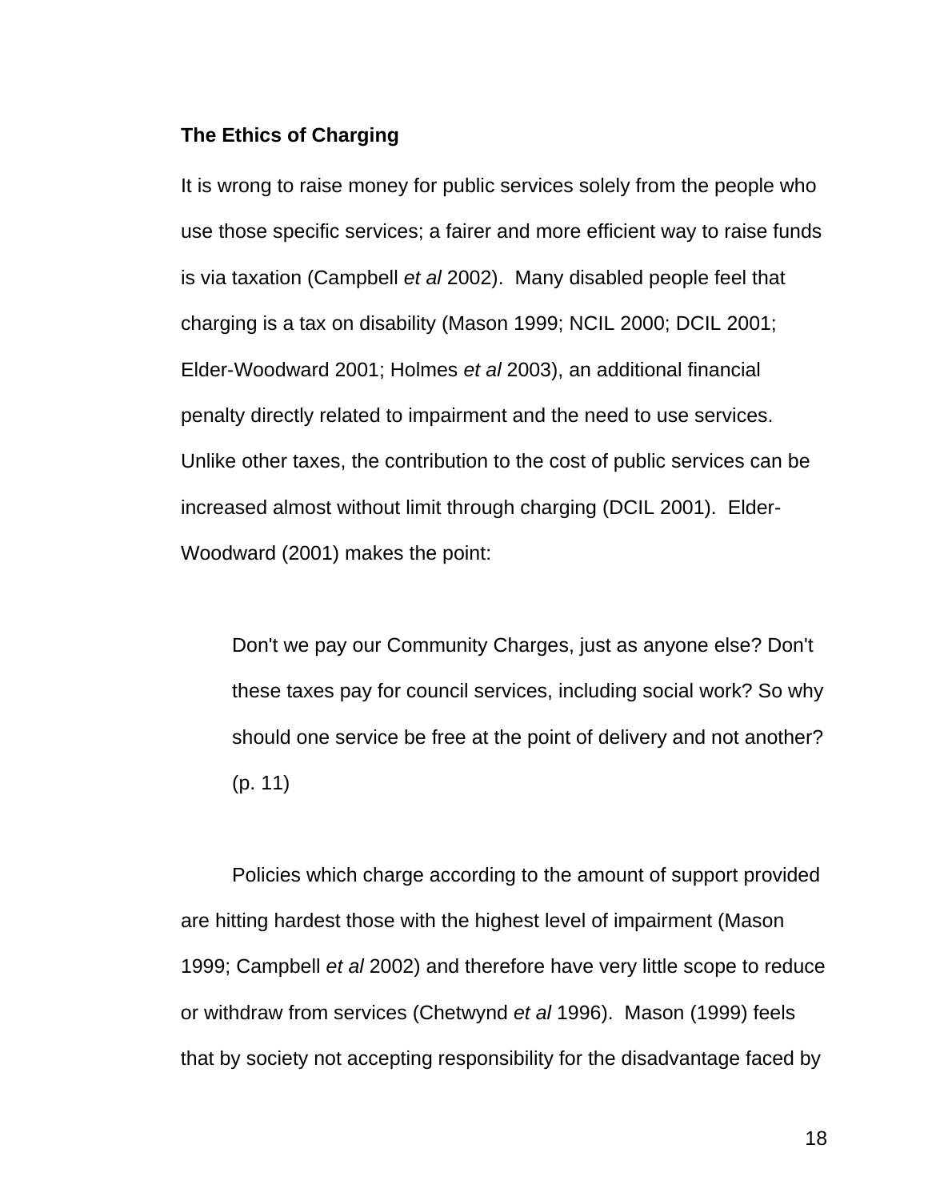**The Ethics of Charging**

It is wrong to raise money for public services solely from the people who use those specific services; a fairer and more efficient way to raise funds is via taxation (Campbell *et al* 2002). Many disabled people feel that charging is a tax on disability (Mason 1999; NCIL 2000; DCIL 2001; Elder-Woodward 2001; Holmes *et al* 2003), an additional financial penalty directly related to impairment and the need to use services. Unlike other taxes, the contribution to the cost of public services can be increased almost without limit through charging (DCIL 2001). Elder-Woodward (2001) makes the point:

> Don't we pay our Community Charges, just as anyone else? Don't these taxes pay for council services, including social work? So why should one service be free at the point of delivery and not another? (p. 11)

Policies which charge according to the amount of support provided are hitting hardest those with the highest level of impairment (Mason 1999; Campbell *et al* 2002) and therefore have very little scope to reduce or withdraw from services (Chetwynd *et al* 1996). Mason (1999) feels that by society not accepting responsibility for the disadvantage faced by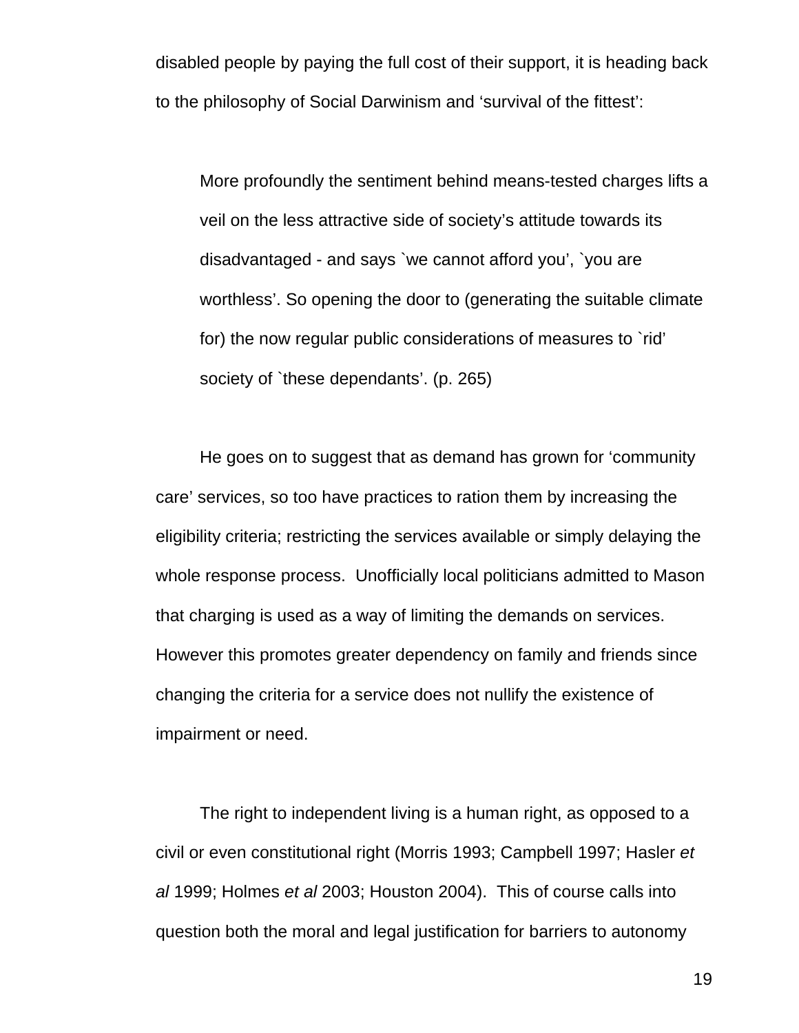disabled people by paying the full cost of their support, it is heading back to the philosophy of Social Darwinism and 'survival of the fittest':

> More profoundly the sentiment behind means-tested charges lifts a veil on the less attractive side of society's attitude towards its disadvantaged - and says `we cannot afford you', `you are worthless'. So opening the door to (generating the suitable climate for) the now regular public considerations of measures to `rid' society of `these dependants'. (p. 265)

He goes on to suggest that as demand has grown for 'community care' services, so too have practices to ration them by increasing the eligibility criteria; restricting the services available or simply delaying the whole response process. Unofficially local politicians admitted to Mason that charging is used as a way of limiting the demands on services. However this promotes greater dependency on family and friends since changing the criteria for a service does not nullify the existence of impairment or need.

The right to independent living is a human right, as opposed to a civil or even constitutional right (Morris 1993; Campbell 1997; Hasler *et al* 1999; Holmes *et al* 2003; Houston 2004). This of course calls into question both the moral and legal justification for barriers to autonomy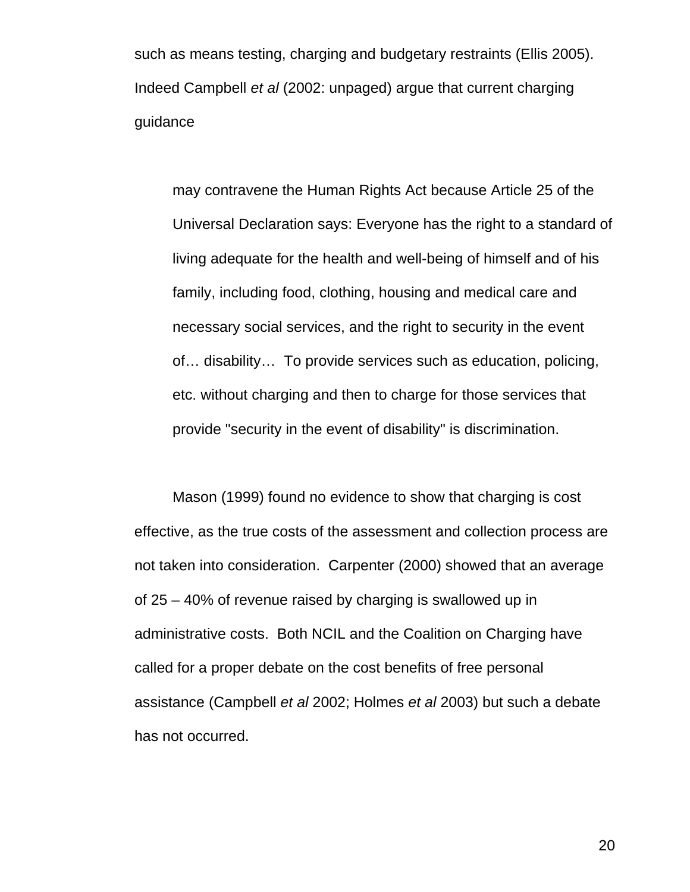such as means testing, charging and budgetary restraints (Ellis 2005). Indeed Campbell *et al* (2002: unpaged) argue that current charging guidance

> may contravene the Human Rights Act because Article 25 of the Universal Declaration says: Everyone has the right to a standard of living adequate for the health and well-being of himself and of his family, including food, clothing, housing and medical care and necessary social services, and the right to security in the event of… disability… To provide services such as education, policing, etc. without charging and then to charge for those services that provide "security in the event of disability" is discrimination.

Mason (1999) found no evidence to show that charging is cost effective, as the true costs of the assessment and collection process are not taken into consideration. Carpenter (2000) showed that an average of 25 – 40% of revenue raised by charging is swallowed up in administrative costs. Both NCIL and the Coalition on Charging have called for a proper debate on the cost benefits of free personal assistance (Campbell *et al* 2002; Holmes *et al* 2003) but such a debate has not occurred.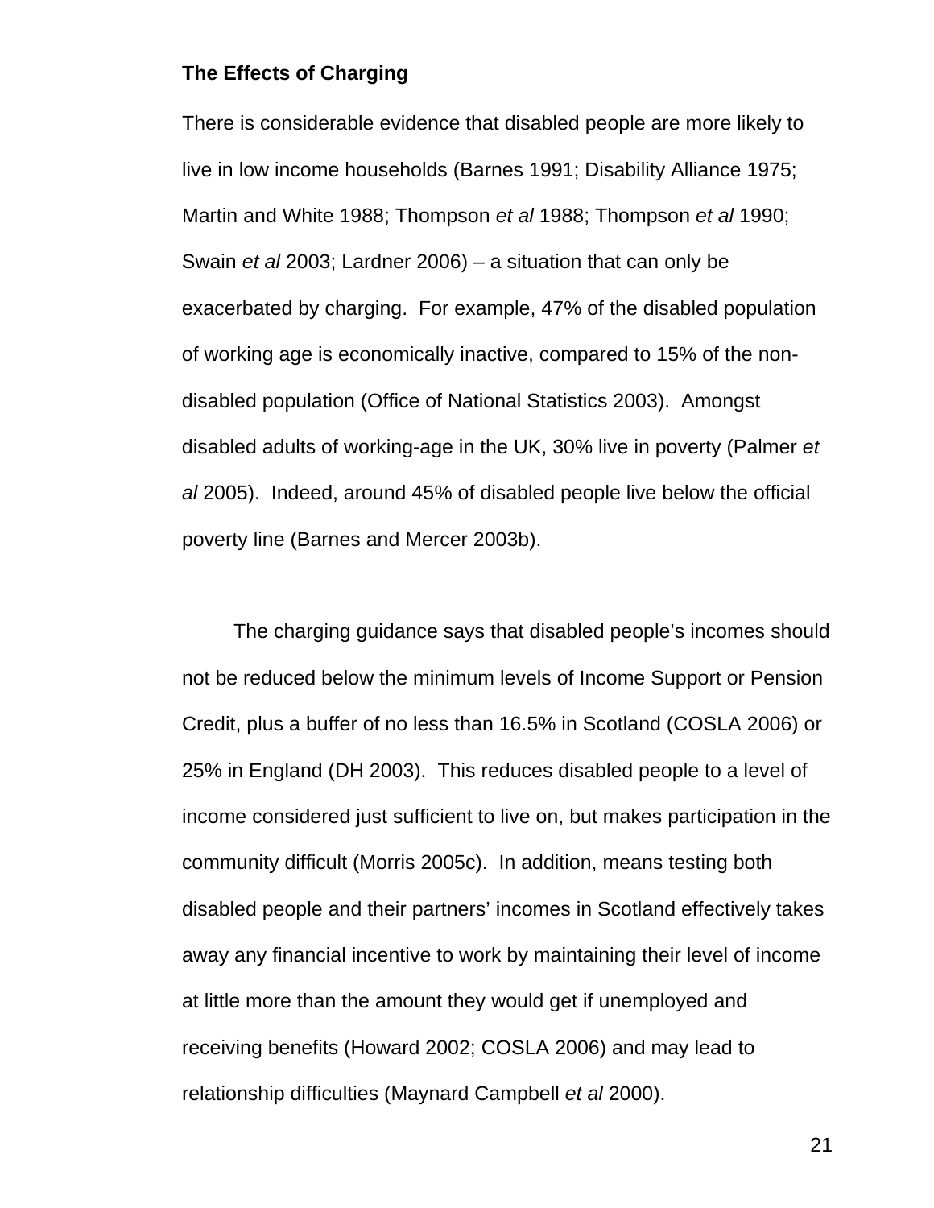**The Effects of Charging**

There is considerable evidence that disabled people are more likely to live in low income households (Barnes 1991; Disability Alliance 1975; Martin and White 1988; Thompson *et al* 1988; Thompson *et al* 1990; Swain *et al* 2003; Lardner 2006) – a situation that can only be exacerbated by charging. For example, 47% of the disabled population of working age is economically inactive, compared to 15% of the non-disabled population (Office of National Statistics 2003). Amongst disabled adults of working-age in the UK, 30% live in poverty (Palmer *et al* 2005). Indeed, around 45% of disabled people live below the official poverty line (Barnes and Mercer 2003b).

The charging guidance says that disabled people's incomes should not be reduced below the minimum levels of Income Support or Pension Credit, plus a buffer of no less than 16.5% in Scotland (COSLA 2006) or 25% in England (DH 2003). This reduces disabled people to a level of income considered just sufficient to live on, but makes participation in the community difficult (Morris 2005c). In addition, means testing both disabled people and their partners' incomes in Scotland effectively takes away any financial incentive to work by maintaining their level of income at little more than the amount they would get if unemployed and receiving benefits (Howard 2002; COSLA 2006) and may lead to relationship difficulties (Maynard Campbell *et al* 2000).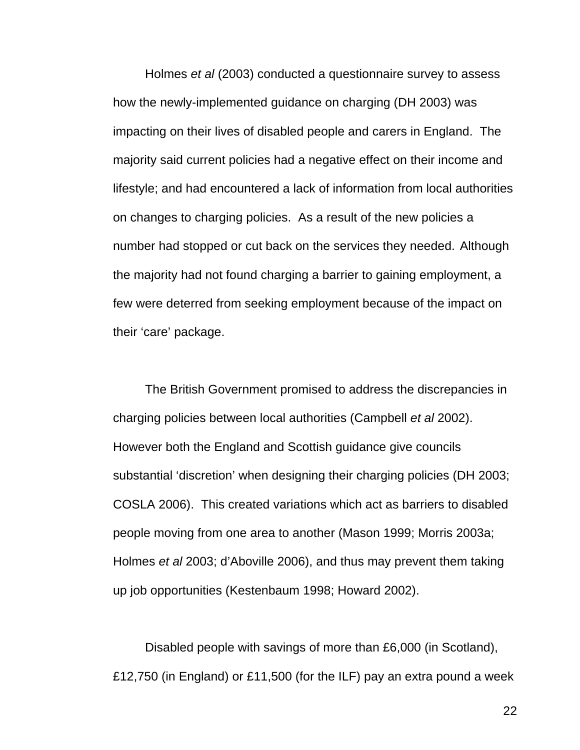Holmes *et al* (2003) conducted a questionnaire survey to assess how the newly-implemented guidance on charging (DH 2003) was impacting on their lives of disabled people and carers in England. The majority said current policies had a negative effect on their income and lifestyle; and had encountered a lack of information from local authorities on changes to charging policies. As a result of the new policies a number had stopped or cut back on the services they needed. Although the majority had not found charging a barrier to gaining employment, a few were deterred from seeking employment because of the impact on their 'care' package.

The British Government promised to address the discrepancies in charging policies between local authorities (Campbell *et al* 2002). However both the England and Scottish guidance give councils substantial 'discretion' when designing their charging policies (DH 2003; COSLA 2006). This created variations which act as barriers to disabled people moving from one area to another (Mason 1999; Morris 2003a; Holmes *et al* 2003; d'Aboville 2006), and thus may prevent them taking up job opportunities (Kestenbaum 1998; Howard 2002).

Disabled people with savings of more than £6,000 (in Scotland), £12,750 (in England) or £11,500 (for the ILF) pay an extra pound a week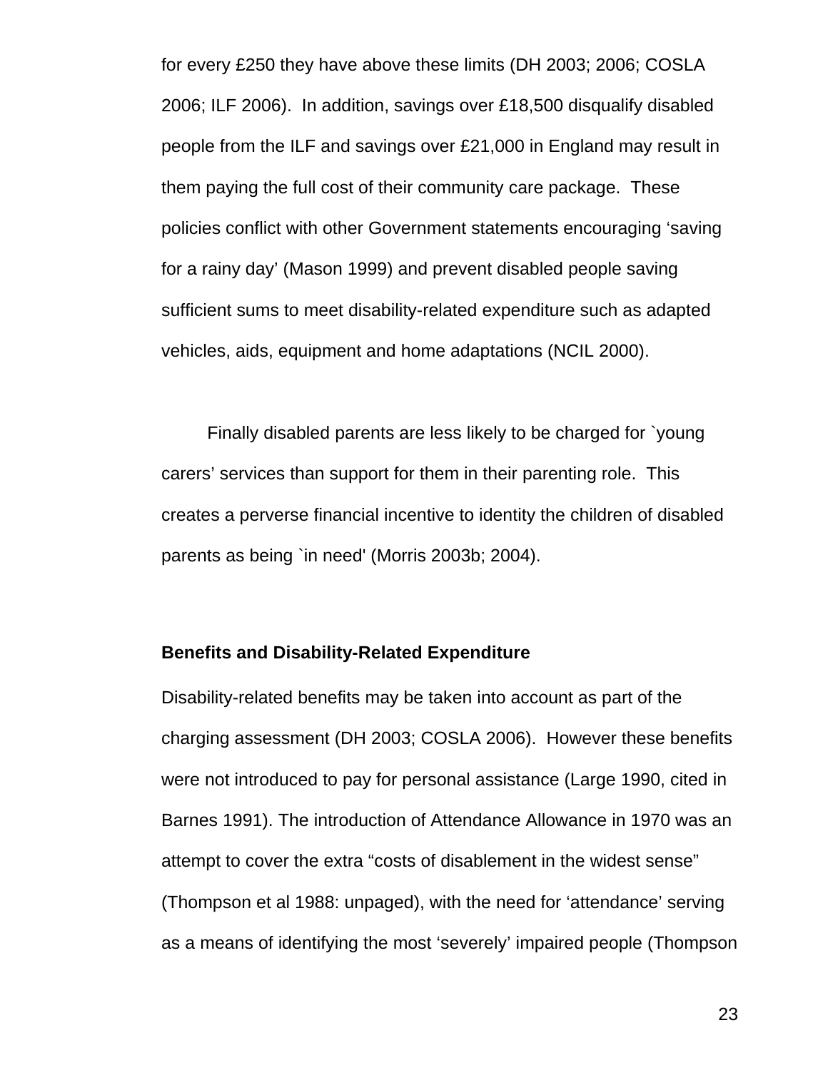for every £250 they have above these limits (DH 2003; 2006; COSLA 2006; ILF 2006). In addition, savings over £18,500 disqualify disabled people from the ILF and savings over £21,000 in England may result in them paying the full cost of their community care package. These policies conflict with other Government statements encouraging 'saving for a rainy day' (Mason 1999) and prevent disabled people saving sufficient sums to meet disability-related expenditure such as adapted vehicles, aids, equipment and home adaptations (NCIL 2000).

Finally disabled parents are less likely to be charged for `young carers' services than support for them in their parenting role. This creates a perverse financial incentive to identity the children of disabled parents as being `in need' (Morris 2003b; 2004).

**Benefits and Disability-Related Expenditure**

Disability-related benefits may be taken into account as part of the charging assessment (DH 2003; COSLA 2006). However these benefits were not introduced to pay for personal assistance (Large 1990, cited in Barnes 1991). The introduction of Attendance Allowance in 1970 was an attempt to cover the extra "costs of disablement in the widest sense" (Thompson et al 1988: unpaged), with the need for 'attendance' serving as a means of identifying the most 'severely' impaired people (Thompson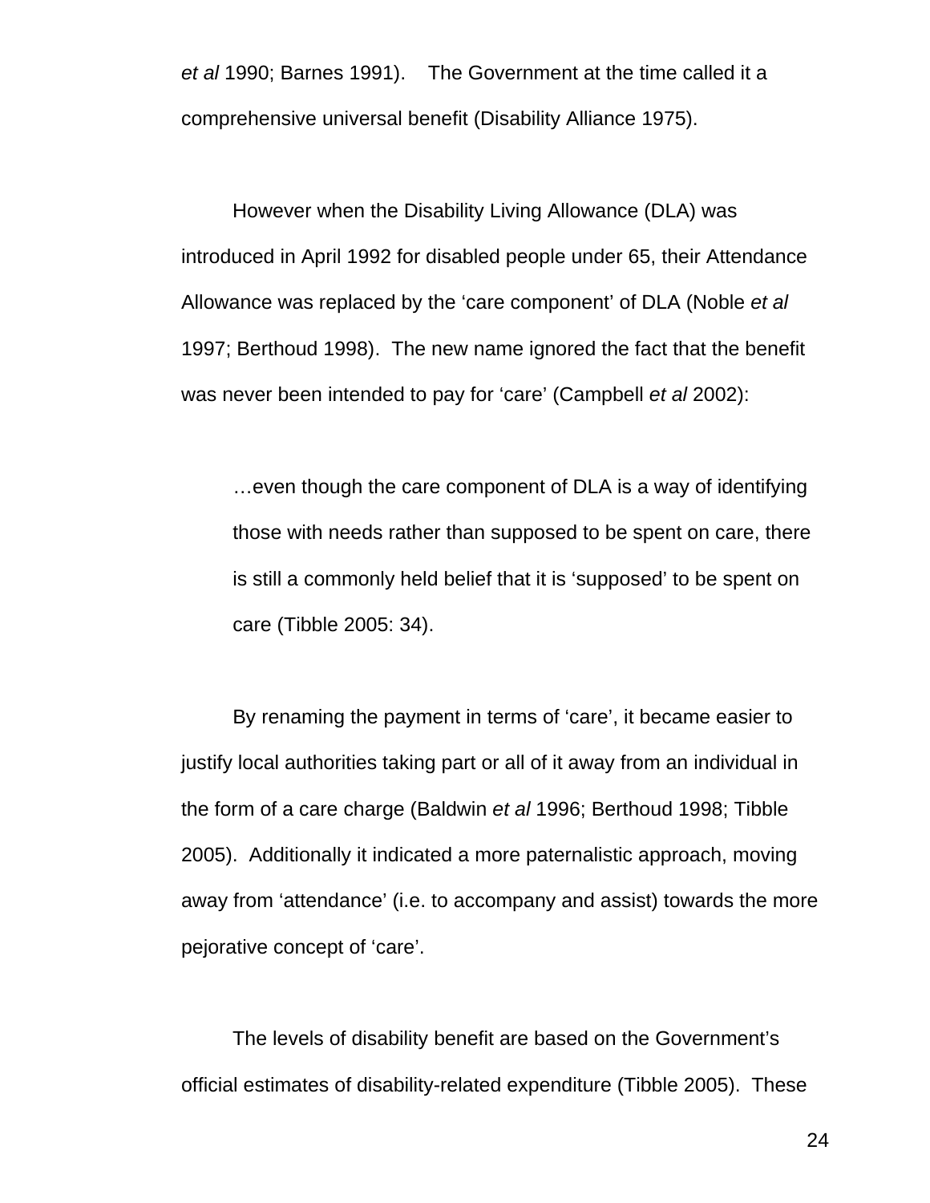*et al* 1990; Barnes 1991). The Government at the time called it a comprehensive universal benefit (Disability Alliance 1975).

However when the Disability Living Allowance (DLA) was introduced in April 1992 for disabled people under 65, their Attendance Allowance was replaced by the 'care component' of DLA (Noble *et al* 1997; Berthoud 1998). The new name ignored the fact that the benefit was never been intended to pay for 'care' (Campbell *et al* 2002):

> …even though the care component of DLA is a way of identifying those with needs rather than supposed to be spent on care, there is still a commonly held belief that it is 'supposed' to be spent on care (Tibble 2005: 34).

By renaming the payment in terms of 'care', it became easier to justify local authorities taking part or all of it away from an individual in the form of a care charge (Baldwin *et al* 1996; Berthoud 1998; Tibble 2005). Additionally it indicated a more paternalistic approach, moving away from 'attendance' (i.e. to accompany and assist) towards the more pejorative concept of 'care'.

The levels of disability benefit are based on the Government's official estimates of disability-related expenditure (Tibble 2005). These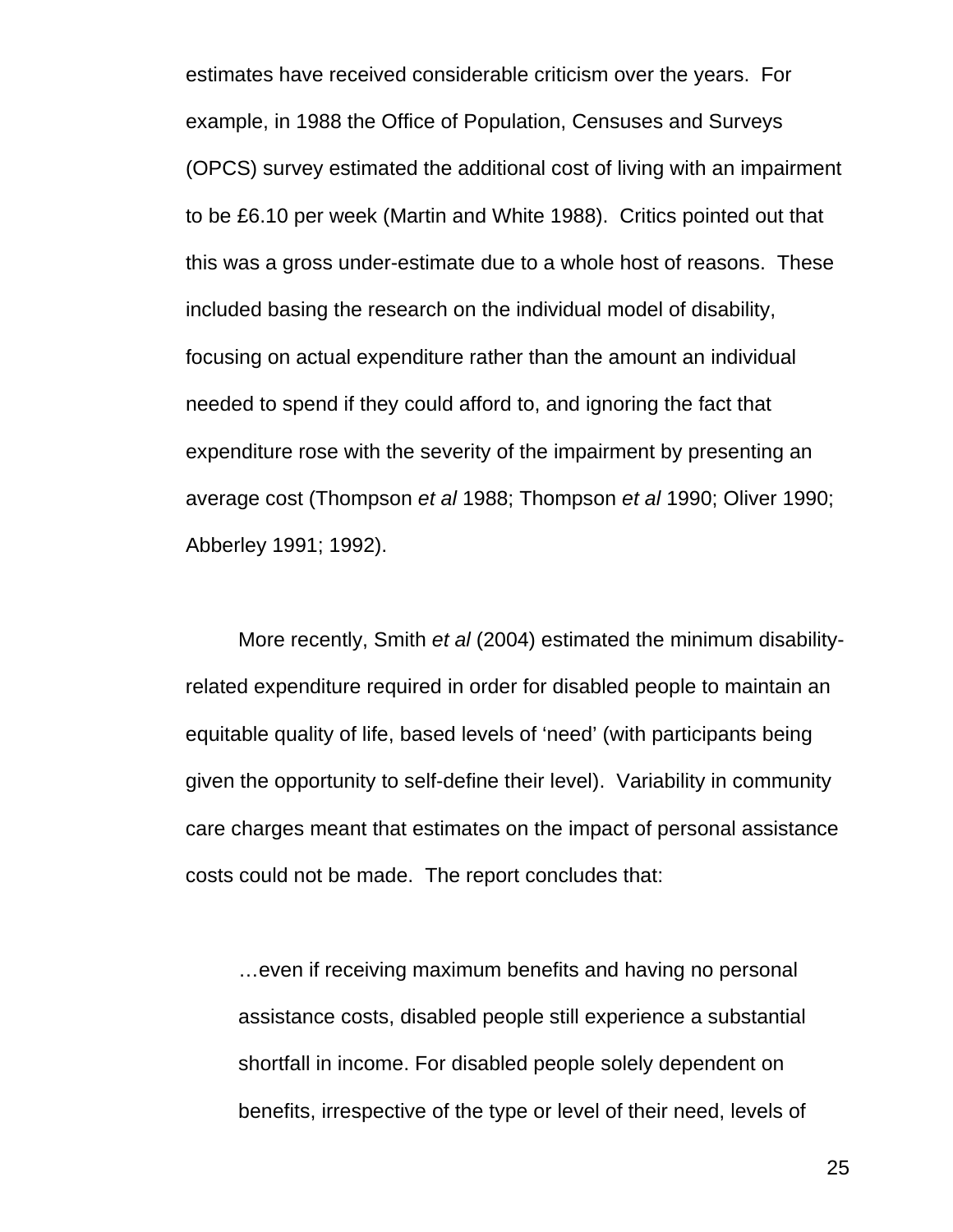estimates have received considerable criticism over the years. For example, in 1988 the Office of Population, Censuses and Surveys (OPCS) survey estimated the additional cost of living with an impairment to be £6.10 per week (Martin and White 1988). Critics pointed out that this was a gross under-estimate due to a whole host of reasons. These included basing the research on the individual model of disability, focusing on actual expenditure rather than the amount an individual needed to spend if they could afford to, and ignoring the fact that expenditure rose with the severity of the impairment by presenting an average cost (Thompson *et al* 1988; Thompson *et al* 1990; Oliver 1990; Abberley 1991; 1992).

More recently, Smith *et al* (2004) estimated the minimum disability-related expenditure required in order for disabled people to maintain an equitable quality of life, based levels of 'need' (with participants being given the opportunity to self-define their level). Variability in community care charges meant that estimates on the impact of personal assistance costs could not be made. The report concludes that:

> …even if receiving maximum benefits and having no personal assistance costs, disabled people still experience a substantial shortfall in income. For disabled people solely dependent on benefits, irrespective of the type or level of their need, levels of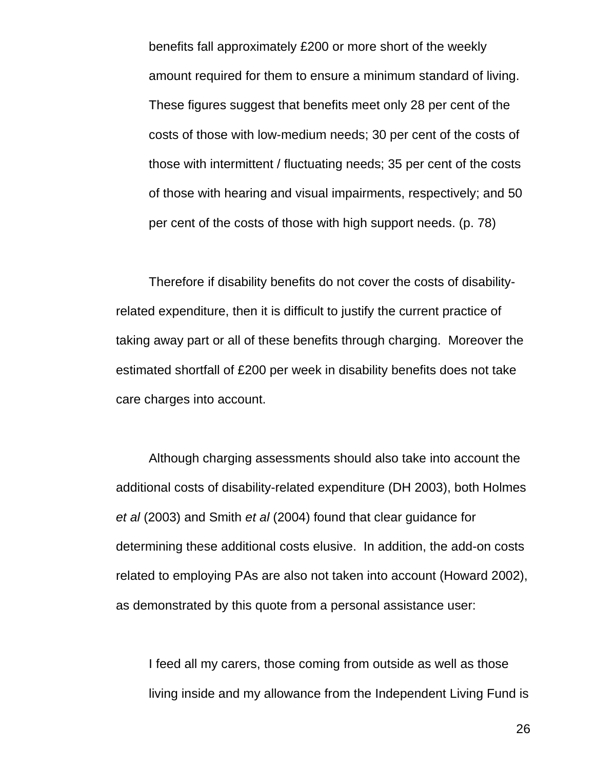> benefits fall approximately £200 or more short of the weekly amount required for them to ensure a minimum standard of living. These figures suggest that benefits meet only 28 per cent of the costs of those with low-medium needs; 30 per cent of the costs of those with intermittent / fluctuating needs; 35 per cent of the costs of those with hearing and visual impairments, respectively; and 50 per cent of the costs of those with high support needs. (p. 78)

Therefore if disability benefits do not cover the costs of disability-related expenditure, then it is difficult to justify the current practice of taking away part or all of these benefits through charging. Moreover the estimated shortfall of £200 per week in disability benefits does not take care charges into account.

Although charging assessments should also take into account the additional costs of disability-related expenditure (DH 2003), both Holmes *et al* (2003) and Smith *et al* (2004) found that clear guidance for determining these additional costs elusive. In addition, the add-on costs related to employing PAs are also not taken into account (Howard 2002), as demonstrated by this quote from a personal assistance user:

> I feed all my carers, those coming from outside as well as those living inside and my allowance from the Independent Living Fund is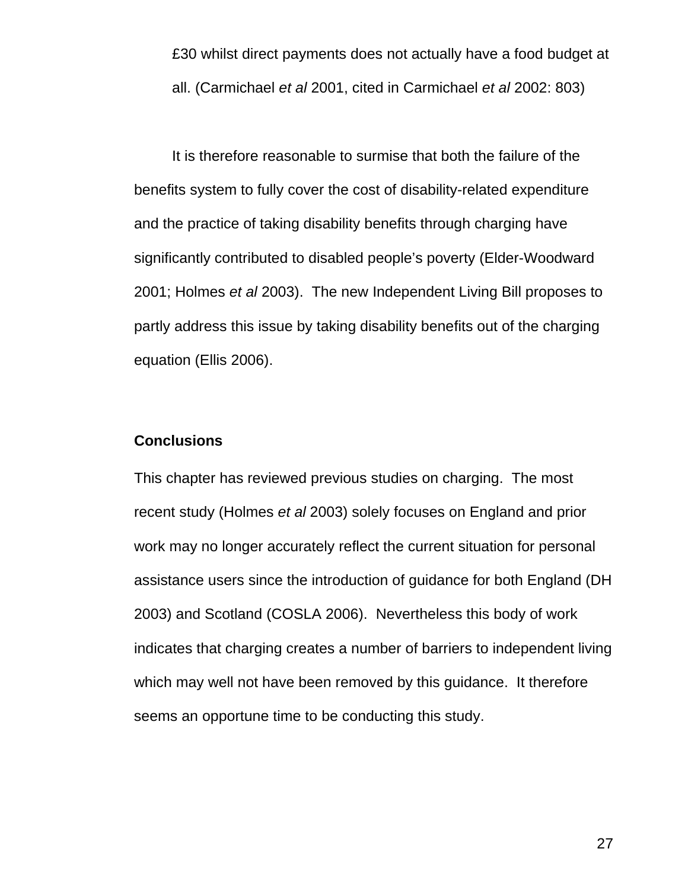£30 whilst direct payments does not actually have a food budget at all. (Carmichael *et al* 2001, cited in Carmichael *et al* 2002: 803)

It is therefore reasonable to surmise that both the failure of the benefits system to fully cover the cost of disability-related expenditure and the practice of taking disability benefits through charging have significantly contributed to disabled people's poverty (Elder-Woodward 2001; Holmes *et al* 2003). The new Independent Living Bill proposes to partly address this issue by taking disability benefits out of the charging equation (Ellis 2006).

## Conclusions

This chapter has reviewed previous studies on charging. The most recent study (Holmes *et al* 2003) solely focuses on England and prior work may no longer accurately reflect the current situation for personal assistance users since the introduction of guidance for both England (DH 2003) and Scotland (COSLA 2006). Nevertheless this body of work indicates that charging creates a number of barriers to independent living which may well not have been removed by this guidance. It therefore seems an opportune time to be conducting this study.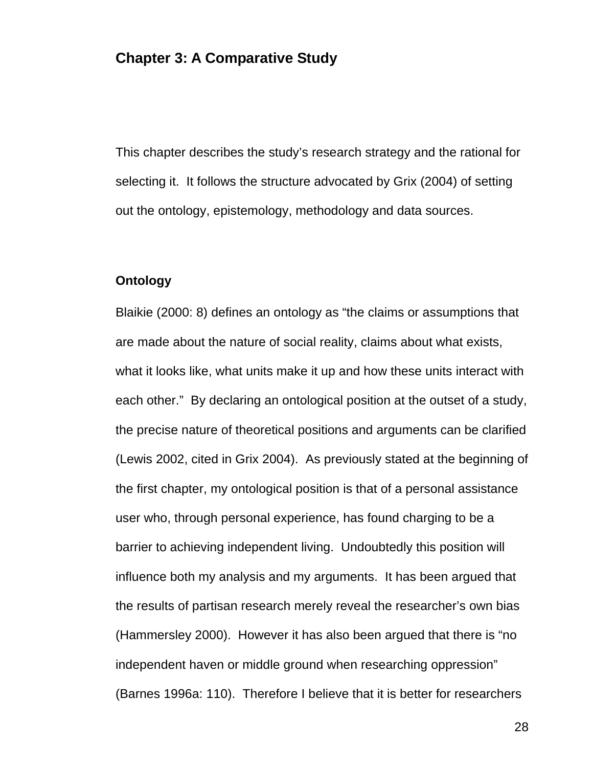## Chapter 3: A Comparative Study

This chapter describes the study's research strategy and the rational for selecting it. It follows the structure advocated by Grix (2004) of setting out the ontology, epistemology, methodology and data sources.

### Ontology

Blaikie (2000: 8) defines an ontology as "the claims or assumptions that are made about the nature of social reality, claims about what exists, what it looks like, what units make it up and how these units interact with each other." By declaring an ontological position at the outset of a study, the precise nature of theoretical positions and arguments can be clarified (Lewis 2002, cited in Grix 2004). As previously stated at the beginning of the first chapter, my ontological position is that of a personal assistance user who, through personal experience, has found charging to be a barrier to achieving independent living. Undoubtedly this position will influence both my analysis and my arguments. It has been argued that the results of partisan research merely reveal the researcher's own bias (Hammersley 2000). However it has also been argued that there is "no independent haven or middle ground when researching oppression" (Barnes 1996a: 110). Therefore I believe that it is better for researchers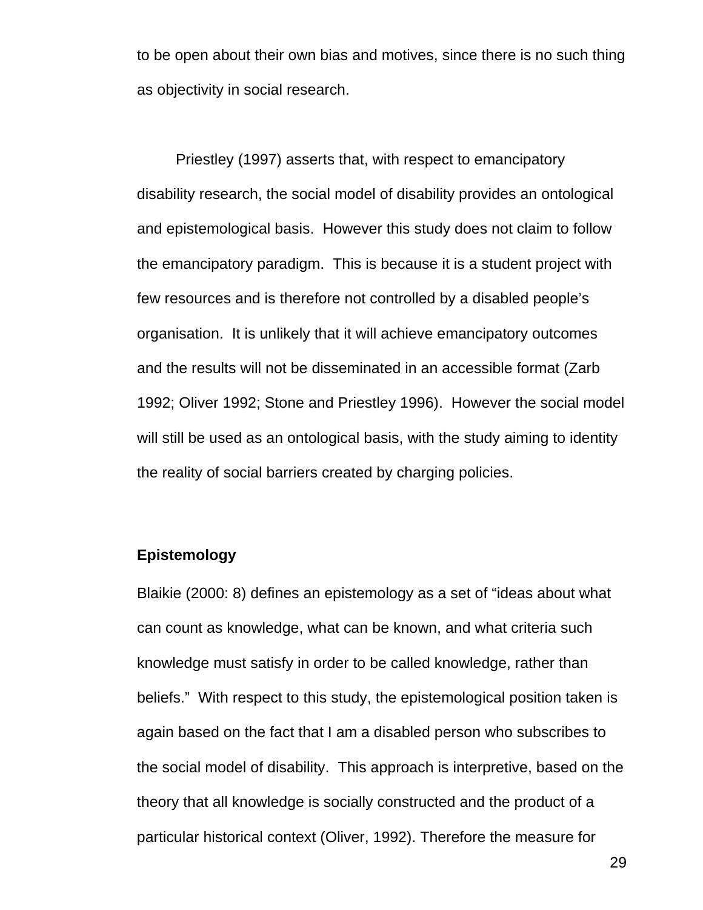to be open about their own bias and motives, since there is no such thing as objectivity in social research.

Priestley (1997) asserts that, with respect to emancipatory disability research, the social model of disability provides an ontological and epistemological basis.  However this study does not claim to follow the emancipatory paradigm.  This is because it is a student project with few resources and is therefore not controlled by a disabled people's organisation.  It is unlikely that it will achieve emancipatory outcomes and the results will not be disseminated in an accessible format (Zarb 1992; Oliver 1992; Stone and Priestley 1996).  However the social model will still be used as an ontological basis, with the study aiming to identity the reality of social barriers created by charging policies.

**Epistemology**

Blaikie (2000: 8) defines an epistemology as a set of "ideas about what can count as knowledge, what can be known, and what criteria such knowledge must satisfy in order to be called knowledge, rather than beliefs."  With respect to this study, the epistemological position taken is again based on the fact that I am a disabled person who subscribes to the social model of disability.  This approach is interpretive, based on the theory that all knowledge is socially constructed and the product of a particular historical context (Oliver, 1992). Therefore the measure for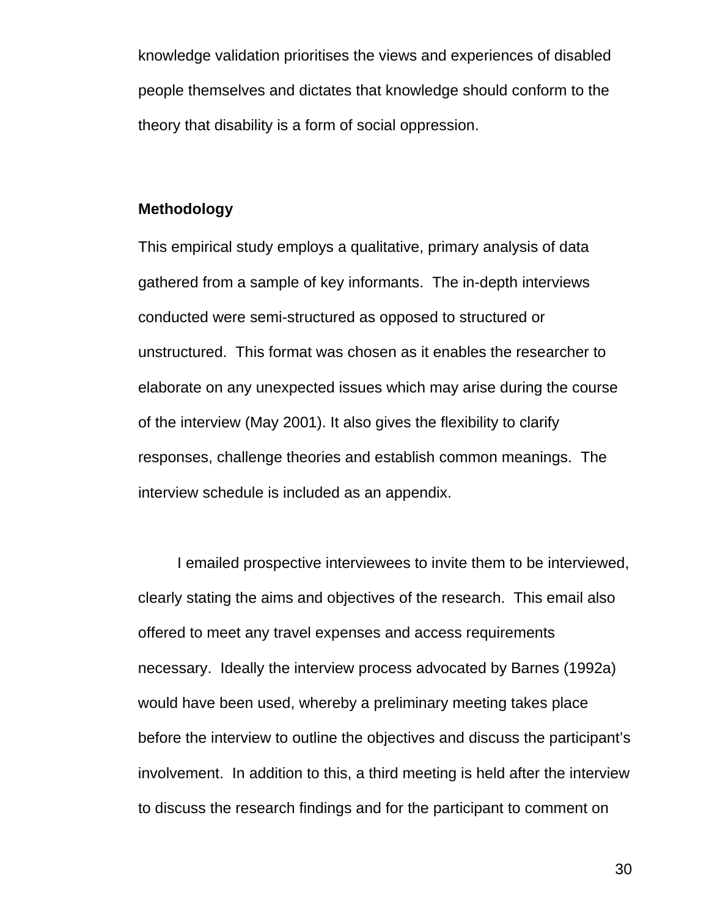knowledge validation prioritises the views and experiences of disabled people themselves and dictates that knowledge should conform to the theory that disability is a form of social oppression.

**Methodology**

This empirical study employs a qualitative, primary analysis of data gathered from a sample of key informants. The in-depth interviews conducted were semi-structured as opposed to structured or unstructured. This format was chosen as it enables the researcher to elaborate on any unexpected issues which may arise during the course of the interview (May 2001). It also gives the flexibility to clarify responses, challenge theories and establish common meanings. The interview schedule is included as an appendix.

I emailed prospective interviewees to invite them to be interviewed, clearly stating the aims and objectives of the research. This email also offered to meet any travel expenses and access requirements necessary. Ideally the interview process advocated by Barnes (1992a) would have been used, whereby a preliminary meeting takes place before the interview to outline the objectives and discuss the participant's involvement. In addition to this, a third meeting is held after the interview to discuss the research findings and for the participant to comment on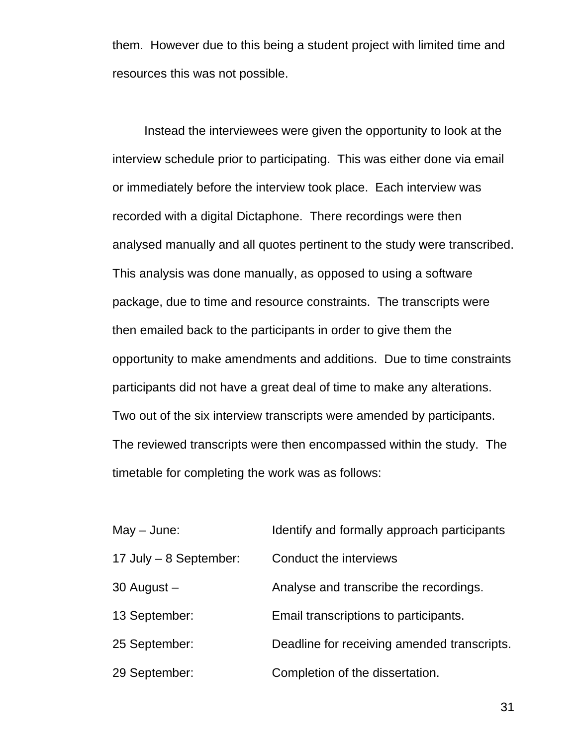them. However due to this being a student project with limited time and resources this was not possible.

Instead the interviewees were given the opportunity to look at the interview schedule prior to participating. This was either done via email or immediately before the interview took place. Each interview was recorded with a digital Dictaphone. There recordings were then analysed manually and all quotes pertinent to the study were transcribed. This analysis was done manually, as opposed to using a software package, due to time and resource constraints. The transcripts were then emailed back to the participants in order to give them the opportunity to make amendments and additions. Due to time constraints participants did not have a great deal of time to make any alterations. Two out of the six interview transcripts were amended by participants. The reviewed transcripts were then encompassed within the study. The timetable for completing the work was as follows:

| | |
|---|---|
| May – June: | Identify and formally approach participants |
| 17 July – 8 September: | Conduct the interviews |
| 30 August – | Analyse and transcribe the recordings. |
| 13 September: | Email transcriptions to participants. |
| 25 September: | Deadline for receiving amended transcripts. |
| 29 September: | Completion of the dissertation. |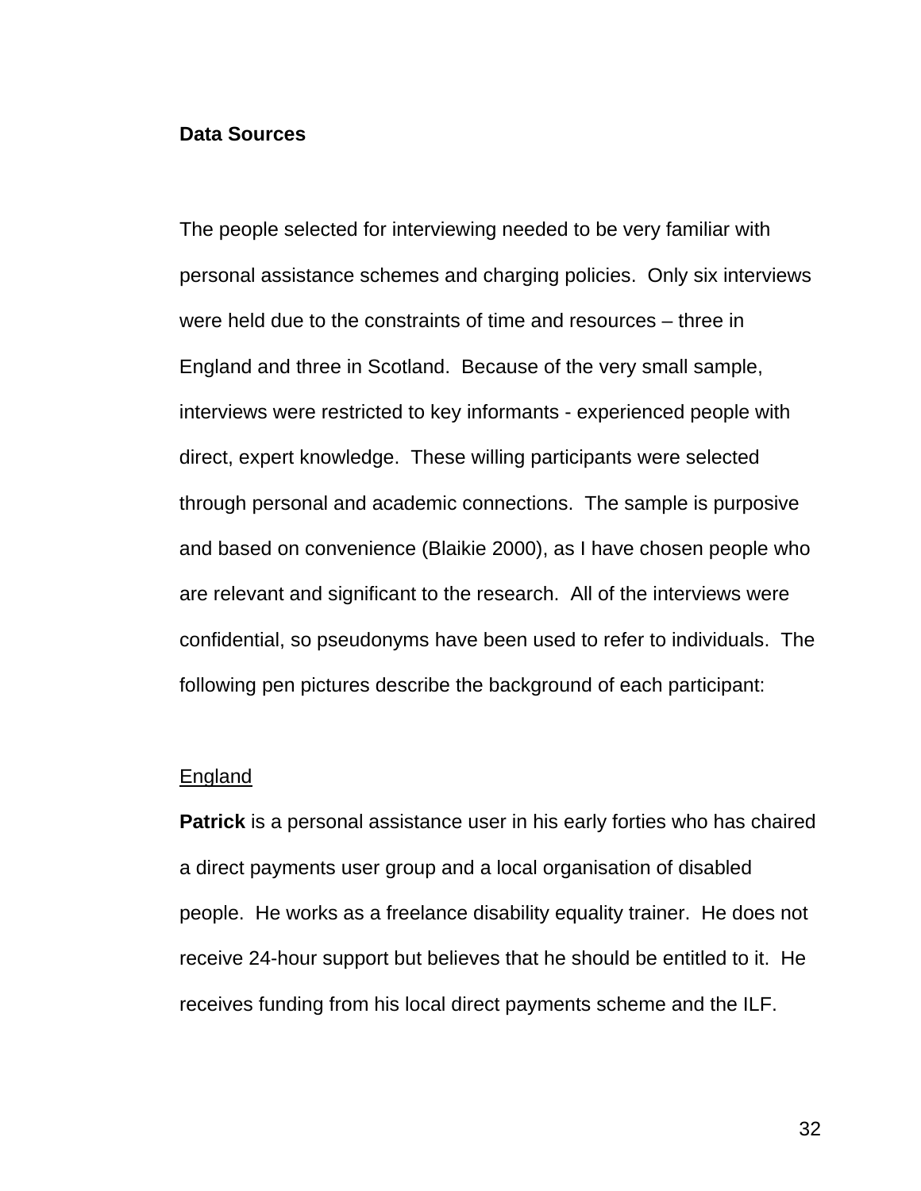**Data Sources**

The people selected for interviewing needed to be very familiar with personal assistance schemes and charging policies. Only six interviews were held due to the constraints of time and resources – three in England and three in Scotland. Because of the very small sample, interviews were restricted to key informants - experienced people with direct, expert knowledge. These willing participants were selected through personal and academic connections. The sample is purposive and based on convenience (Blaikie 2000), as I have chosen people who are relevant and significant to the research. All of the interviews were confidential, so pseudonyms have been used to refer to individuals. The following pen pictures describe the background of each participant:

<u>England</u>

**Patrick** is a personal assistance user in his early forties who has chaired a direct payments user group and a local organisation of disabled people. He works as a freelance disability equality trainer. He does not receive 24-hour support but believes that he should be entitled to it. He receives funding from his local direct payments scheme and the ILF.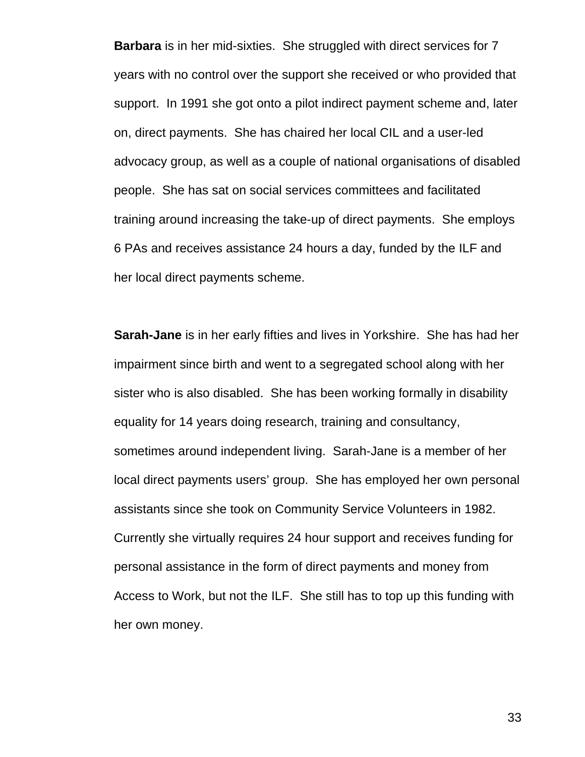**Barbara** is in her mid-sixties. She struggled with direct services for 7 years with no control over the support she received or who provided that support. In 1991 she got onto a pilot indirect payment scheme and, later on, direct payments. She has chaired her local CIL and a user-led advocacy group, as well as a couple of national organisations of disabled people. She has sat on social services committees and facilitated training around increasing the take-up of direct payments. She employs 6 PAs and receives assistance 24 hours a day, funded by the ILF and her local direct payments scheme.

**Sarah-Jane** is in her early fifties and lives in Yorkshire. She has had her impairment since birth and went to a segregated school along with her sister who is also disabled. She has been working formally in disability equality for 14 years doing research, training and consultancy, sometimes around independent living. Sarah-Jane is a member of her local direct payments users' group. She has employed her own personal assistants since she took on Community Service Volunteers in 1982. Currently she virtually requires 24 hour support and receives funding for personal assistance in the form of direct payments and money from Access to Work, but not the ILF. She still has to top up this funding with her own money.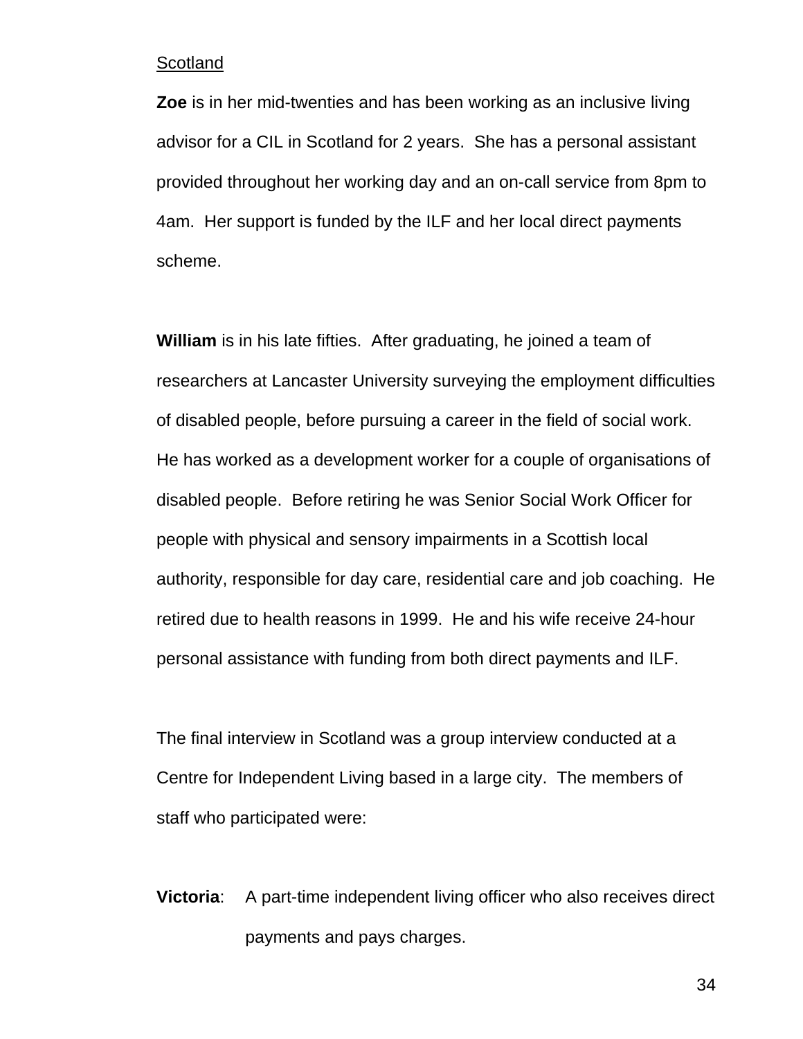<u>Scotland</u>

**Zoe** is in her mid-twenties and has been working as an inclusive living advisor for a CIL in Scotland for 2 years. She has a personal assistant provided throughout her working day and an on-call service from 8pm to 4am. Her support is funded by the ILF and her local direct payments scheme.

**William** is in his late fifties. After graduating, he joined a team of researchers at Lancaster University surveying the employment difficulties of disabled people, before pursuing a career in the field of social work. He has worked as a development worker for a couple of organisations of disabled people. Before retiring he was Senior Social Work Officer for people with physical and sensory impairments in a Scottish local authority, responsible for day care, residential care and job coaching. He retired due to health reasons in 1999. He and his wife receive 24-hour personal assistance with funding from both direct payments and ILF.

The final interview in Scotland was a group interview conducted at a Centre for Independent Living based in a large city. The members of staff who participated were:

**Victoria**: A part-time independent living officer who also receives direct payments and pays charges.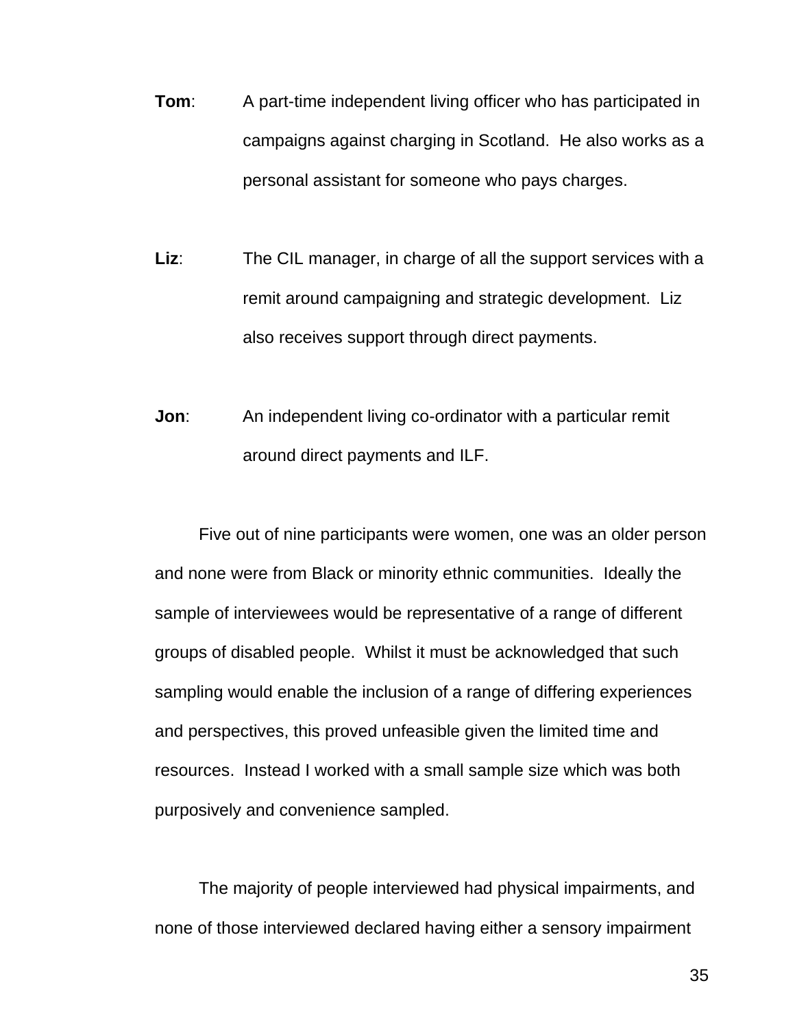**Tom**: A part-time independent living officer who has participated in campaigns against charging in Scotland. He also works as a personal assistant for someone who pays charges.

**Liz**: The CIL manager, in charge of all the support services with a remit around campaigning and strategic development. Liz also receives support through direct payments.

**Jon**: An independent living co-ordinator with a particular remit around direct payments and ILF.

Five out of nine participants were women, one was an older person and none were from Black or minority ethnic communities. Ideally the sample of interviewees would be representative of a range of different groups of disabled people. Whilst it must be acknowledged that such sampling would enable the inclusion of a range of differing experiences and perspectives, this proved unfeasible given the limited time and resources. Instead I worked with a small sample size which was both purposively and convenience sampled.

The majority of people interviewed had physical impairments, and none of those interviewed declared having either a sensory impairment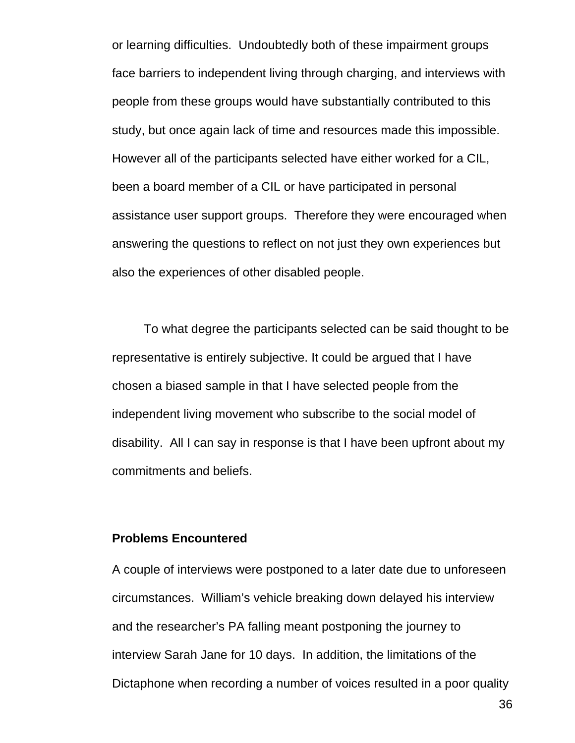or learning difficulties. Undoubtedly both of these impairment groups face barriers to independent living through charging, and interviews with people from these groups would have substantially contributed to this study, but once again lack of time and resources made this impossible. However all of the participants selected have either worked for a CIL, been a board member of a CIL or have participated in personal assistance user support groups. Therefore they were encouraged when answering the questions to reflect on not just they own experiences but also the experiences of other disabled people.

To what degree the participants selected can be said thought to be representative is entirely subjective. It could be argued that I have chosen a biased sample in that I have selected people from the independent living movement who subscribe to the social model of disability. All I can say in response is that I have been upfront about my commitments and beliefs.

**Problems Encountered**

A couple of interviews were postponed to a later date due to unforeseen circumstances. William's vehicle breaking down delayed his interview and the researcher's PA falling meant postponing the journey to interview Sarah Jane for 10 days. In addition, the limitations of the Dictaphone when recording a number of voices resulted in a poor quality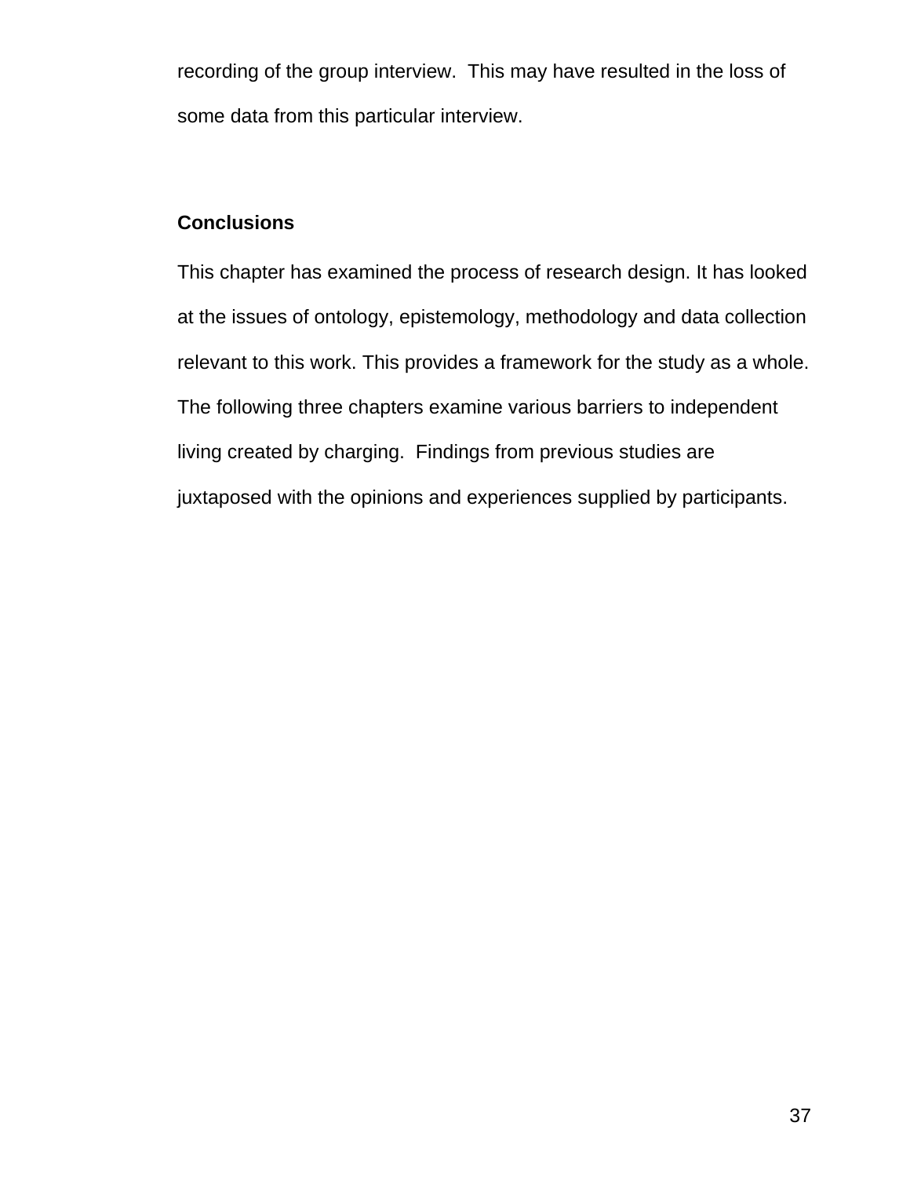recording of the group interview. This may have resulted in the loss of some data from this particular interview.

## Conclusions

This chapter has examined the process of research design. It has looked at the issues of ontology, epistemology, methodology and data collection relevant to this work. This provides a framework for the study as a whole. The following three chapters examine various barriers to independent living created by charging. Findings from previous studies are juxtaposed with the opinions and experiences supplied by participants.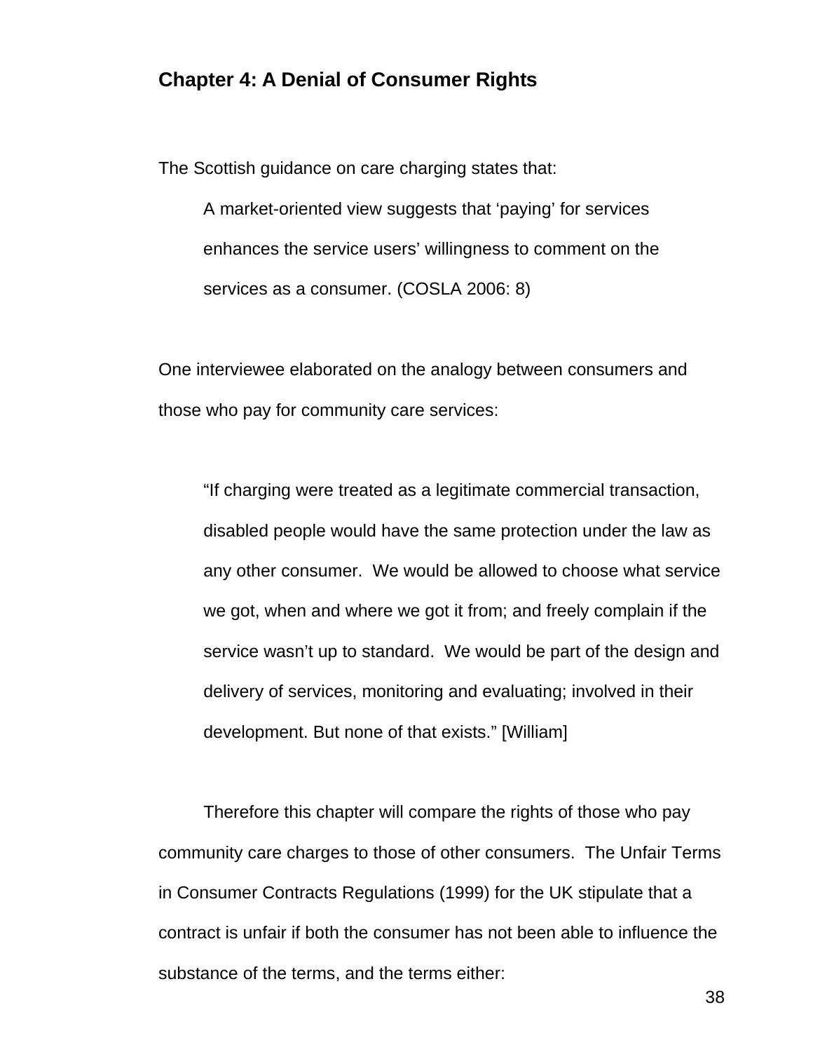## Chapter 4: A Denial of Consumer Rights

The Scottish guidance on care charging states that:

> A market-oriented view suggests that 'paying' for services enhances the service users' willingness to comment on the services as a consumer. (COSLA 2006: 8)

One interviewee elaborated on the analogy between consumers and those who pay for community care services:

> "If charging were treated as a legitimate commercial transaction, disabled people would have the same protection under the law as any other consumer. We would be allowed to choose what service we got, when and where we got it from; and freely complain if the service wasn't up to standard. We would be part of the design and delivery of services, monitoring and evaluating; involved in their development. But none of that exists." [William]

Therefore this chapter will compare the rights of those who pay community care charges to those of other consumers. The Unfair Terms in Consumer Contracts Regulations (1999) for the UK stipulate that a contract is unfair if both the consumer has not been able to influence the substance of the terms, and the terms either: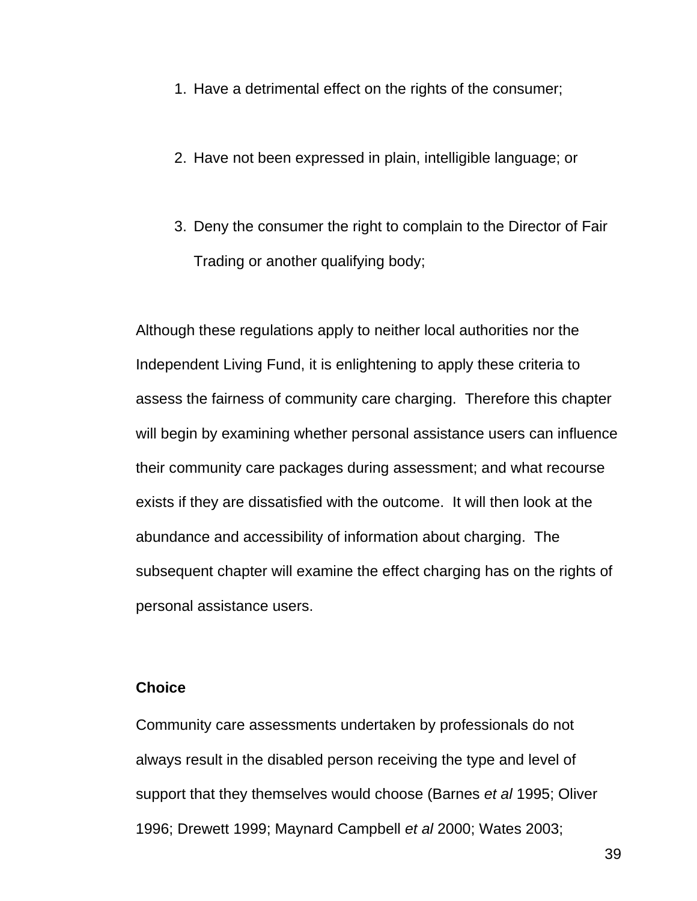1. Have a detrimental effect on the rights of the consumer;

2. Have not been expressed in plain, intelligible language; or

3. Deny the consumer the right to complain to the Director of Fair Trading or another qualifying body;

Although these regulations apply to neither local authorities nor the Independent Living Fund, it is enlightening to apply these criteria to assess the fairness of community care charging. Therefore this chapter will begin by examining whether personal assistance users can influence their community care packages during assessment; and what recourse exists if they are dissatisfied with the outcome. It will then look at the abundance and accessibility of information about charging. The subsequent chapter will examine the effect charging has on the rights of personal assistance users.

**Choice**

Community care assessments undertaken by professionals do not always result in the disabled person receiving the type and level of support that they themselves would choose (Barnes *et al* 1995; Oliver 1996; Drewett 1999; Maynard Campbell *et al* 2000; Wates 2003;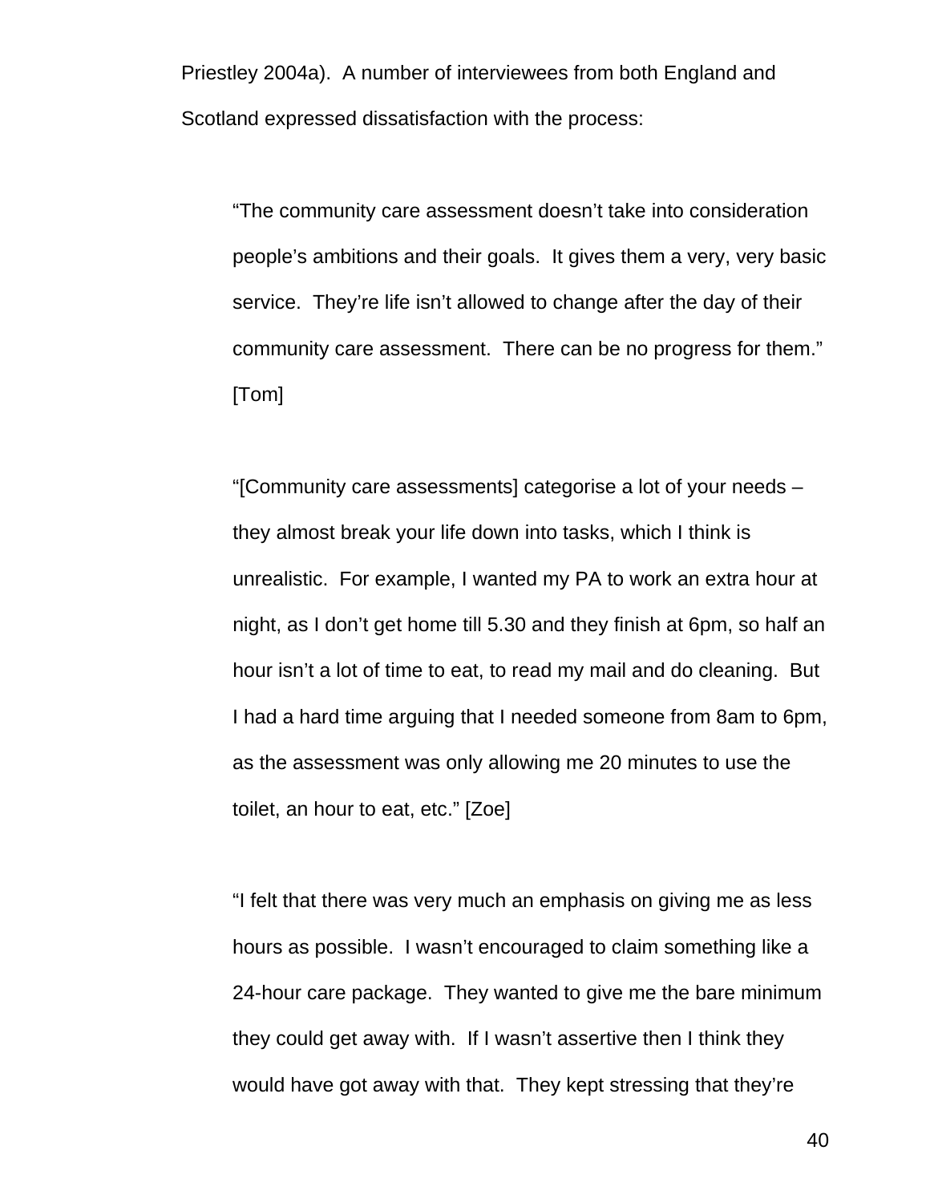Priestley 2004a). A number of interviewees from both England and Scotland expressed dissatisfaction with the process:

> "The community care assessment doesn't take into consideration people's ambitions and their goals. It gives them a very, very basic service. They're life isn't allowed to change after the day of their community care assessment. There can be no progress for them." [Tom]

> "[Community care assessments] categorise a lot of your needs – they almost break your life down into tasks, which I think is unrealistic. For example, I wanted my PA to work an extra hour at night, as I don't get home till 5.30 and they finish at 6pm, so half an hour isn't a lot of time to eat, to read my mail and do cleaning. But I had a hard time arguing that I needed someone from 8am to 6pm, as the assessment was only allowing me 20 minutes to use the toilet, an hour to eat, etc." [Zoe]

> "I felt that there was very much an emphasis on giving me as less hours as possible. I wasn't encouraged to claim something like a 24-hour care package. They wanted to give me the bare minimum they could get away with. If I wasn't assertive then I think they would have got away with that. They kept stressing that they're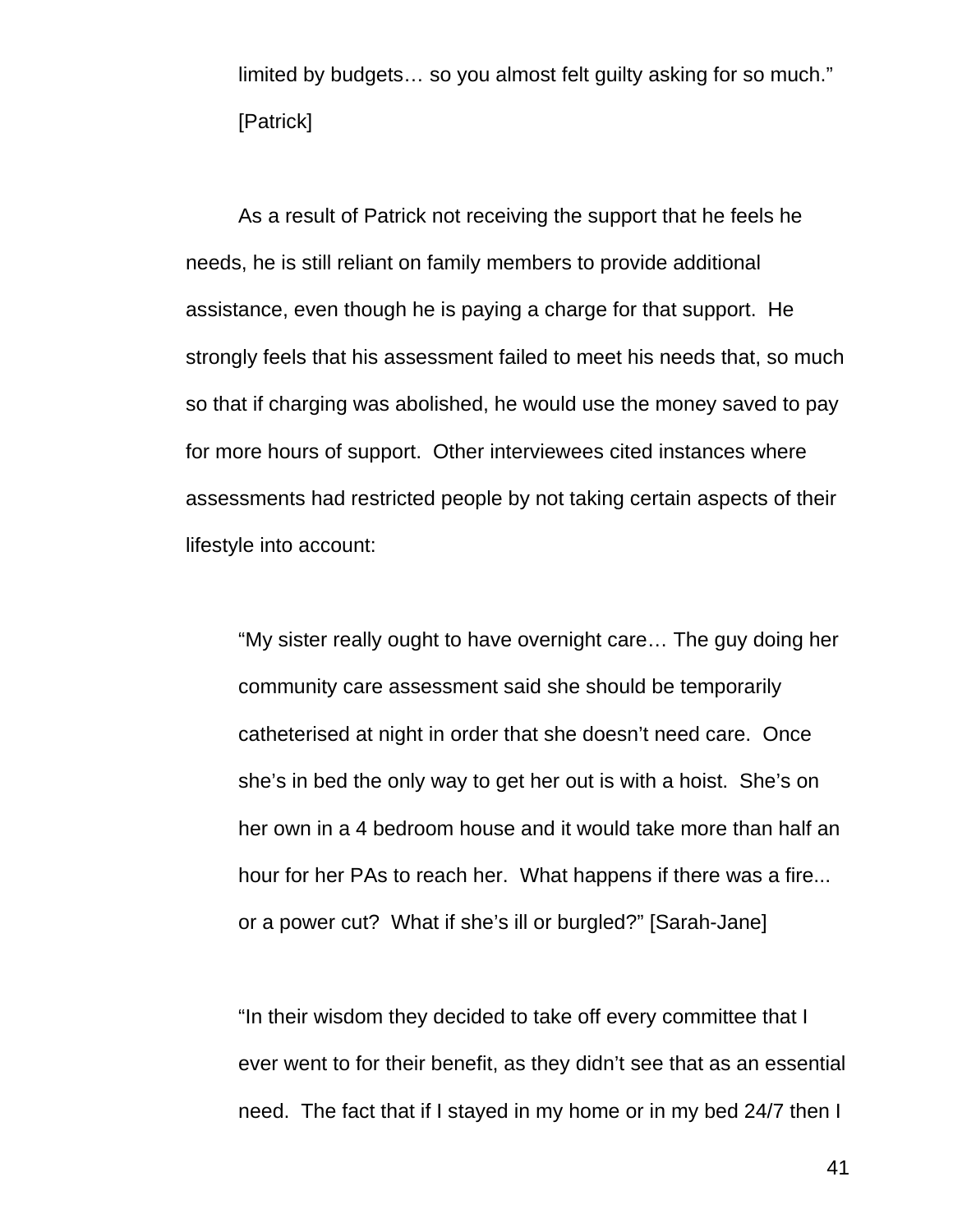> limited by budgets… so you almost felt guilty asking for so much." [Patrick]

As a result of Patrick not receiving the support that he feels he needs, he is still reliant on family members to provide additional assistance, even though he is paying a charge for that support. He strongly feels that his assessment failed to meet his needs that, so much so that if charging was abolished, he would use the money saved to pay for more hours of support. Other interviewees cited instances where assessments had restricted people by not taking certain aspects of their lifestyle into account:

> "My sister really ought to have overnight care… The guy doing her community care assessment said she should be temporarily catheterised at night in order that she doesn't need care. Once she's in bed the only way to get her out is with a hoist. She's on her own in a 4 bedroom house and it would take more than half an hour for her PAs to reach her. What happens if there was a fire... or a power cut? What if she's ill or burgled?" [Sarah-Jane]

> "In their wisdom they decided to take off every committee that I ever went to for their benefit, as they didn't see that as an essential need. The fact that if I stayed in my home or in my bed 24/7 then I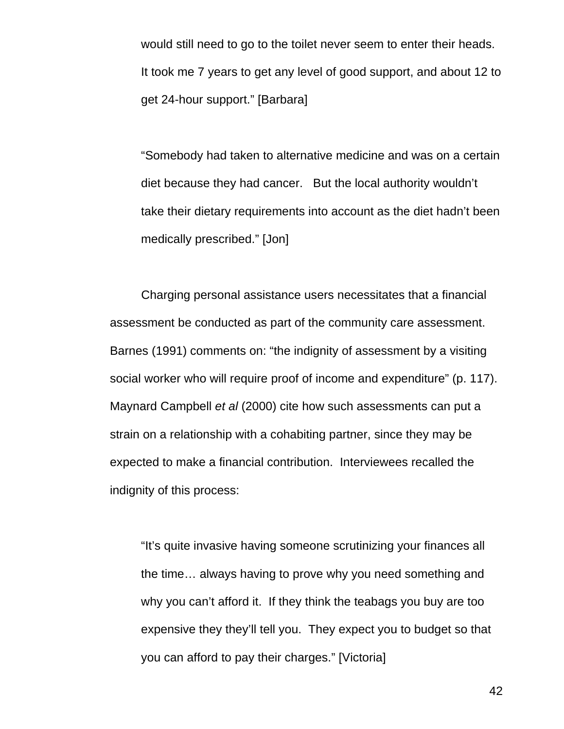> would still need to go to the toilet never seem to enter their heads. It took me 7 years to get any level of good support, and about 12 to get 24-hour support." [Barbara]

> "Somebody had taken to alternative medicine and was on a certain diet because they had cancer. But the local authority wouldn't take their dietary requirements into account as the diet hadn't been medically prescribed." [Jon]

Charging personal assistance users necessitates that a financial assessment be conducted as part of the community care assessment. Barnes (1991) comments on: "the indignity of assessment by a visiting social worker who will require proof of income and expenditure" (p. 117). Maynard Campbell *et al* (2000) cite how such assessments can put a strain on a relationship with a cohabiting partner, since they may be expected to make a financial contribution. Interviewees recalled the indignity of this process:

> "It's quite invasive having someone scrutinizing your finances all the time… always having to prove why you need something and why you can't afford it. If they think the teabags you buy are too expensive they they'll tell you. They expect you to budget so that you can afford to pay their charges." [Victoria]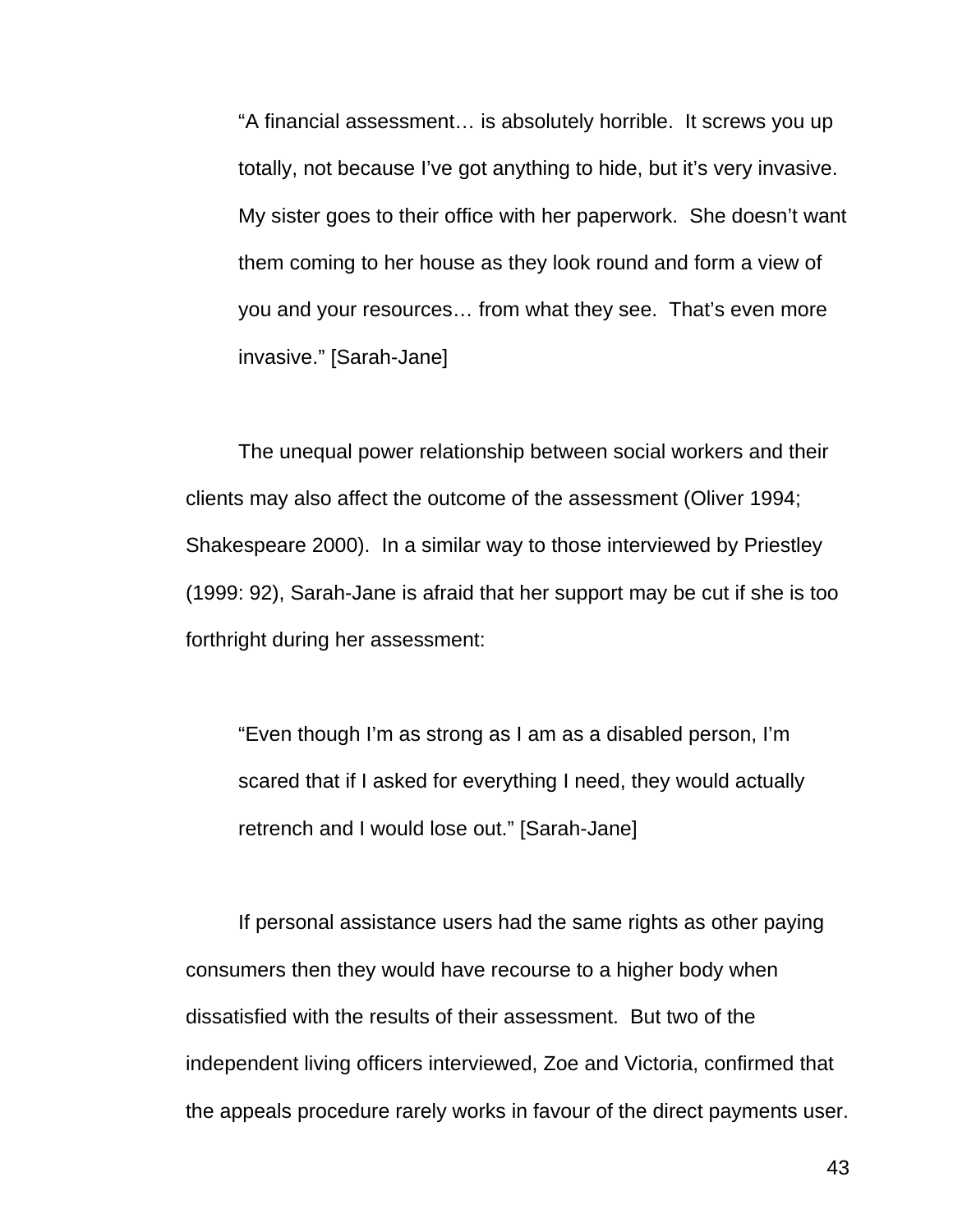> "A financial assessment… is absolutely horrible. It screws you up totally, not because I've got anything to hide, but it's very invasive. My sister goes to their office with her paperwork. She doesn't want them coming to her house as they look round and form a view of you and your resources… from what they see. That's even more invasive." [Sarah-Jane]

The unequal power relationship between social workers and their clients may also affect the outcome of the assessment (Oliver 1994; Shakespeare 2000). In a similar way to those interviewed by Priestley (1999: 92), Sarah-Jane is afraid that her support may be cut if she is too forthright during her assessment:

> "Even though I'm as strong as I am as a disabled person, I'm scared that if I asked for everything I need, they would actually retrench and I would lose out." [Sarah-Jane]

If personal assistance users had the same rights as other paying consumers then they would have recourse to a higher body when dissatisfied with the results of their assessment. But two of the independent living officers interviewed, Zoe and Victoria, confirmed that the appeals procedure rarely works in favour of the direct payments user.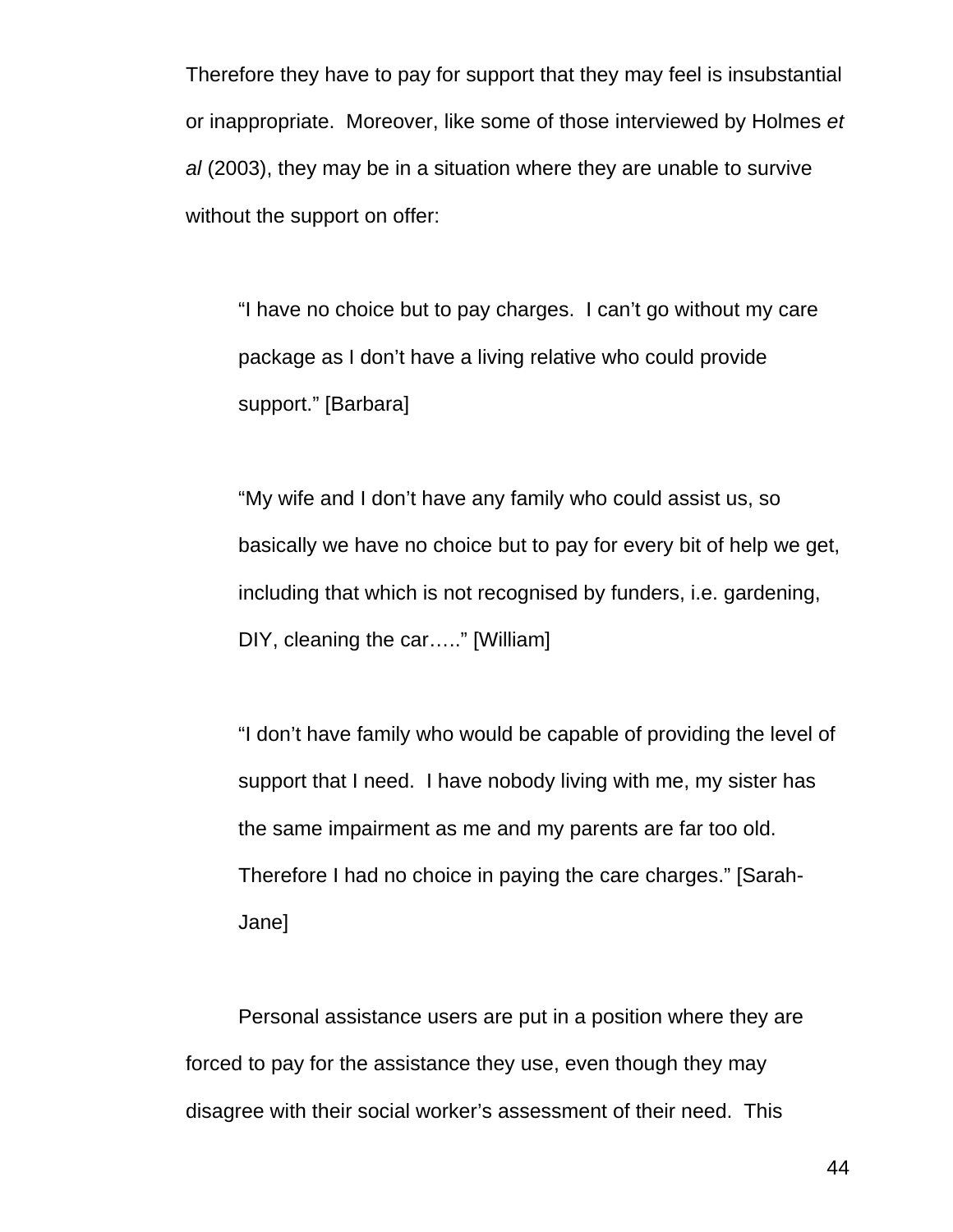Therefore they have to pay for support that they may feel is insubstantial or inappropriate. Moreover, like some of those interviewed by Holmes *et al* (2003), they may be in a situation where they are unable to survive without the support on offer:

> "I have no choice but to pay charges. I can't go without my care package as I don't have a living relative who could provide support." [Barbara]

> "My wife and I don't have any family who could assist us, so basically we have no choice but to pay for every bit of help we get, including that which is not recognised by funders, i.e. gardening, DIY, cleaning the car….." [William]

> "I don't have family who would be capable of providing the level of support that I need. I have nobody living with me, my sister has the same impairment as me and my parents are far too old. Therefore I had no choice in paying the care charges." [Sarah-Jane]

Personal assistance users are put in a position where they are forced to pay for the assistance they use, even though they may disagree with their social worker's assessment of their need. This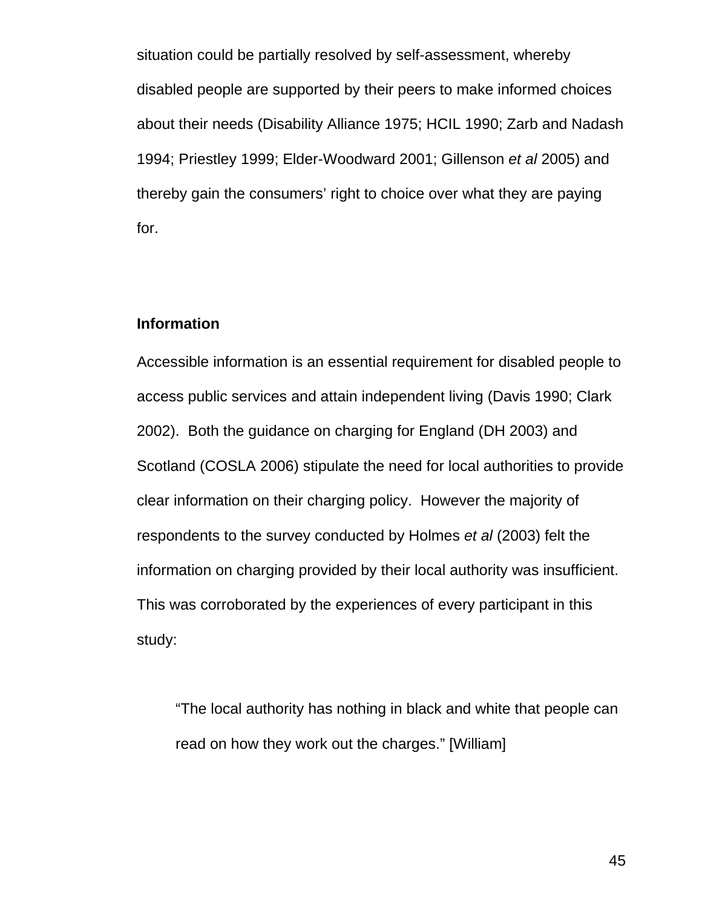situation could be partially resolved by self-assessment, whereby disabled people are supported by their peers to make informed choices about their needs (Disability Alliance 1975; HCIL 1990; Zarb and Nadash 1994; Priestley 1999; Elder-Woodward 2001; Gillenson *et al* 2005) and thereby gain the consumers' right to choice over what they are paying for.

**Information**

Accessible information is an essential requirement for disabled people to access public services and attain independent living (Davis 1990; Clark 2002). Both the guidance on charging for England (DH 2003) and Scotland (COSLA 2006) stipulate the need for local authorities to provide clear information on their charging policy. However the majority of respondents to the survey conducted by Holmes *et al* (2003) felt the information on charging provided by their local authority was insufficient. This was corroborated by the experiences of every participant in this study:

> "The local authority has nothing in black and white that people can read on how they work out the charges." [William]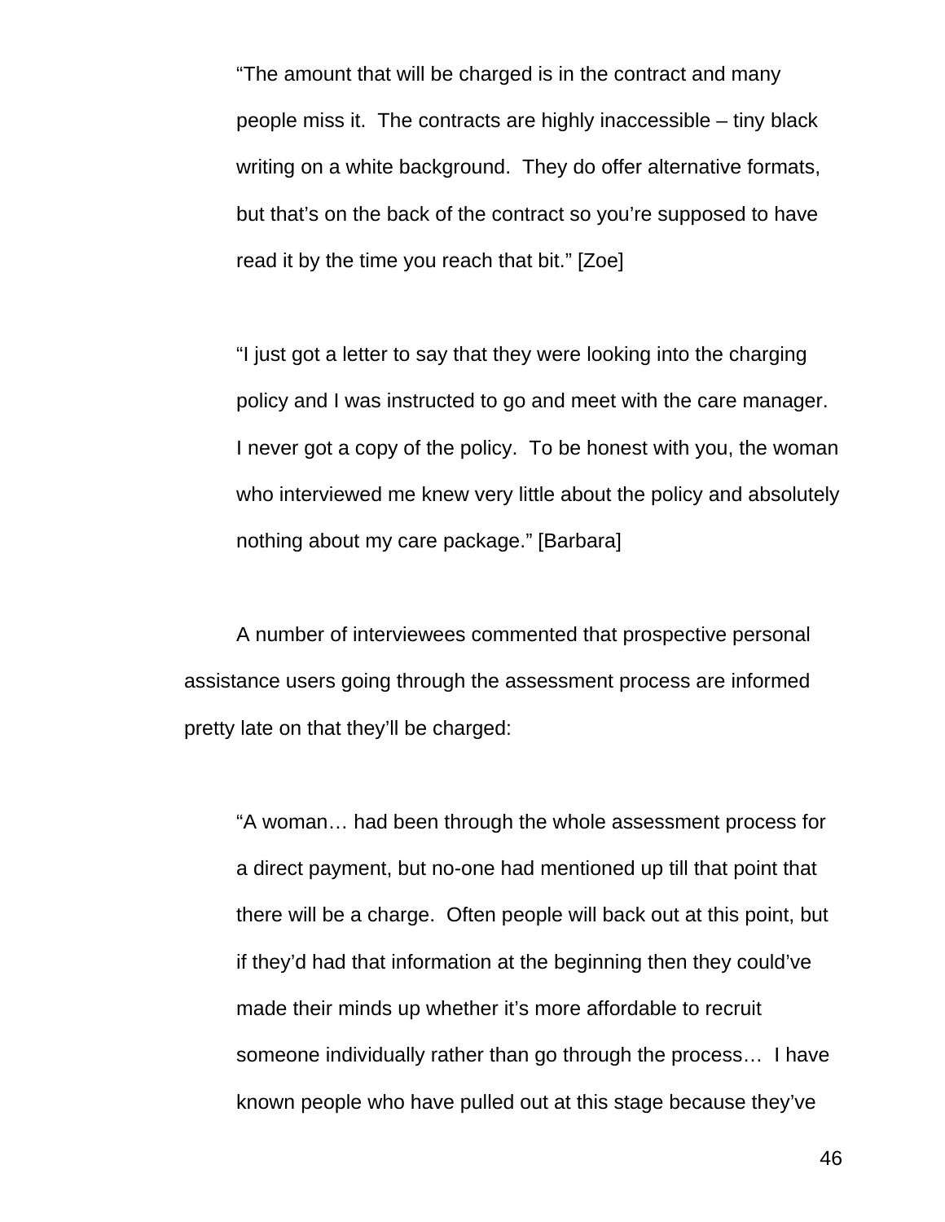> "The amount that will be charged is in the contract and many people miss it. The contracts are highly inaccessible – tiny black writing on a white background. They do offer alternative formats, but that's on the back of the contract so you're supposed to have read it by the time you reach that bit." [Zoe]

> "I just got a letter to say that they were looking into the charging policy and I was instructed to go and meet with the care manager. I never got a copy of the policy. To be honest with you, the woman who interviewed me knew very little about the policy and absolutely nothing about my care package." [Barbara]

A number of interviewees commented that prospective personal assistance users going through the assessment process are informed pretty late on that they'll be charged:

> "A woman… had been through the whole assessment process for a direct payment, but no-one had mentioned up till that point that there will be a charge. Often people will back out at this point, but if they'd had that information at the beginning then they could've made their minds up whether it's more affordable to recruit someone individually rather than go through the process… I have known people who have pulled out at this stage because they've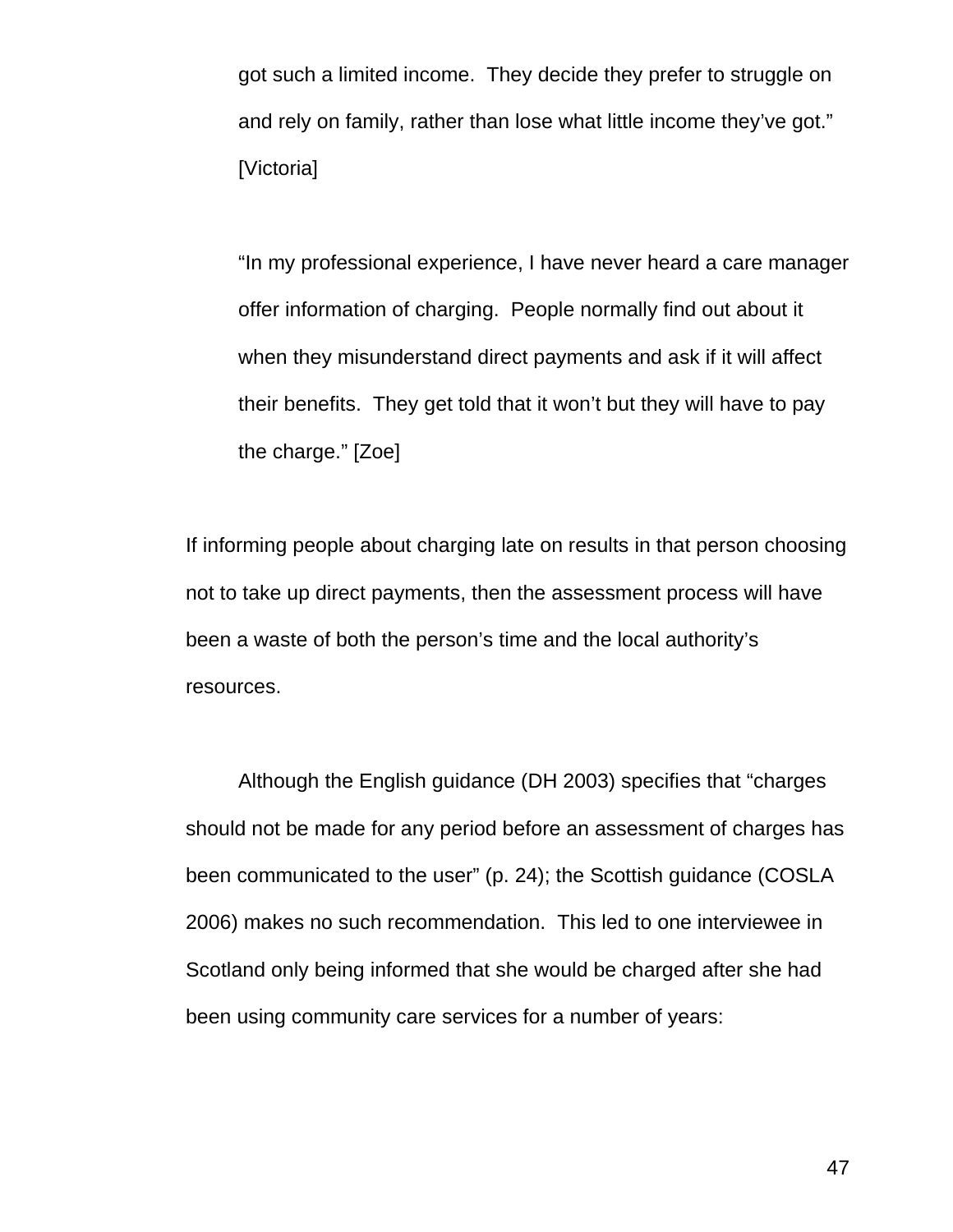> got such a limited income. They decide they prefer to struggle on and rely on family, rather than lose what little income they've got." [Victoria]

> "In my professional experience, I have never heard a care manager offer information of charging. People normally find out about it when they misunderstand direct payments and ask if it will affect their benefits. They get told that it won't but they will have to pay the charge." [Zoe]

If informing people about charging late on results in that person choosing not to take up direct payments, then the assessment process will have been a waste of both the person's time and the local authority's resources.

Although the English guidance (DH 2003) specifies that "charges should not be made for any period before an assessment of charges has been communicated to the user" (p. 24); the Scottish guidance (COSLA 2006) makes no such recommendation. This led to one interviewee in Scotland only being informed that she would be charged after she had been using community care services for a number of years: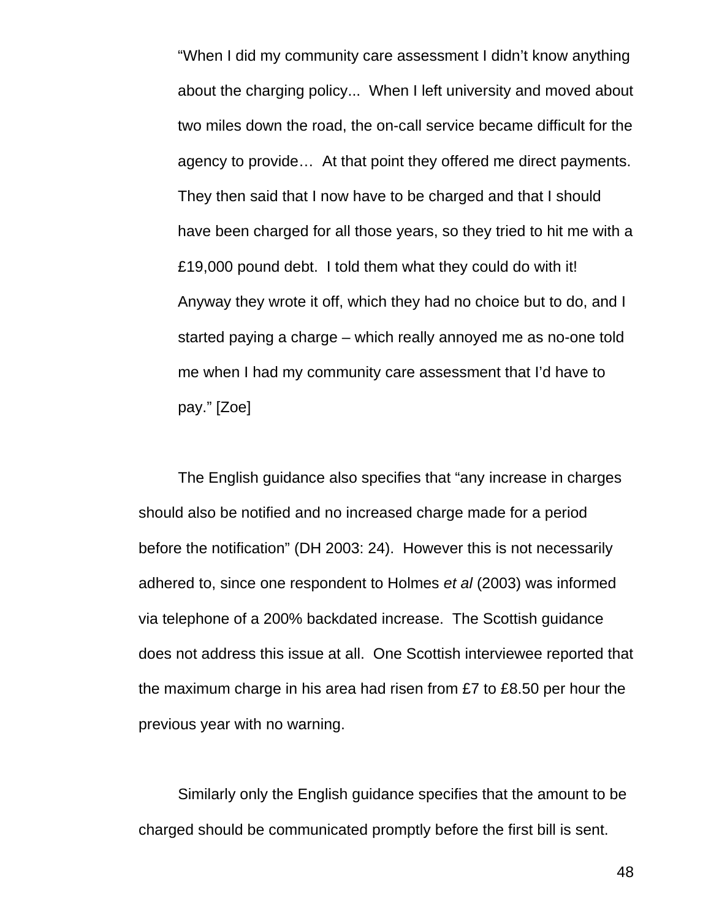> "When I did my community care assessment I didn't know anything about the charging policy... When I left university and moved about two miles down the road, the on-call service became difficult for the agency to provide… At that point they offered me direct payments. They then said that I now have to be charged and that I should have been charged for all those years, so they tried to hit me with a £19,000 pound debt. I told them what they could do with it! Anyway they wrote it off, which they had no choice but to do, and I started paying a charge – which really annoyed me as no-one told me when I had my community care assessment that I'd have to pay." [Zoe]

The English guidance also specifies that "any increase in charges should also be notified and no increased charge made for a period before the notification" (DH 2003: 24). However this is not necessarily adhered to, since one respondent to Holmes *et al* (2003) was informed via telephone of a 200% backdated increase. The Scottish guidance does not address this issue at all. One Scottish interviewee reported that the maximum charge in his area had risen from £7 to £8.50 per hour the previous year with no warning.

Similarly only the English guidance specifies that the amount to be charged should be communicated promptly before the first bill is sent.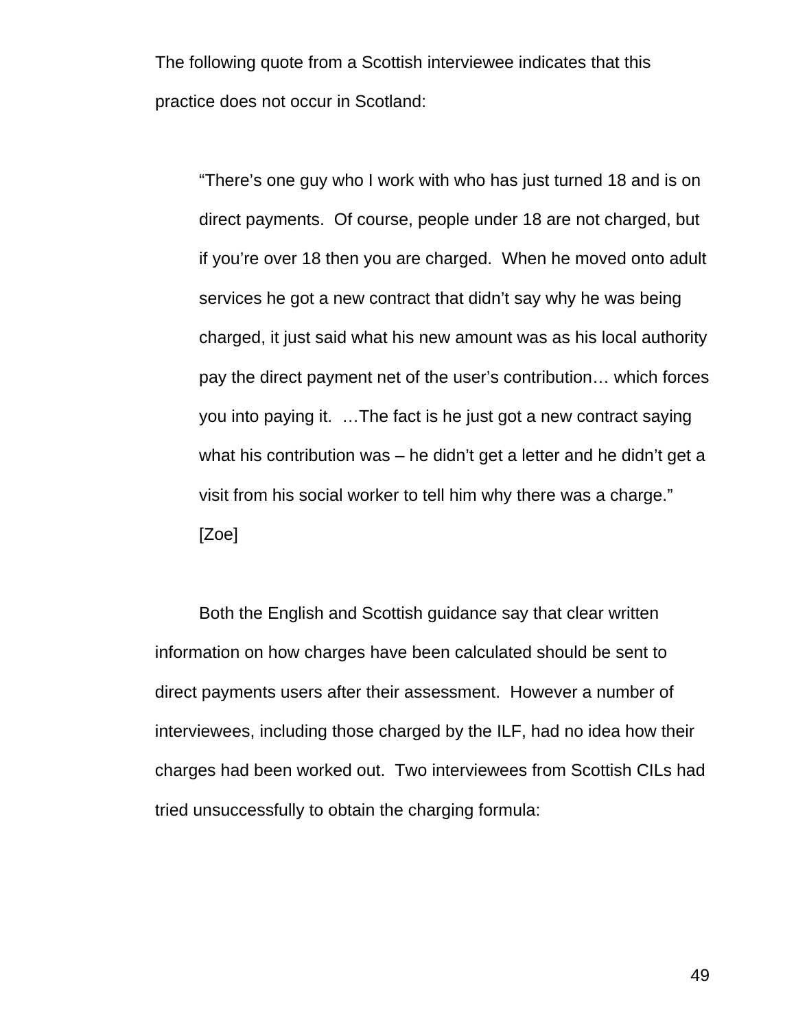The following quote from a Scottish interviewee indicates that this practice does not occur in Scotland:

> "There's one guy who I work with who has just turned 18 and is on direct payments. Of course, people under 18 are not charged, but if you're over 18 then you are charged. When he moved onto adult services he got a new contract that didn't say why he was being charged, it just said what his new amount was as his local authority pay the direct payment net of the user's contribution… which forces you into paying it. …The fact is he just got a new contract saying what his contribution was – he didn't get a letter and he didn't get a visit from his social worker to tell him why there was a charge." [Zoe]

Both the English and Scottish guidance say that clear written information on how charges have been calculated should be sent to direct payments users after their assessment. However a number of interviewees, including those charged by the ILF, had no idea how their charges had been worked out. Two interviewees from Scottish CILs had tried unsuccessfully to obtain the charging formula: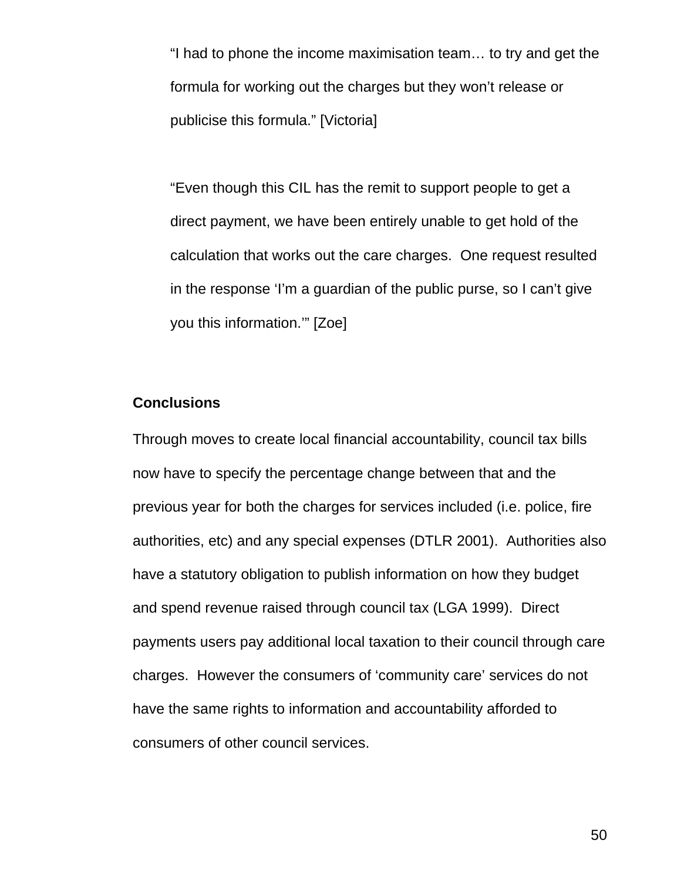> "I had to phone the income maximisation team… to try and get the formula for working out the charges but they won't release or publicise this formula." [Victoria]

> "Even though this CIL has the remit to support people to get a direct payment, we have been entirely unable to get hold of the calculation that works out the care charges. One request resulted in the response 'I'm a guardian of the public purse, so I can't give you this information.'" [Zoe]

**Conclusions**

Through moves to create local financial accountability, council tax bills now have to specify the percentage change between that and the previous year for both the charges for services included (i.e. police, fire authorities, etc) and any special expenses (DTLR 2001). Authorities also have a statutory obligation to publish information on how they budget and spend revenue raised through council tax (LGA 1999). Direct payments users pay additional local taxation to their council through care charges. However the consumers of 'community care' services do not have the same rights to information and accountability afforded to consumers of other council services.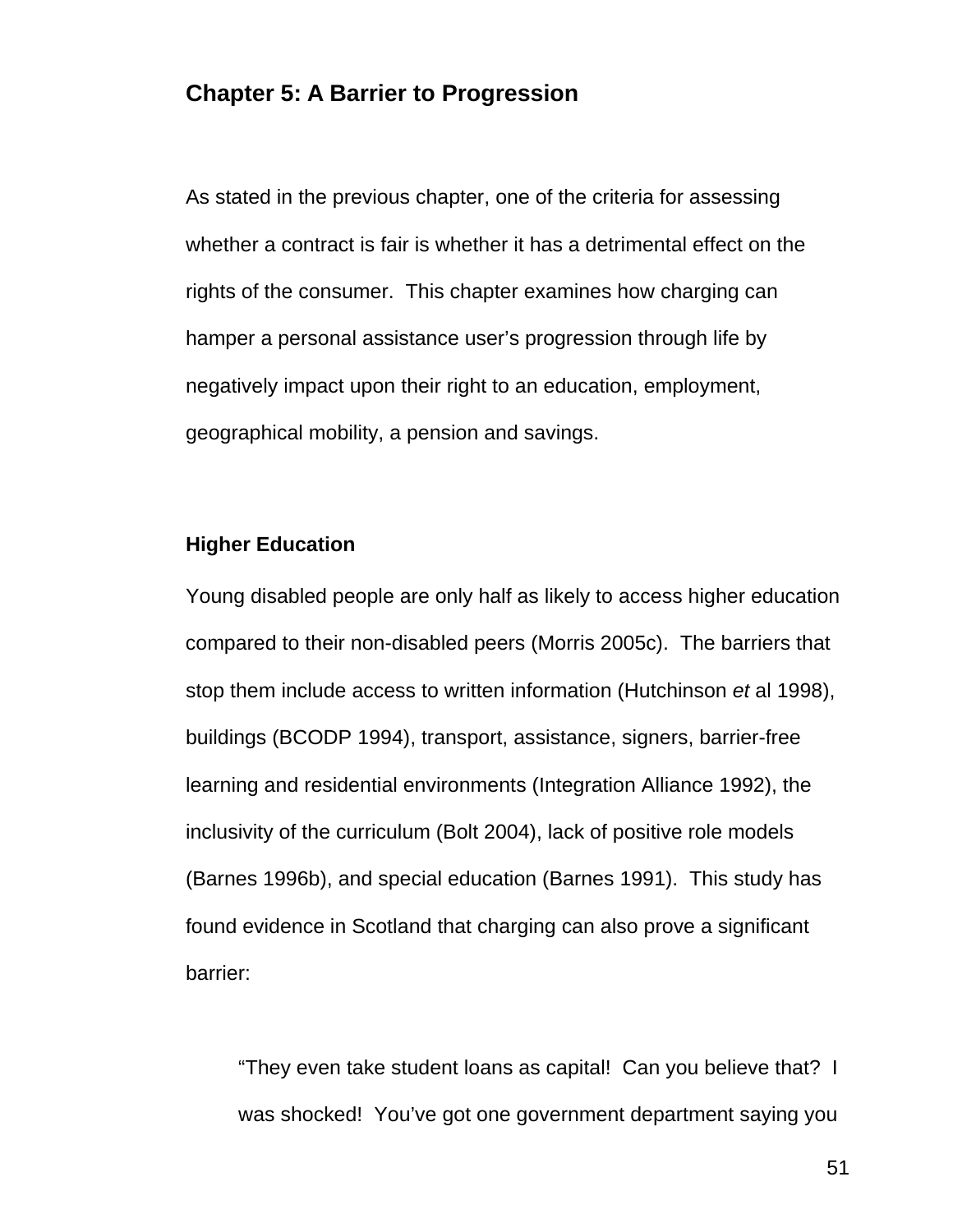## Chapter 5: A Barrier to Progression

As stated in the previous chapter, one of the criteria for assessing whether a contract is fair is whether it has a detrimental effect on the rights of the consumer. This chapter examines how charging can hamper a personal assistance user's progression through life by negatively impact upon their right to an education, employment, geographical mobility, a pension and savings.

### Higher Education

Young disabled people are only half as likely to access higher education compared to their non-disabled peers (Morris 2005c). The barriers that stop them include access to written information (Hutchinson *et* al 1998), buildings (BCODP 1994), transport, assistance, signers, barrier-free learning and residential environments (Integration Alliance 1992), the inclusivity of the curriculum (Bolt 2004), lack of positive role models (Barnes 1996b), and special education (Barnes 1991). This study has found evidence in Scotland that charging can also prove a significant barrier:

> "They even take student loans as capital! Can you believe that? I was shocked! You've got one government department saying you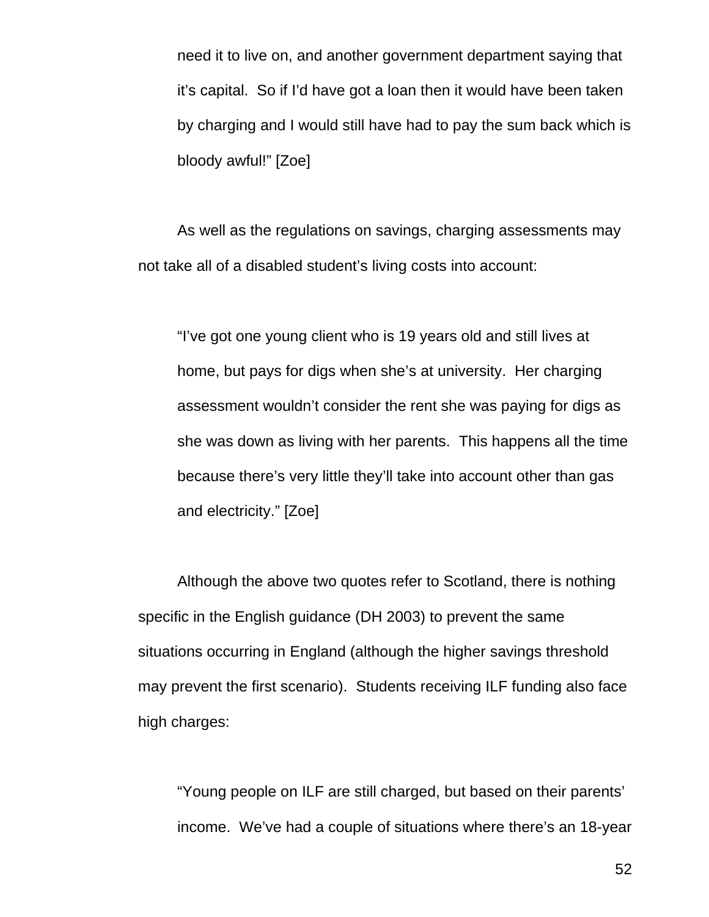> need it to live on, and another government department saying that it's capital. So if I'd have got a loan then it would have been taken by charging and I would still have had to pay the sum back which is bloody awful!" [Zoe]

As well as the regulations on savings, charging assessments may not take all of a disabled student's living costs into account:

> "I've got one young client who is 19 years old and still lives at home, but pays for digs when she's at university. Her charging assessment wouldn't consider the rent she was paying for digs as she was down as living with her parents. This happens all the time because there's very little they'll take into account other than gas and electricity." [Zoe]

Although the above two quotes refer to Scotland, there is nothing specific in the English guidance (DH 2003) to prevent the same situations occurring in England (although the higher savings threshold may prevent the first scenario). Students receiving ILF funding also face high charges:

> "Young people on ILF are still charged, but based on their parents' income. We've had a couple of situations where there's an 18-year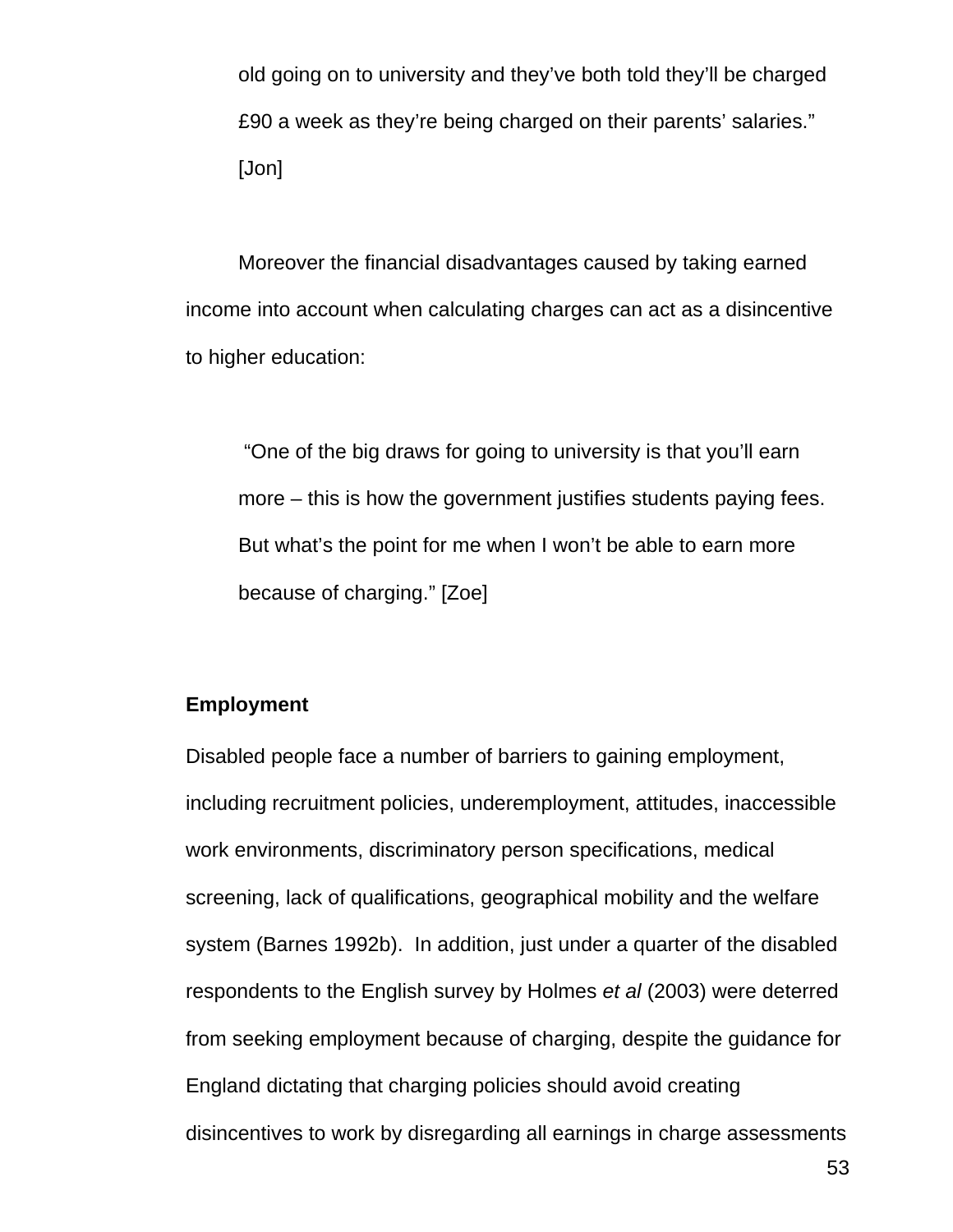> old going on to university and they've both told they'll be charged £90 a week as they're being charged on their parents' salaries." [Jon]

Moreover the financial disadvantages caused by taking earned income into account when calculating charges can act as a disincentive to higher education:

> "One of the big draws for going to university is that you'll earn more – this is how the government justifies students paying fees. But what's the point for me when I won't be able to earn more because of charging." [Zoe]

**Employment**

Disabled people face a number of barriers to gaining employment, including recruitment policies, underemployment, attitudes, inaccessible work environments, discriminatory person specifications, medical screening, lack of qualifications, geographical mobility and the welfare system (Barnes 1992b). In addition, just under a quarter of the disabled respondents to the English survey by Holmes *et al* (2003) were deterred from seeking employment because of charging, despite the guidance for England dictating that charging policies should avoid creating disincentives to work by disregarding all earnings in charge assessments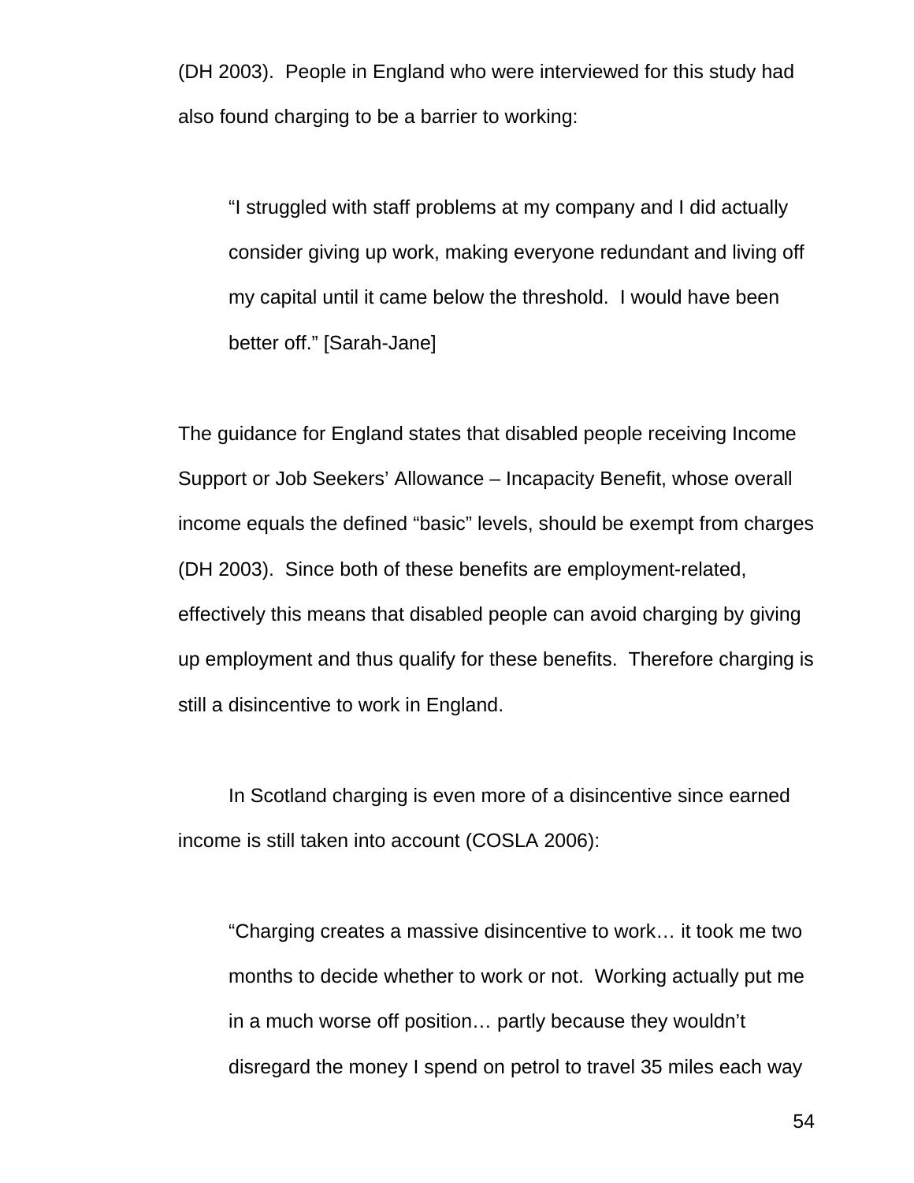(DH 2003). People in England who were interviewed for this study had also found charging to be a barrier to working:

> "I struggled with staff problems at my company and I did actually consider giving up work, making everyone redundant and living off my capital until it came below the threshold. I would have been better off." [Sarah-Jane]

The guidance for England states that disabled people receiving Income Support or Job Seekers' Allowance – Incapacity Benefit, whose overall income equals the defined "basic" levels, should be exempt from charges (DH 2003). Since both of these benefits are employment-related, effectively this means that disabled people can avoid charging by giving up employment and thus qualify for these benefits. Therefore charging is still a disincentive to work in England.

In Scotland charging is even more of a disincentive since earned income is still taken into account (COSLA 2006):

> "Charging creates a massive disincentive to work… it took me two months to decide whether to work or not. Working actually put me in a much worse off position… partly because they wouldn't disregard the money I spend on petrol to travel 35 miles each way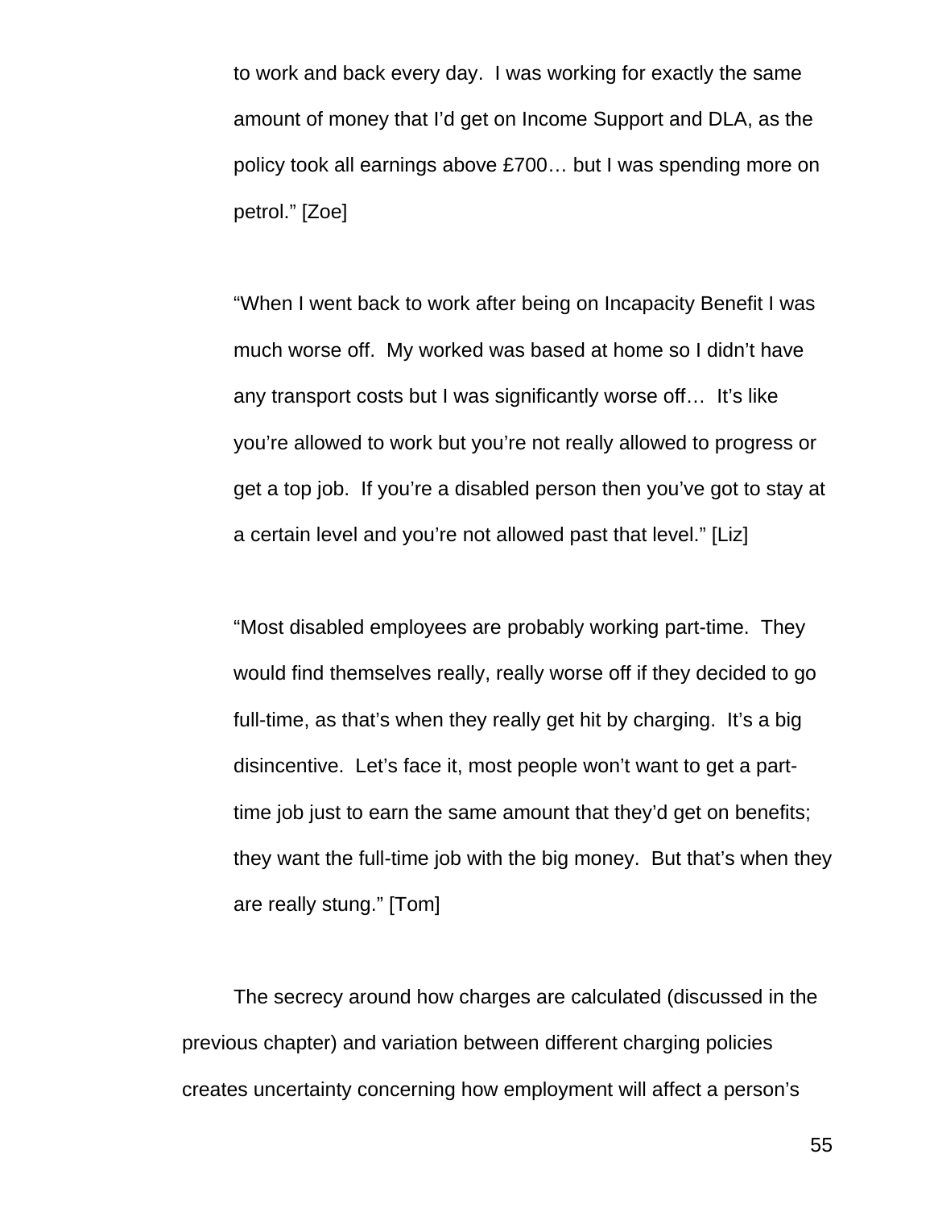> to work and back every day. I was working for exactly the same amount of money that I'd get on Income Support and DLA, as the policy took all earnings above £700… but I was spending more on petrol." [Zoe]

> "When I went back to work after being on Incapacity Benefit I was much worse off. My worked was based at home so I didn't have any transport costs but I was significantly worse off… It's like you're allowed to work but you're not really allowed to progress or get a top job. If you're a disabled person then you've got to stay at a certain level and you're not allowed past that level." [Liz]

> "Most disabled employees are probably working part-time. They would find themselves really, really worse off if they decided to go full-time, as that's when they really get hit by charging. It's a big disincentive. Let's face it, most people won't want to get a part-time job just to earn the same amount that they'd get on benefits; they want the full-time job with the big money. But that's when they are really stung." [Tom]

The secrecy around how charges are calculated (discussed in the previous chapter) and variation between different charging policies creates uncertainty concerning how employment will affect a person's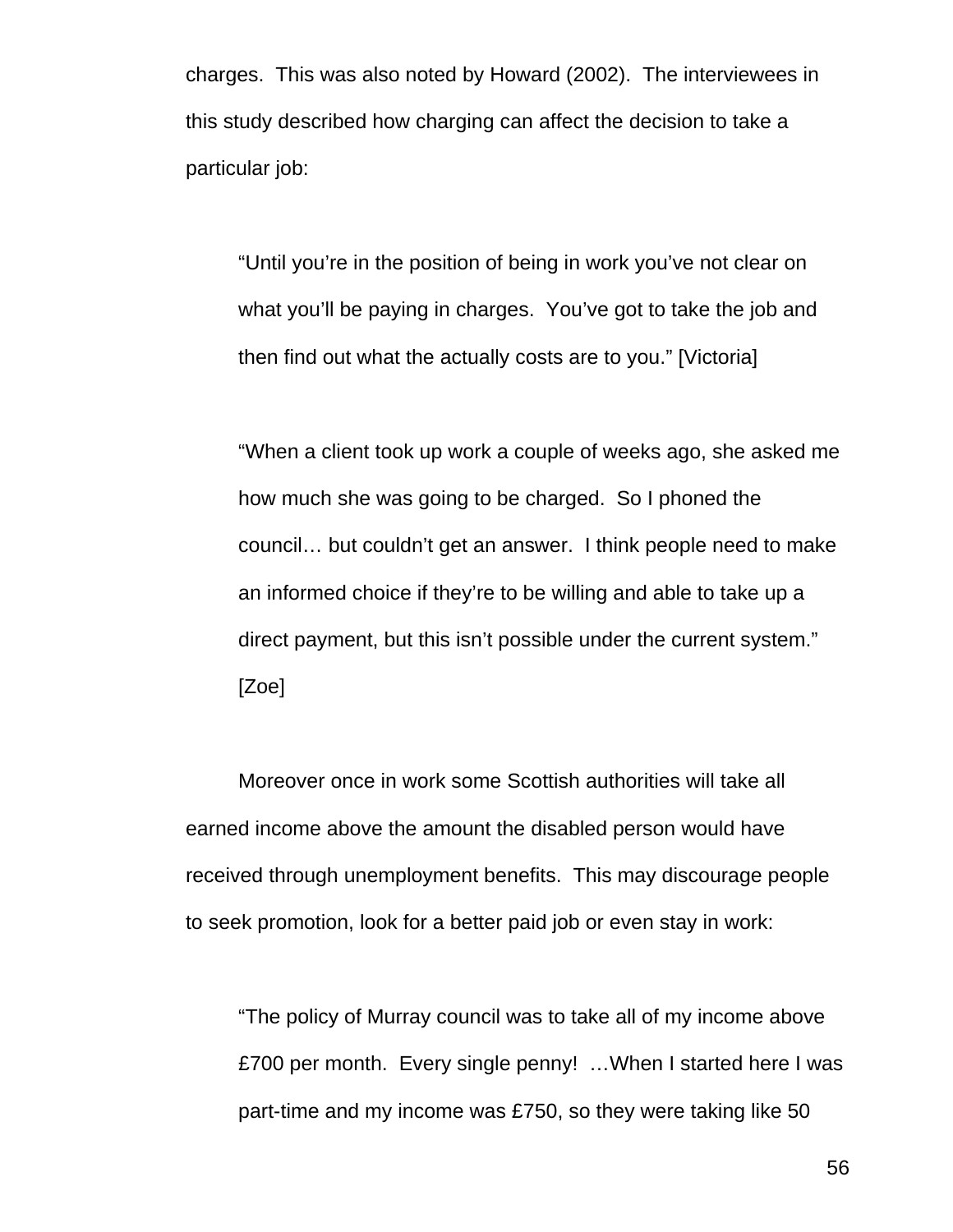charges. This was also noted by Howard (2002). The interviewees in this study described how charging can affect the decision to take a particular job:

> "Until you're in the position of being in work you've not clear on what you'll be paying in charges. You've got to take the job and then find out what the actually costs are to you." [Victoria]

> "When a client took up work a couple of weeks ago, she asked me how much she was going to be charged. So I phoned the council… but couldn't get an answer. I think people need to make an informed choice if they're to be willing and able to take up a direct payment, but this isn't possible under the current system." [Zoe]

Moreover once in work some Scottish authorities will take all earned income above the amount the disabled person would have received through unemployment benefits. This may discourage people to seek promotion, look for a better paid job or even stay in work:

> "The policy of Murray council was to take all of my income above £700 per month. Every single penny! …When I started here I was part-time and my income was £750, so they were taking like 50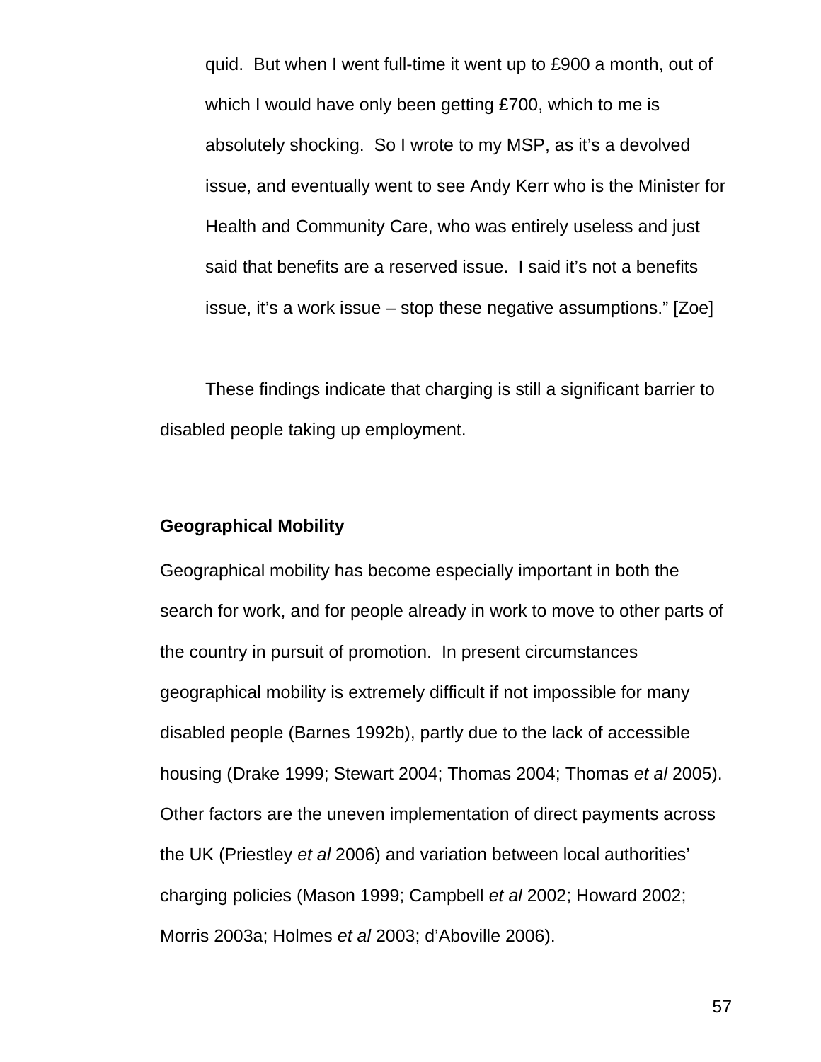> quid. But when I went full-time it went up to £900 a month, out of which I would have only been getting £700, which to me is absolutely shocking. So I wrote to my MSP, as it's a devolved issue, and eventually went to see Andy Kerr who is the Minister for Health and Community Care, who was entirely useless and just said that benefits are a reserved issue. I said it's not a benefits issue, it's a work issue – stop these negative assumptions." [Zoe]

These findings indicate that charging is still a significant barrier to disabled people taking up employment.

**Geographical Mobility**

Geographical mobility has become especially important in both the search for work, and for people already in work to move to other parts of the country in pursuit of promotion. In present circumstances geographical mobility is extremely difficult if not impossible for many disabled people (Barnes 1992b), partly due to the lack of accessible housing (Drake 1999; Stewart 2004; Thomas 2004; Thomas *et al* 2005). Other factors are the uneven implementation of direct payments across the UK (Priestley *et al* 2006) and variation between local authorities' charging policies (Mason 1999; Campbell *et al* 2002; Howard 2002; Morris 2003a; Holmes *et al* 2003; d'Aboville 2006).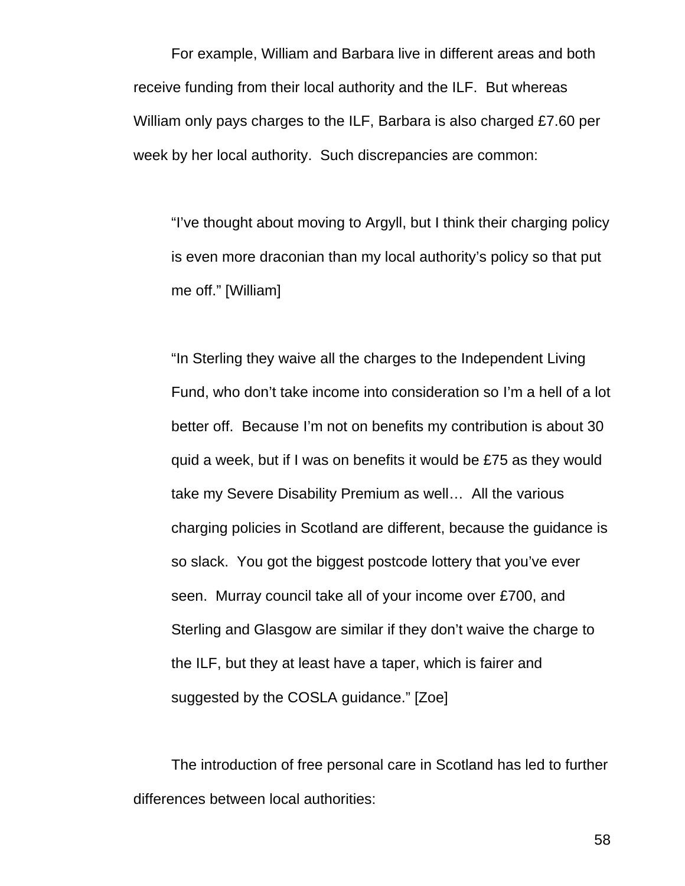For example, William and Barbara live in different areas and both receive funding from their local authority and the ILF. But whereas William only pays charges to the ILF, Barbara is also charged £7.60 per week by her local authority. Such discrepancies are common:

> "I've thought about moving to Argyll, but I think their charging policy is even more draconian than my local authority's policy so that put me off." [William]

> "In Sterling they waive all the charges to the Independent Living Fund, who don't take income into consideration so I'm a hell of a lot better off. Because I'm not on benefits my contribution is about 30 quid a week, but if I was on benefits it would be £75 as they would take my Severe Disability Premium as well… All the various charging policies in Scotland are different, because the guidance is so slack. You got the biggest postcode lottery that you've ever seen. Murray council take all of your income over £700, and Sterling and Glasgow are similar if they don't waive the charge to the ILF, but they at least have a taper, which is fairer and suggested by the COSLA guidance." [Zoe]

The introduction of free personal care in Scotland has led to further differences between local authorities: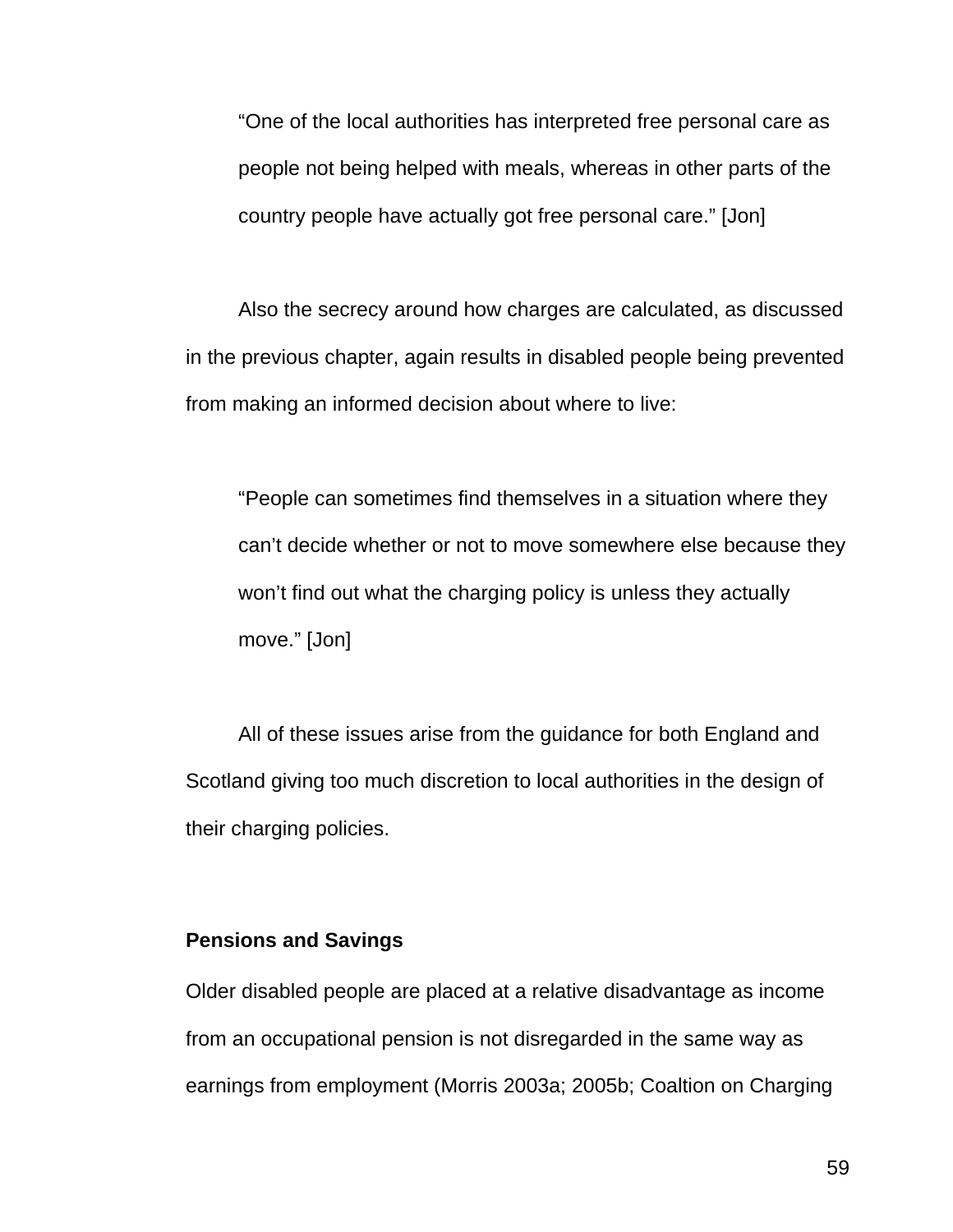> "One of the local authorities has interpreted free personal care as people not being helped with meals, whereas in other parts of the country people have actually got free personal care." [Jon]

Also the secrecy around how charges are calculated, as discussed in the previous chapter, again results in disabled people being prevented from making an informed decision about where to live:

> "People can sometimes find themselves in a situation where they can't decide whether or not to move somewhere else because they won't find out what the charging policy is unless they actually move." [Jon]

All of these issues arise from the guidance for both England and Scotland giving too much discretion to local authorities in the design of their charging policies.

**Pensions and Savings**

Older disabled people are placed at a relative disadvantage as income from an occupational pension is not disregarded in the same way as earnings from employment (Morris 2003a; 2005b; Coaltion on Charging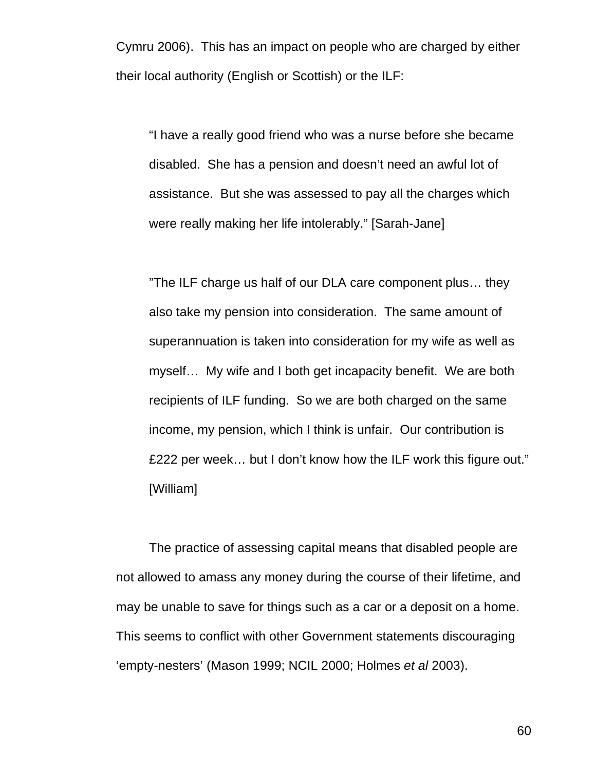Cymru 2006). This has an impact on people who are charged by either their local authority (English or Scottish) or the ILF:

> "I have a really good friend who was a nurse before she became disabled. She has a pension and doesn't need an awful lot of assistance. But she was assessed to pay all the charges which were really making her life intolerably." [Sarah-Jane]

> "The ILF charge us half of our DLA care component plus… they also take my pension into consideration. The same amount of superannuation is taken into consideration for my wife as well as myself… My wife and I both get incapacity benefit. We are both recipients of ILF funding. So we are both charged on the same income, my pension, which I think is unfair. Our contribution is £222 per week… but I don't know how the ILF work this figure out." [William]

The practice of assessing capital means that disabled people are not allowed to amass any money during the course of their lifetime, and may be unable to save for things such as a car or a deposit on a home. This seems to conflict with other Government statements discouraging 'empty-nesters' (Mason 1999; NCIL 2000; Holmes *et al* 2003).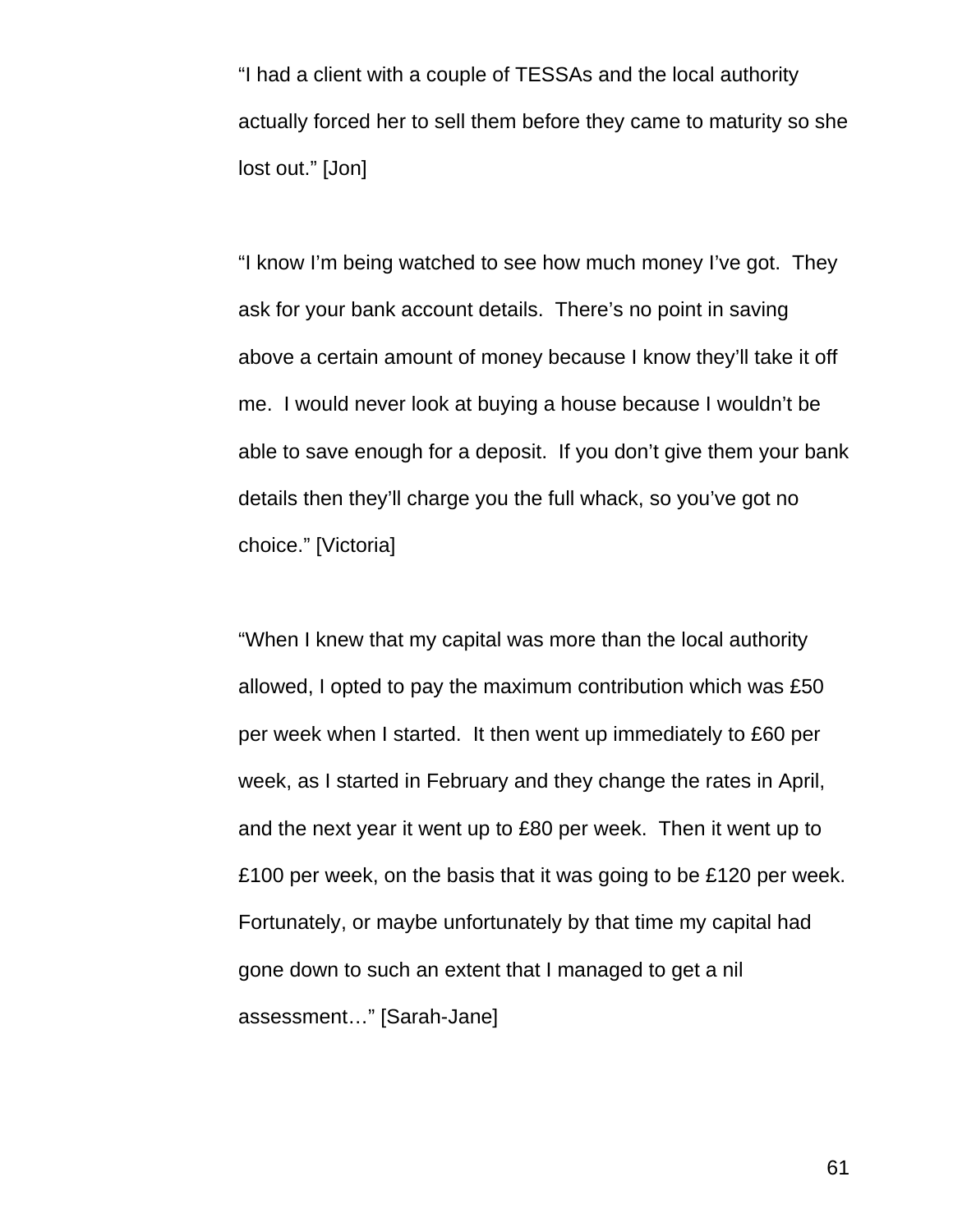"I had a client with a couple of TESSAs and the local authority actually forced her to sell them before they came to maturity so she lost out." [Jon]

"I know I'm being watched to see how much money I've got. They ask for your bank account details. There's no point in saving above a certain amount of money because I know they'll take it off me. I would never look at buying a house because I wouldn't be able to save enough for a deposit. If you don't give them your bank details then they'll charge you the full whack, so you've got no choice." [Victoria]

"When I knew that my capital was more than the local authority allowed, I opted to pay the maximum contribution which was £50 per week when I started. It then went up immediately to £60 per week, as I started in February and they change the rates in April, and the next year it went up to £80 per week. Then it went up to £100 per week, on the basis that it was going to be £120 per week. Fortunately, or maybe unfortunately by that time my capital had gone down to such an extent that I managed to get a nil assessment…" [Sarah-Jane]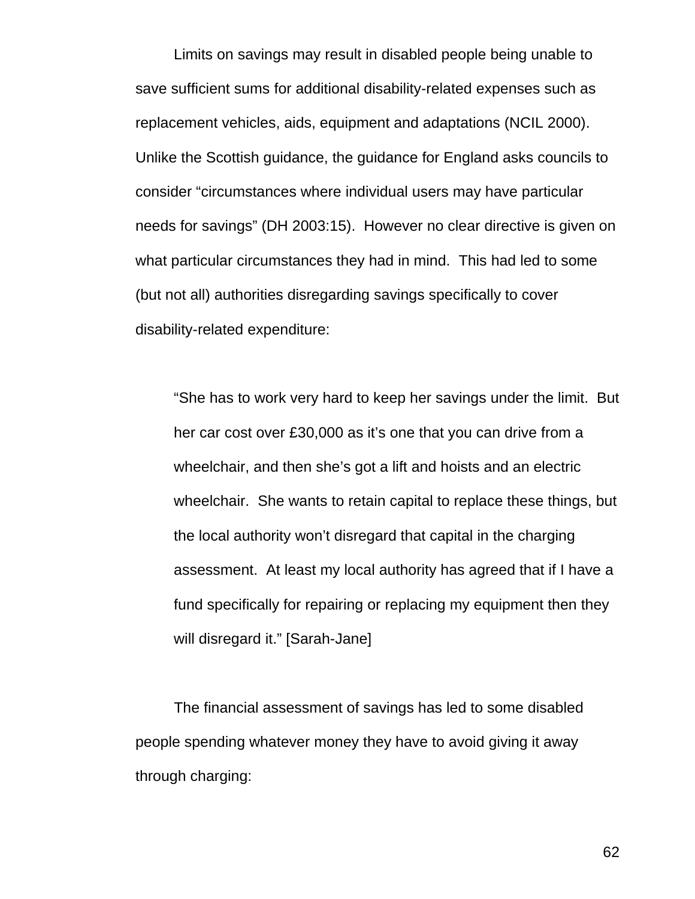Limits on savings may result in disabled people being unable to save sufficient sums for additional disability-related expenses such as replacement vehicles, aids, equipment and adaptations (NCIL 2000). Unlike the Scottish guidance, the guidance for England asks councils to consider "circumstances where individual users may have particular needs for savings" (DH 2003:15). However no clear directive is given on what particular circumstances they had in mind. This had led to some (but not all) authorities disregarding savings specifically to cover disability-related expenditure:

> "She has to work very hard to keep her savings under the limit. But her car cost over £30,000 as it's one that you can drive from a wheelchair, and then she's got a lift and hoists and an electric wheelchair. She wants to retain capital to replace these things, but the local authority won't disregard that capital in the charging assessment. At least my local authority has agreed that if I have a fund specifically for repairing or replacing my equipment then they will disregard it." [Sarah-Jane]

The financial assessment of savings has led to some disabled people spending whatever money they have to avoid giving it away through charging: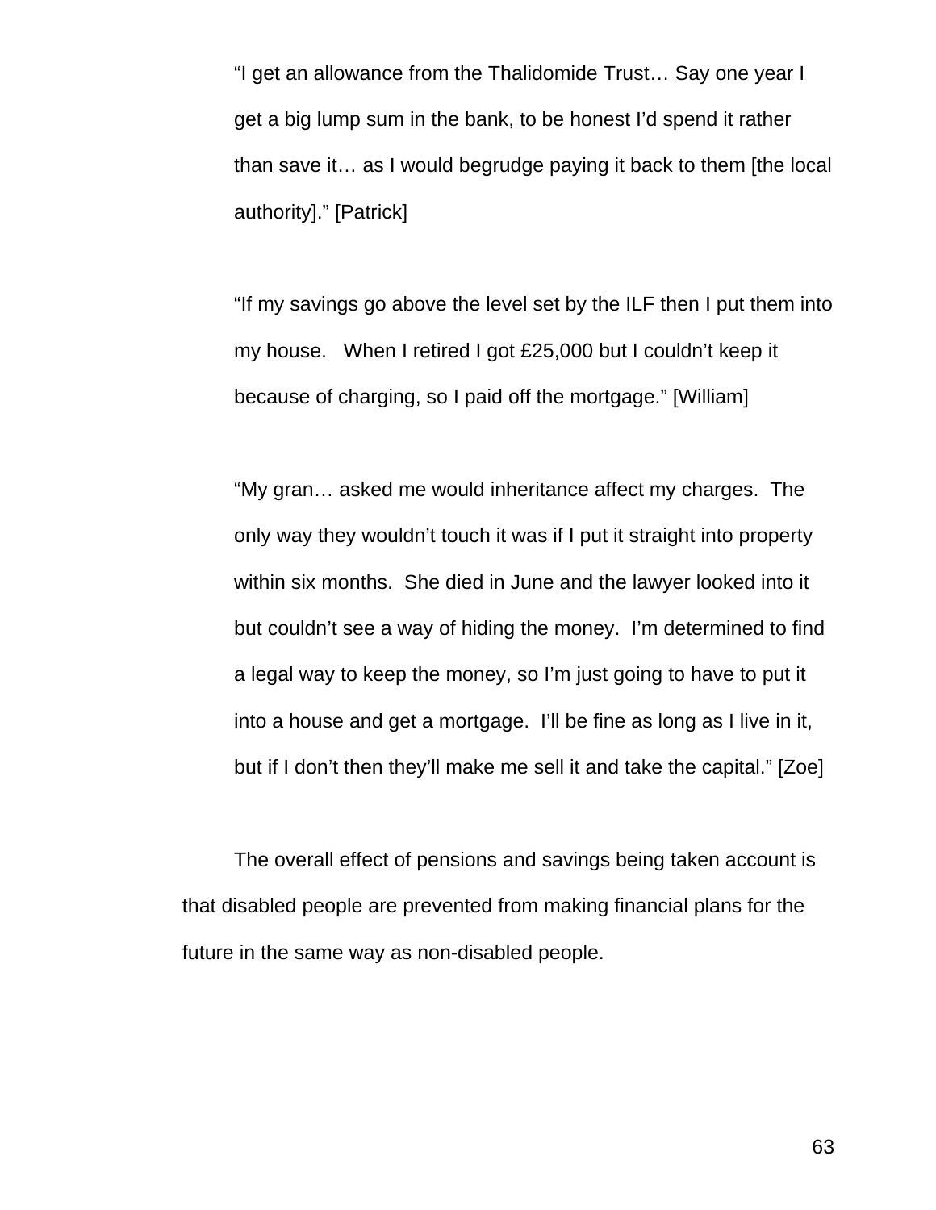> "I get an allowance from the Thalidomide Trust… Say one year I get a big lump sum in the bank, to be honest I'd spend it rather than save it… as I would begrudge paying it back to them [the local authority]." [Patrick]

> "If my savings go above the level set by the ILF then I put them into my house. When I retired I got £25,000 but I couldn't keep it because of charging, so I paid off the mortgage." [William]

> "My gran… asked me would inheritance affect my charges. The only way they wouldn't touch it was if I put it straight into property within six months. She died in June and the lawyer looked into it but couldn't see a way of hiding the money. I'm determined to find a legal way to keep the money, so I'm just going to have to put it into a house and get a mortgage. I'll be fine as long as I live in it, but if I don't then they'll make me sell it and take the capital." [Zoe]

The overall effect of pensions and savings being taken account is that disabled people are prevented from making financial plans for the future in the same way as non-disabled people.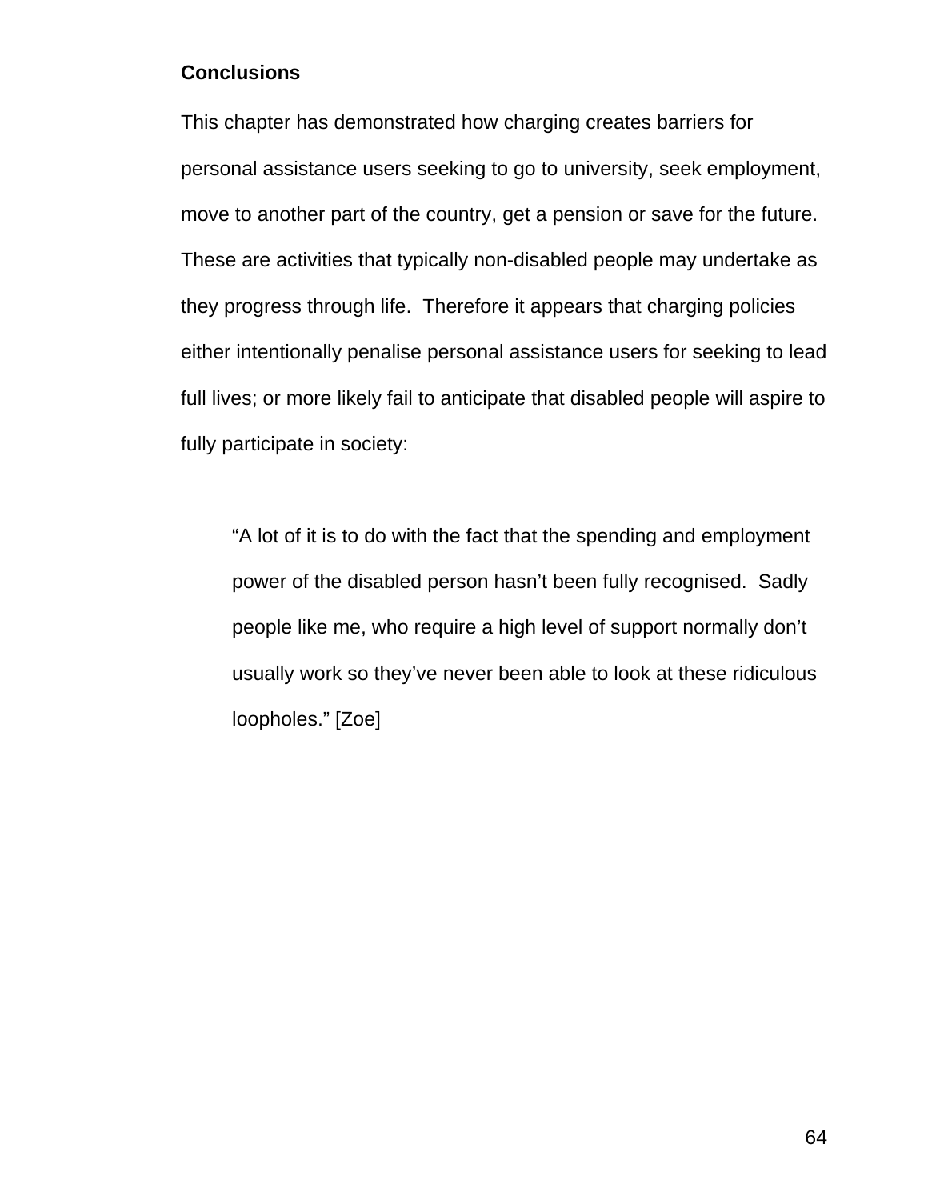## Conclusions

This chapter has demonstrated how charging creates barriers for personal assistance users seeking to go to university, seek employment, move to another part of the country, get a pension or save for the future. These are activities that typically non-disabled people may undertake as they progress through life. Therefore it appears that charging policies either intentionally penalise personal assistance users for seeking to lead full lives; or more likely fail to anticipate that disabled people will aspire to fully participate in society:

> "A lot of it is to do with the fact that the spending and employment power of the disabled person hasn't been fully recognised. Sadly people like me, who require a high level of support normally don't usually work so they've never been able to look at these ridiculous loopholes." [Zoe]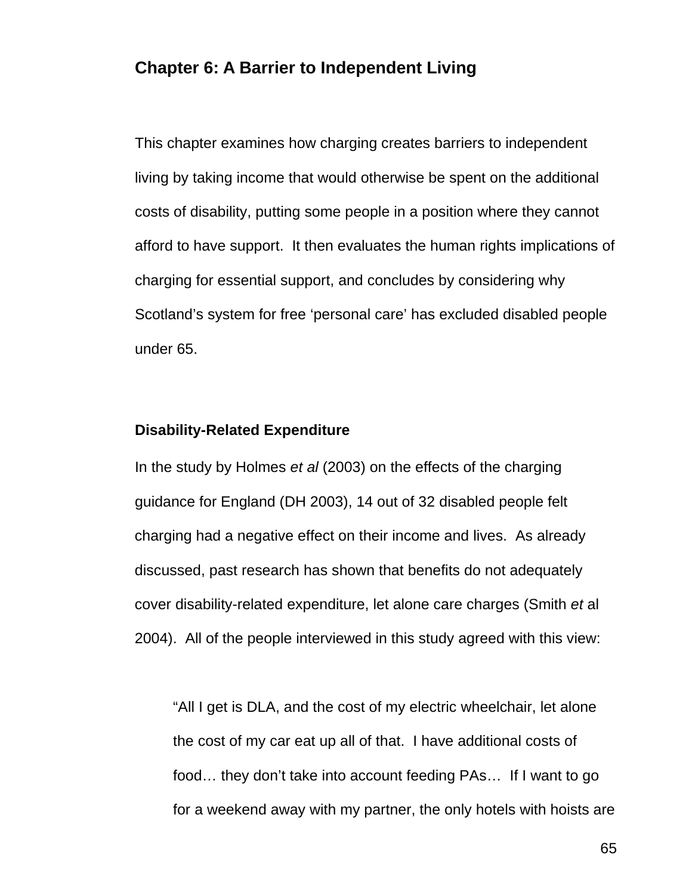## Chapter 6: A Barrier to Independent Living

This chapter examines how charging creates barriers to independent living by taking income that would otherwise be spent on the additional costs of disability, putting some people in a position where they cannot afford to have support. It then evaluates the human rights implications of charging for essential support, and concludes by considering why Scotland's system for free 'personal care' has excluded disabled people under 65.

### Disability-Related Expenditure

In the study by Holmes *et al* (2003) on the effects of the charging guidance for England (DH 2003), 14 out of 32 disabled people felt charging had a negative effect on their income and lives. As already discussed, past research has shown that benefits do not adequately cover disability-related expenditure, let alone care charges (Smith *et* al 2004). All of the people interviewed in this study agreed with this view:

> "All I get is DLA, and the cost of my electric wheelchair, let alone the cost of my car eat up all of that. I have additional costs of food… they don't take into account feeding PAs… If I want to go for a weekend away with my partner, the only hotels with hoists are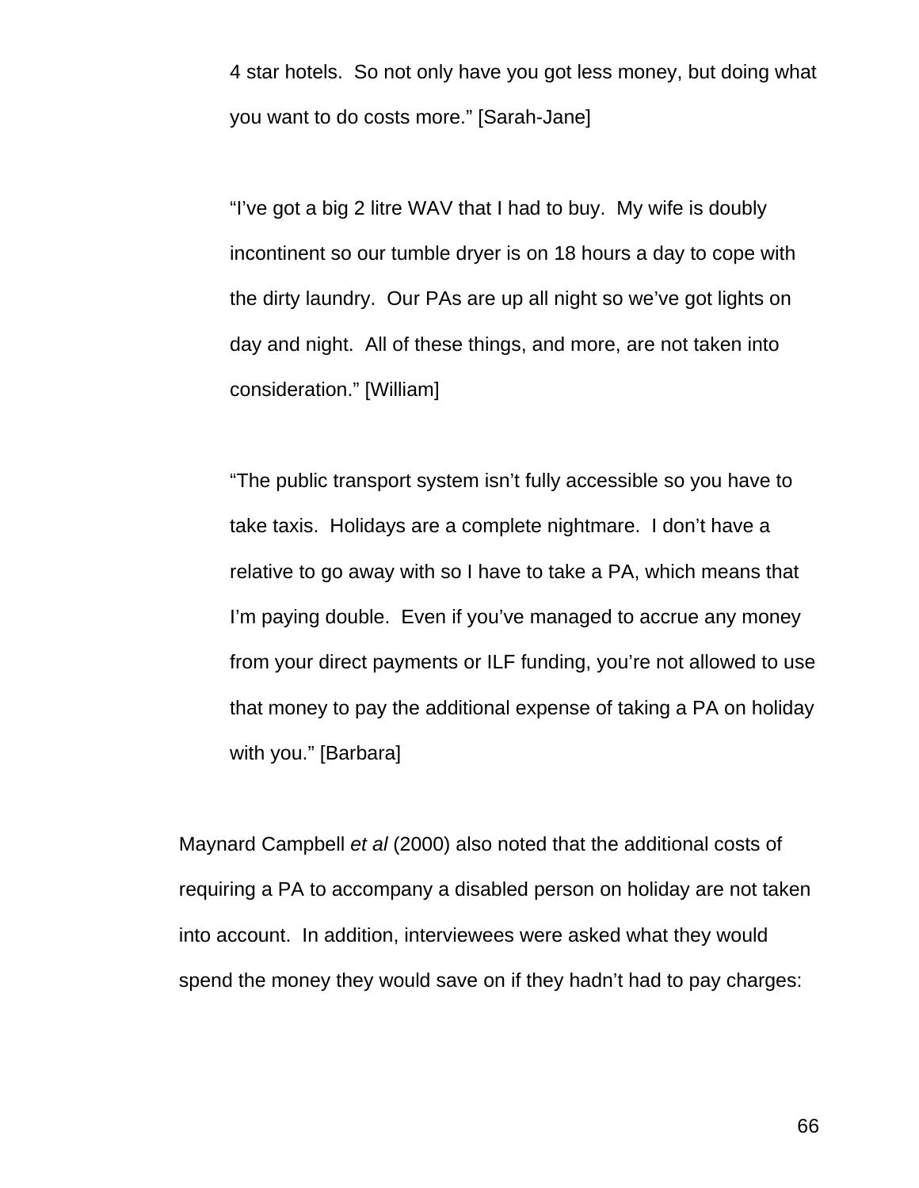> 4 star hotels.  So not only have you got less money, but doing what you want to do costs more." [Sarah-Jane]

> "I've got a big 2 litre WAV that I had to buy.  My wife is doubly incontinent so our tumble dryer is on 18 hours a day to cope with the dirty laundry.  Our PAs are up all night so we've got lights on day and night.  All of these things, and more, are not taken into consideration." [William]

> "The public transport system isn't fully accessible so you have to take taxis.  Holidays are a complete nightmare.  I don't have a relative to go away with so I have to take a PA, which means that I'm paying double.  Even if you've managed to accrue any money from your direct payments or ILF funding, you're not allowed to use that money to pay the additional expense of taking a PA on holiday with you." [Barbara]

Maynard Campbell *et al* (2000) also noted that the additional costs of requiring a PA to accompany a disabled person on holiday are not taken into account.  In addition, interviewees were asked what they would spend the money they would save on if they hadn't had to pay charges: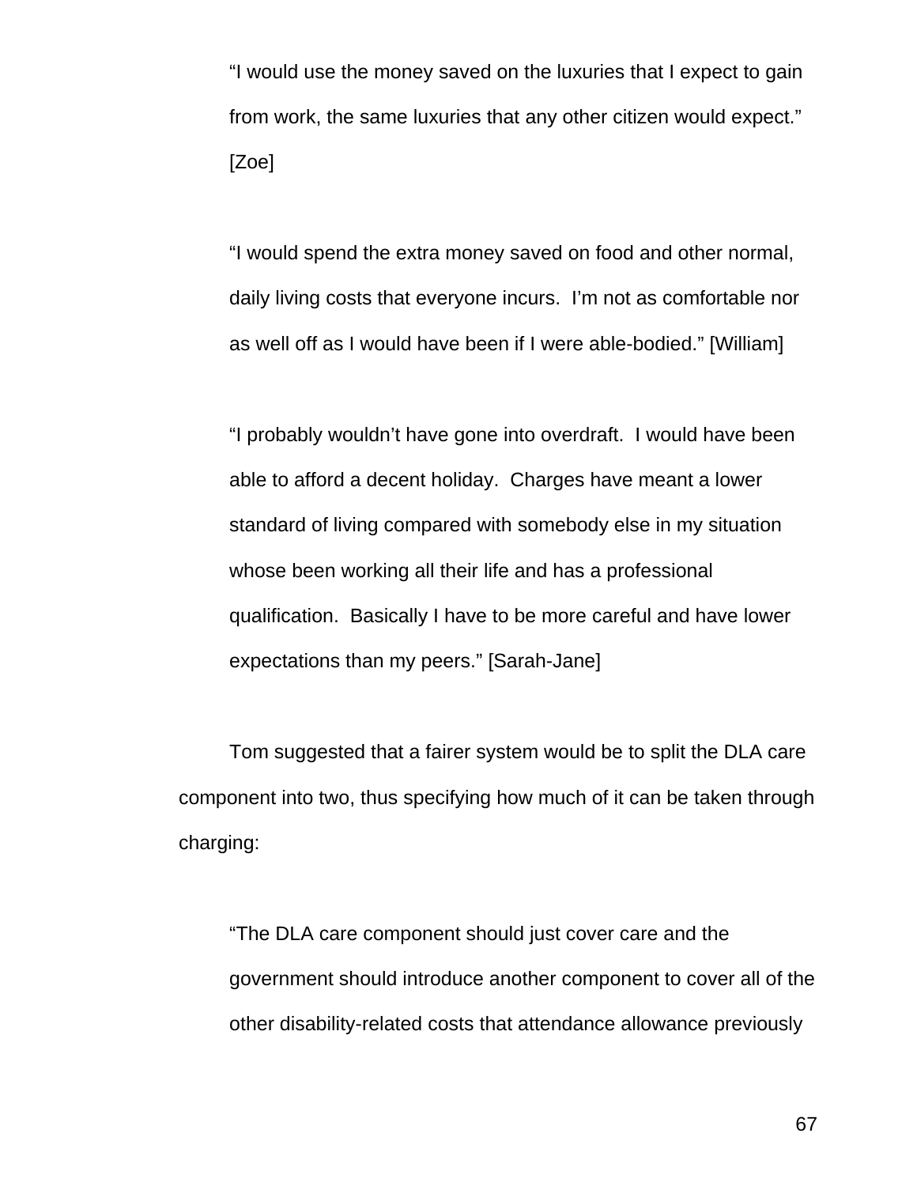> "I would use the money saved on the luxuries that I expect to gain from work, the same luxuries that any other citizen would expect." [Zoe]

> "I would spend the extra money saved on food and other normal, daily living costs that everyone incurs. I'm not as comfortable nor as well off as I would have been if I were able-bodied." [William]

> "I probably wouldn't have gone into overdraft. I would have been able to afford a decent holiday. Charges have meant a lower standard of living compared with somebody else in my situation whose been working all their life and has a professional qualification. Basically I have to be more careful and have lower expectations than my peers." [Sarah-Jane]

Tom suggested that a fairer system would be to split the DLA care component into two, thus specifying how much of it can be taken through charging:

> "The DLA care component should just cover care and the government should introduce another component to cover all of the other disability-related costs that attendance allowance previously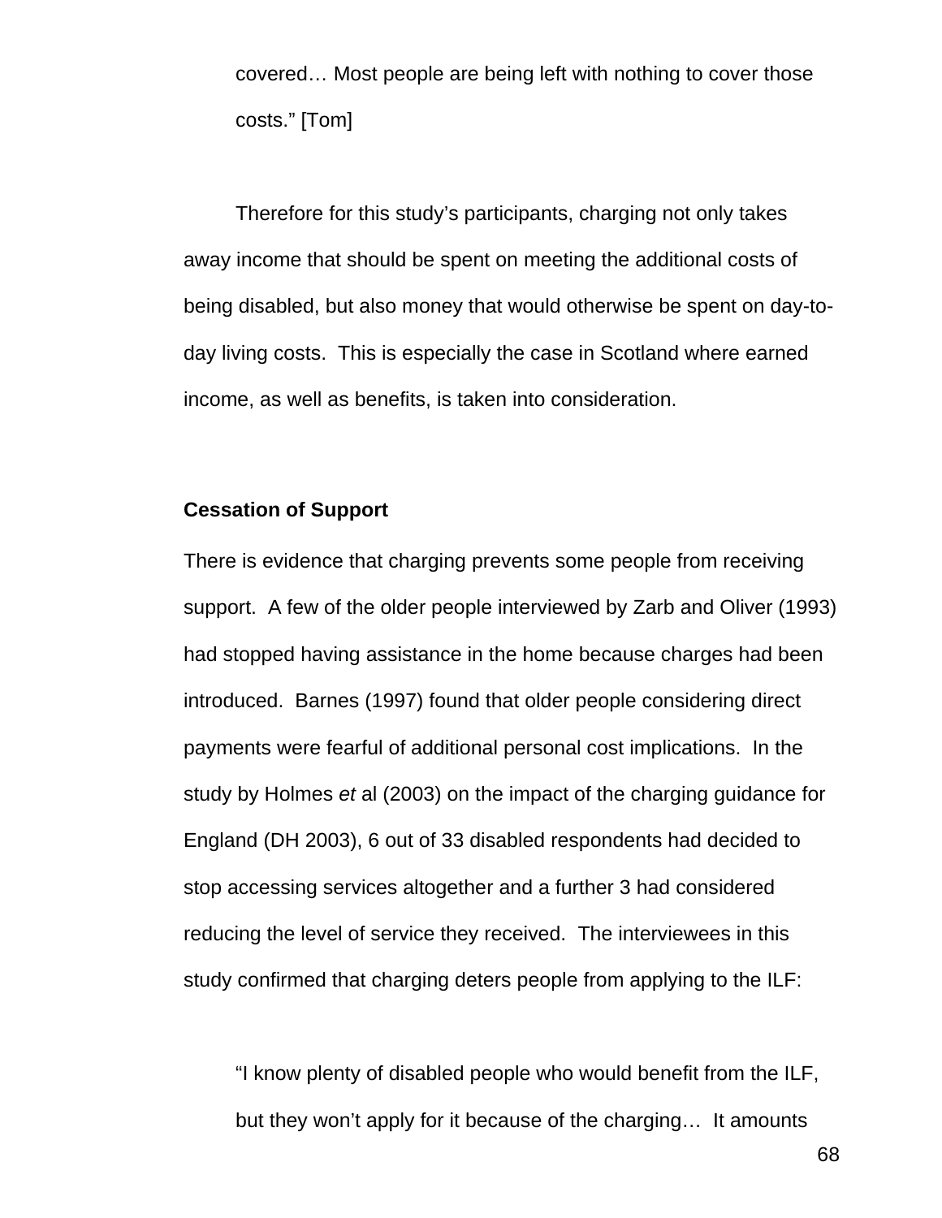> covered… Most people are being left with nothing to cover those costs." [Tom]

Therefore for this study's participants, charging not only takes away income that should be spent on meeting the additional costs of being disabled, but also money that would otherwise be spent on day-to-day living costs. This is especially the case in Scotland where earned income, as well as benefits, is taken into consideration.

**Cessation of Support**

There is evidence that charging prevents some people from receiving support. A few of the older people interviewed by Zarb and Oliver (1993) had stopped having assistance in the home because charges had been introduced. Barnes (1997) found that older people considering direct payments were fearful of additional personal cost implications. In the study by Holmes *et* al (2003) on the impact of the charging guidance for England (DH 2003), 6 out of 33 disabled respondents had decided to stop accessing services altogether and a further 3 had considered reducing the level of service they received. The interviewees in this study confirmed that charging deters people from applying to the ILF:

> "I know plenty of disabled people who would benefit from the ILF, but they won't apply for it because of the charging… It amounts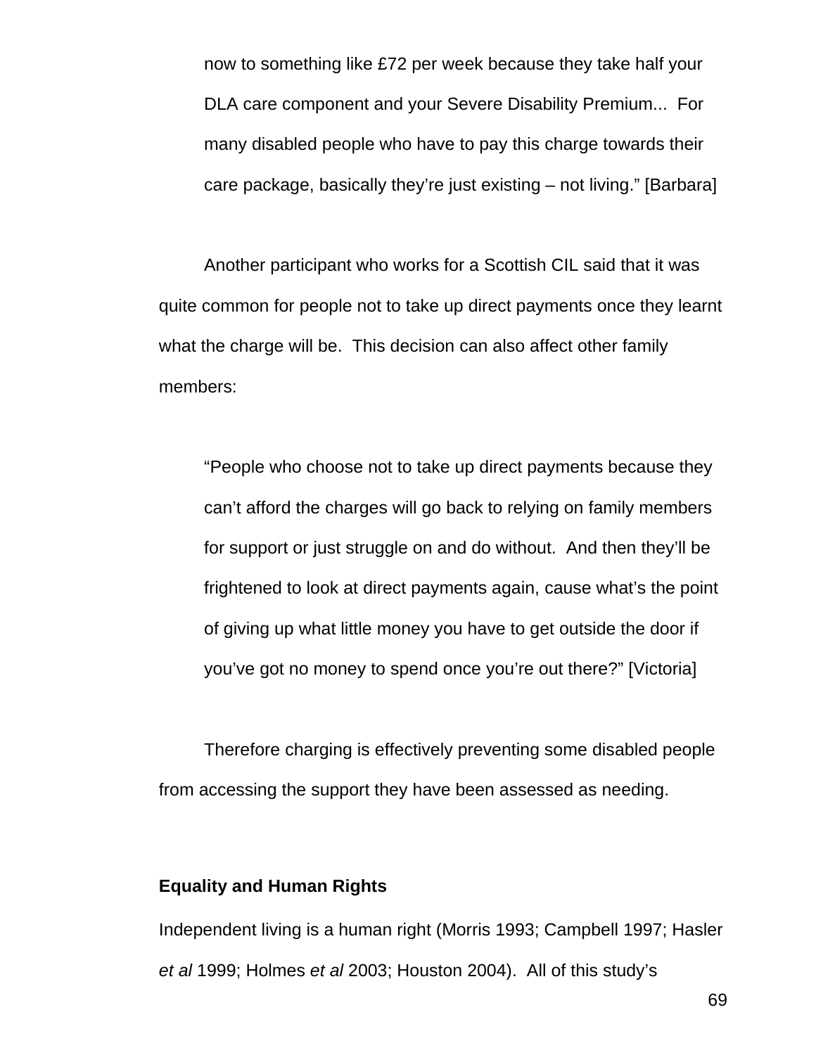> now to something like £72 per week because they take half your DLA care component and your Severe Disability Premium... For many disabled people who have to pay this charge towards their care package, basically they're just existing – not living." [Barbara]

Another participant who works for a Scottish CIL said that it was quite common for people not to take up direct payments once they learnt what the charge will be. This decision can also affect other family members:

> "People who choose not to take up direct payments because they can't afford the charges will go back to relying on family members for support or just struggle on and do without. And then they'll be frightened to look at direct payments again, cause what's the point of giving up what little money you have to get outside the door if you've got no money to spend once you're out there?" [Victoria]

Therefore charging is effectively preventing some disabled people from accessing the support they have been assessed as needing.

**Equality and Human Rights**

Independent living is a human right (Morris 1993; Campbell 1997; Hasler *et al* 1999; Holmes *et al* 2003; Houston 2004). All of this study's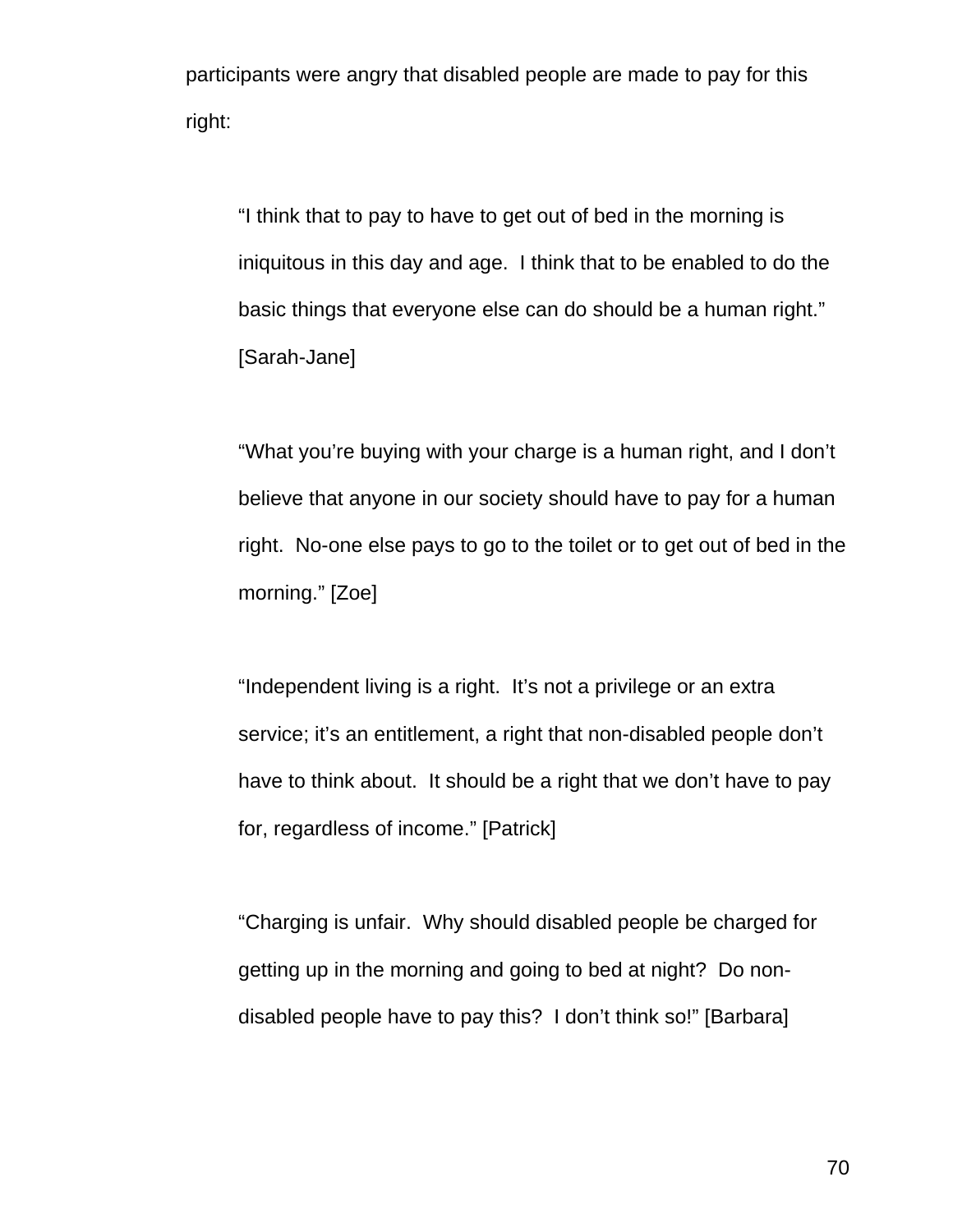participants were angry that disabled people are made to pay for this right:

> "I think that to pay to have to get out of bed in the morning is iniquitous in this day and age. I think that to be enabled to do the basic things that everyone else can do should be a human right." [Sarah-Jane]

> "What you're buying with your charge is a human right, and I don't believe that anyone in our society should have to pay for a human right. No-one else pays to go to the toilet or to get out of bed in the morning." [Zoe]

> "Independent living is a right. It's not a privilege or an extra service; it's an entitlement, a right that non-disabled people don't have to think about. It should be a right that we don't have to pay for, regardless of income." [Patrick]

> "Charging is unfair. Why should disabled people be charged for getting up in the morning and going to bed at night? Do non-disabled people have to pay this? I don't think so!" [Barbara]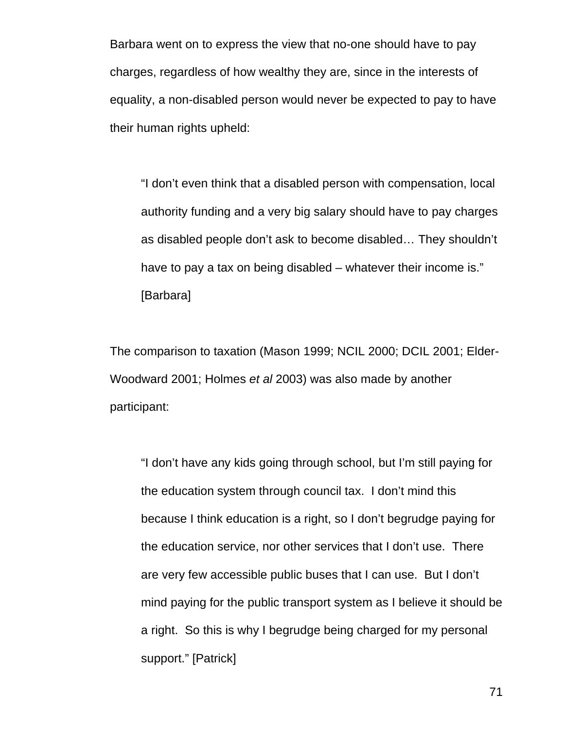Barbara went on to express the view that no-one should have to pay charges, regardless of how wealthy they are, since in the interests of equality, a non-disabled person would never be expected to pay to have their human rights upheld:

> "I don't even think that a disabled person with compensation, local authority funding and a very big salary should have to pay charges as disabled people don't ask to become disabled… They shouldn't have to pay a tax on being disabled – whatever their income is." [Barbara]

The comparison to taxation (Mason 1999; NCIL 2000; DCIL 2001; Elder-Woodward 2001; Holmes *et al* 2003) was also made by another participant:

> "I don't have any kids going through school, but I'm still paying for the education system through council tax. I don't mind this because I think education is a right, so I don't begrudge paying for the education service, nor other services that I don't use. There are very few accessible public buses that I can use. But I don't mind paying for the public transport system as I believe it should be a right. So this is why I begrudge being charged for my personal support." [Patrick]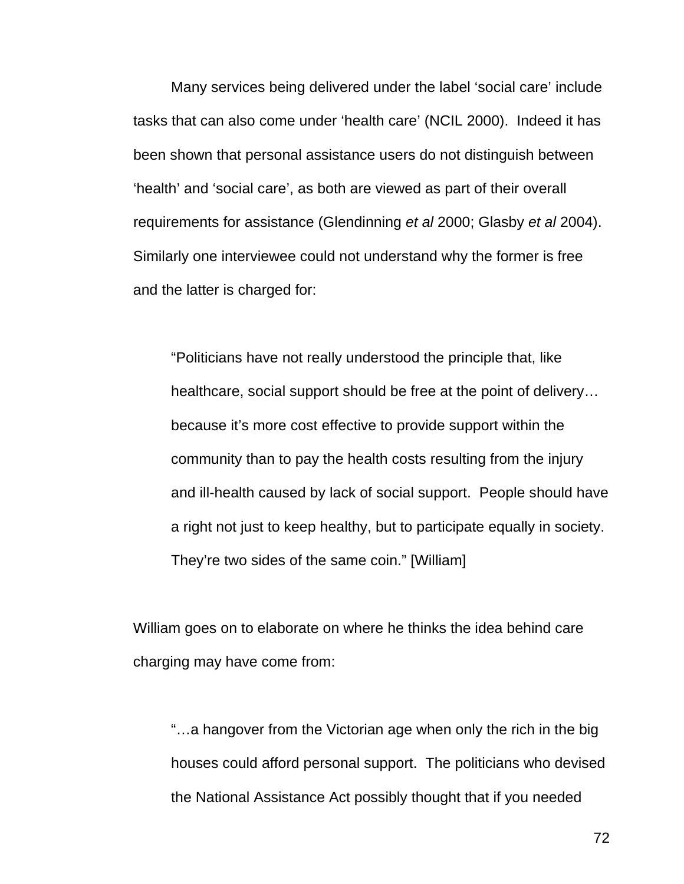Many services being delivered under the label ‘social care’ include tasks that can also come under ‘health care’ (NCIL 2000). Indeed it has been shown that personal assistance users do not distinguish between ‘health’ and ‘social care’, as both are viewed as part of their overall requirements for assistance (Glendinning *et al* 2000; Glasby *et al* 2004). Similarly one interviewee could not understand why the former is free and the latter is charged for:

> “Politicians have not really understood the principle that, like healthcare, social support should be free at the point of delivery… because it’s more cost effective to provide support within the community than to pay the health costs resulting from the injury and ill-health caused by lack of social support. People should have a right not just to keep healthy, but to participate equally in society. They’re two sides of the same coin.” [William]

William goes on to elaborate on where he thinks the idea behind care charging may have come from:

> “…a hangover from the Victorian age when only the rich in the big houses could afford personal support. The politicians who devised the National Assistance Act possibly thought that if you needed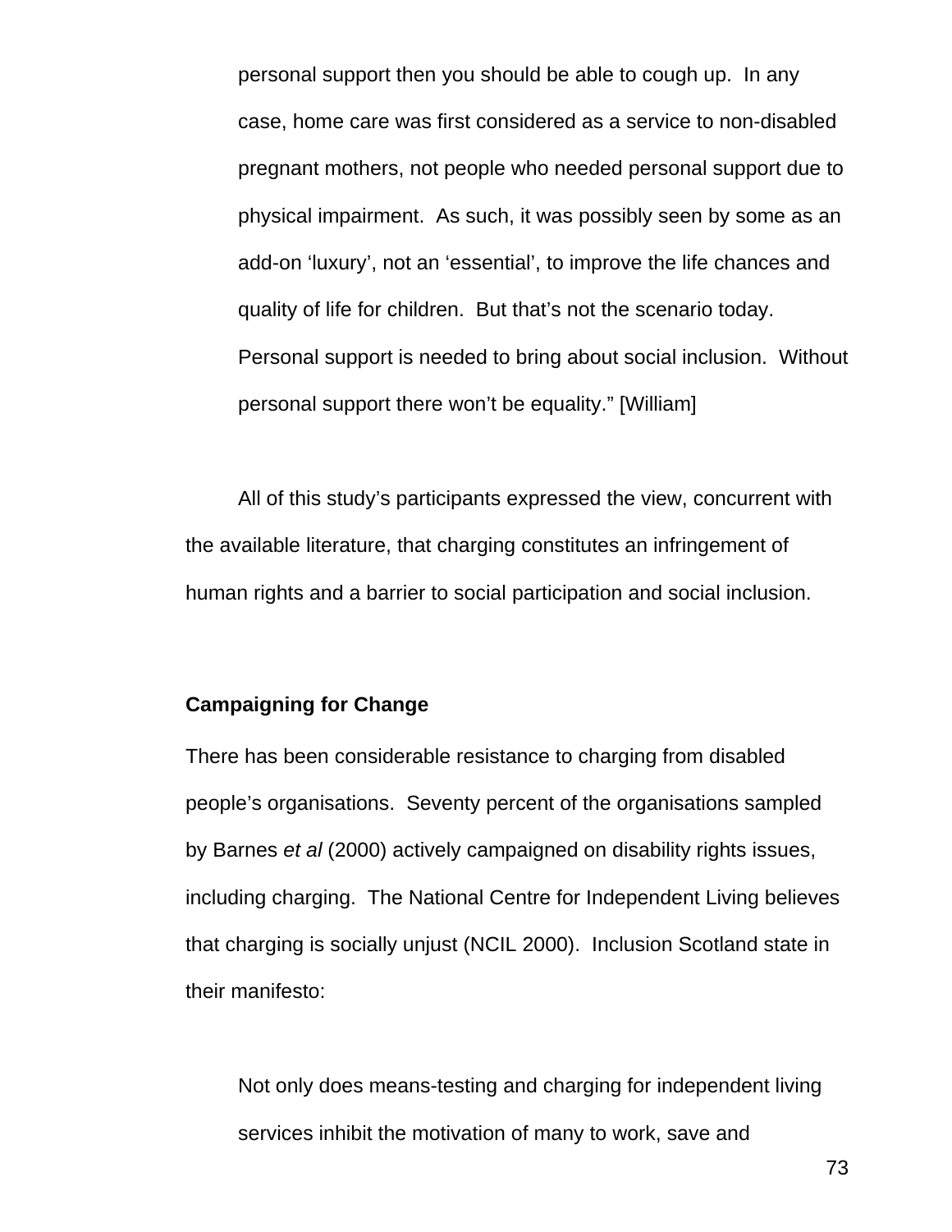> personal support then you should be able to cough up. In any case, home care was first considered as a service to non-disabled pregnant mothers, not people who needed personal support due to physical impairment. As such, it was possibly seen by some as an add-on 'luxury', not an 'essential', to improve the life chances and quality of life for children. But that's not the scenario today. Personal support is needed to bring about social inclusion. Without personal support there won't be equality." [William]

All of this study's participants expressed the view, concurrent with the available literature, that charging constitutes an infringement of human rights and a barrier to social participation and social inclusion.

**Campaigning for Change**

There has been considerable resistance to charging from disabled people's organisations. Seventy percent of the organisations sampled by Barnes *et al* (2000) actively campaigned on disability rights issues, including charging. The National Centre for Independent Living believes that charging is socially unjust (NCIL 2000). Inclusion Scotland state in their manifesto:

> Not only does means-testing and charging for independent living services inhibit the motivation of many to work, save and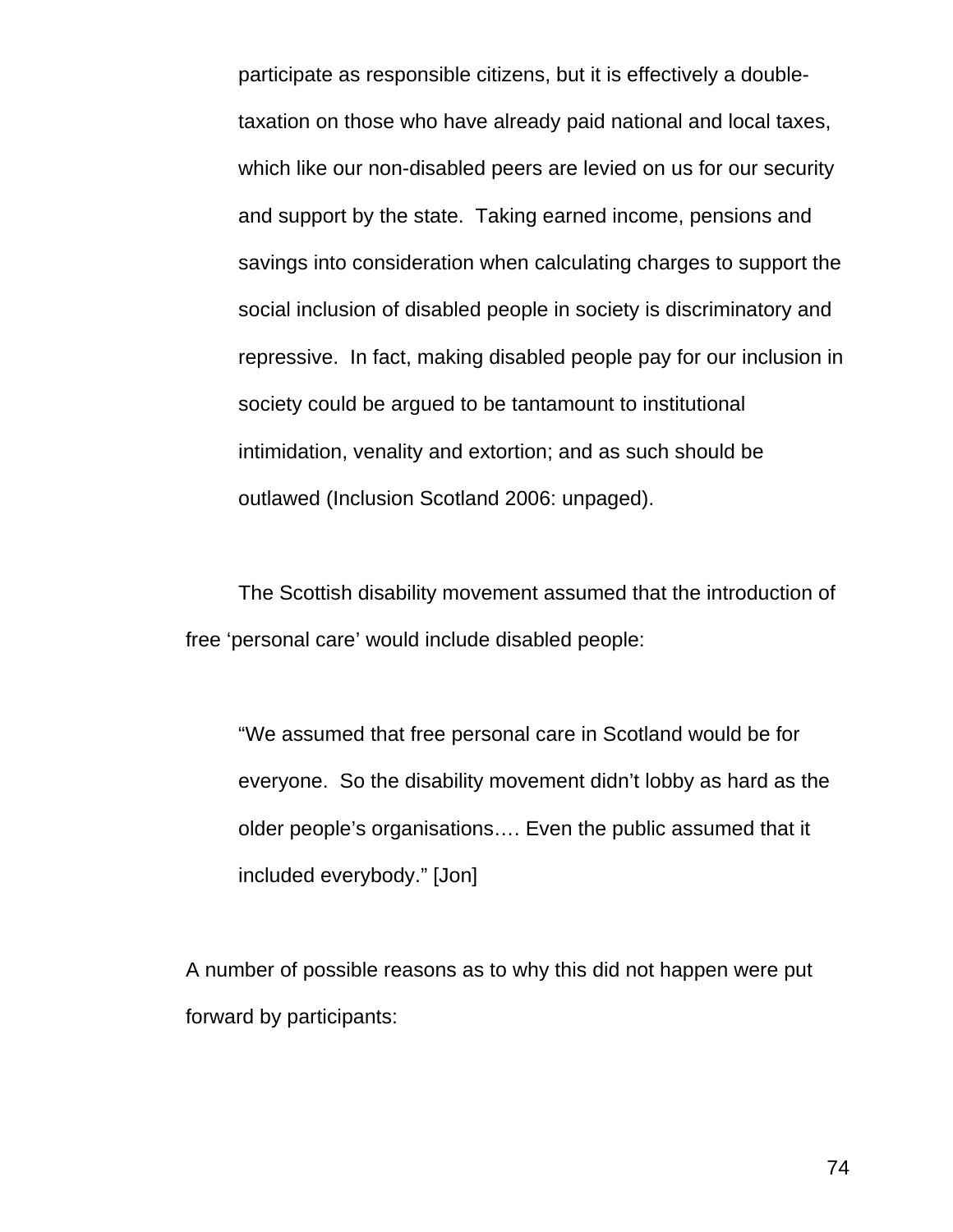> participate as responsible citizens, but it is effectively a double-taxation on those who have already paid national and local taxes, which like our non-disabled peers are levied on us for our security and support by the state.  Taking earned income, pensions and savings into consideration when calculating charges to support the social inclusion of disabled people in society is discriminatory and repressive.  In fact, making disabled people pay for our inclusion in society could be argued to be tantamount to institutional intimidation, venality and extortion; and as such should be outlawed (Inclusion Scotland 2006: unpaged).

The Scottish disability movement assumed that the introduction of free 'personal care' would include disabled people:

> "We assumed that free personal care in Scotland would be for everyone.  So the disability movement didn't lobby as hard as the older people's organisations…. Even the public assumed that it included everybody." [Jon]

A number of possible reasons as to why this did not happen were put forward by participants: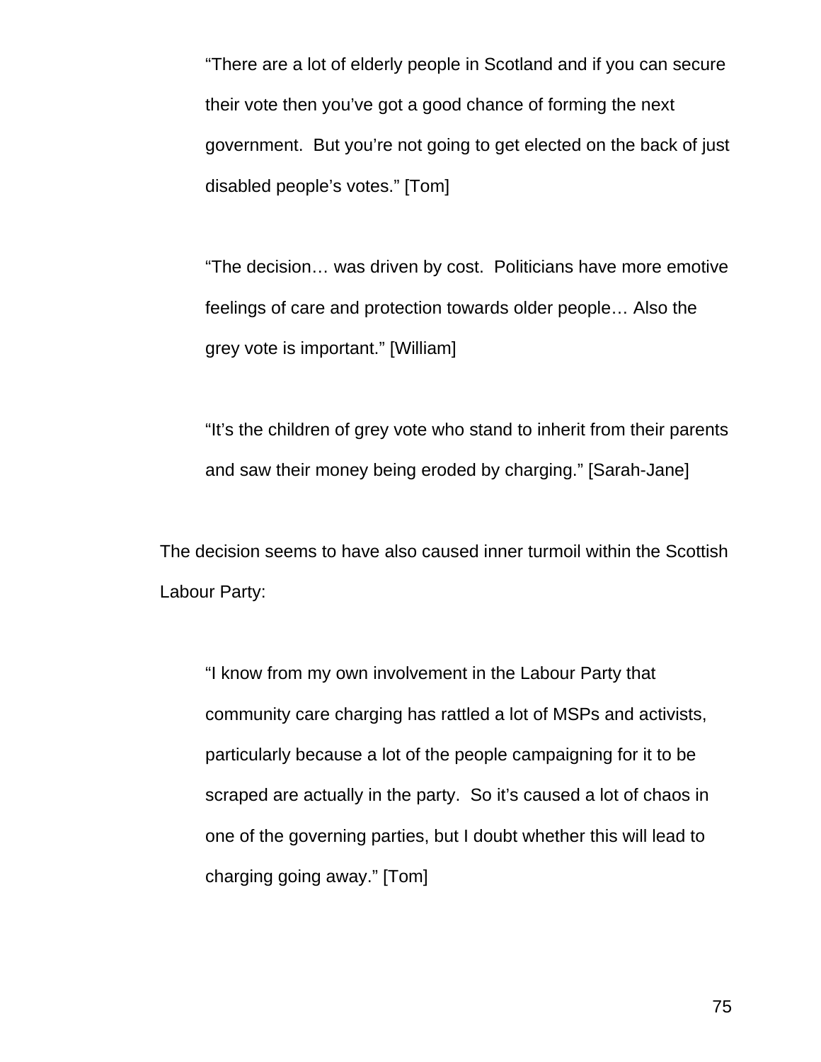> "There are a lot of elderly people in Scotland and if you can secure their vote then you've got a good chance of forming the next government. But you're not going to get elected on the back of just disabled people's votes." [Tom]

> "The decision… was driven by cost. Politicians have more emotive feelings of care and protection towards older people… Also the grey vote is important." [William]

> "It's the children of grey vote who stand to inherit from their parents and saw their money being eroded by charging." [Sarah-Jane]

The decision seems to have also caused inner turmoil within the Scottish Labour Party:

> "I know from my own involvement in the Labour Party that community care charging has rattled a lot of MSPs and activists, particularly because a lot of the people campaigning for it to be scraped are actually in the party. So it's caused a lot of chaos in one of the governing parties, but I doubt whether this will lead to charging going away." [Tom]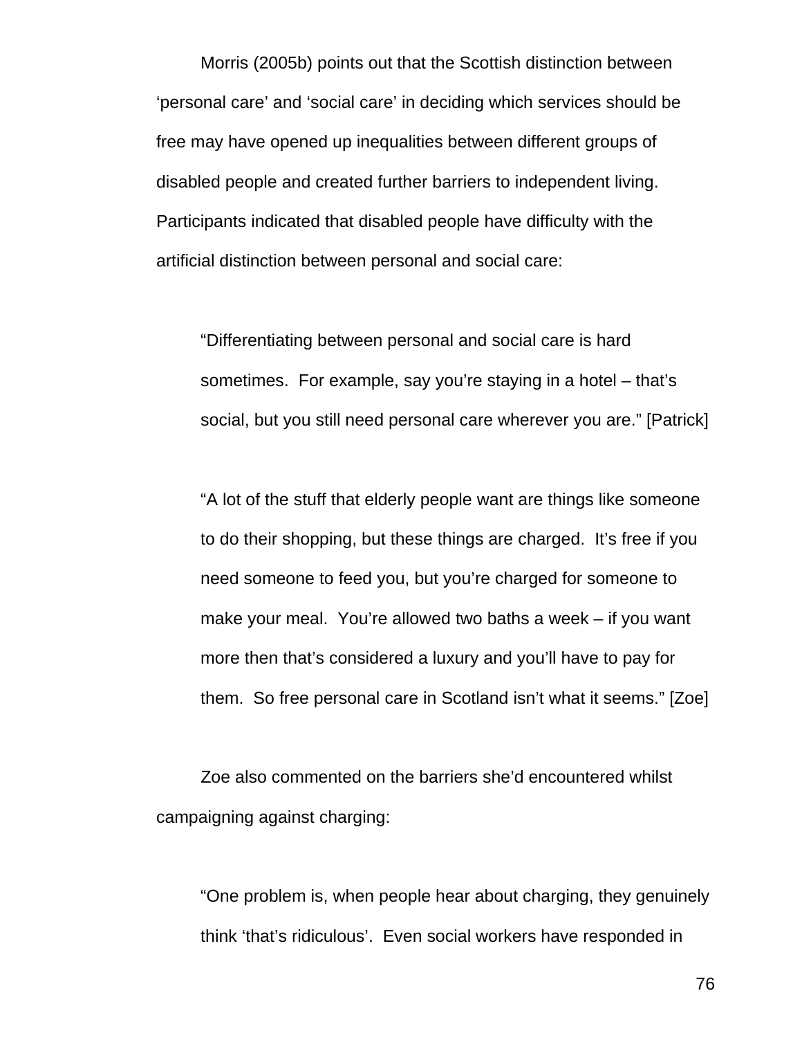Morris (2005b) points out that the Scottish distinction between 'personal care' and 'social care' in deciding which services should be free may have opened up inequalities between different groups of disabled people and created further barriers to independent living. Participants indicated that disabled people have difficulty with the artificial distinction between personal and social care:

> "Differentiating between personal and social care is hard sometimes. For example, say you're staying in a hotel – that's social, but you still need personal care wherever you are." [Patrick]

> "A lot of the stuff that elderly people want are things like someone to do their shopping, but these things are charged. It's free if you need someone to feed you, but you're charged for someone to make your meal. You're allowed two baths a week – if you want more then that's considered a luxury and you'll have to pay for them. So free personal care in Scotland isn't what it seems." [Zoe]

Zoe also commented on the barriers she'd encountered whilst campaigning against charging:

> "One problem is, when people hear about charging, they genuinely think 'that's ridiculous'. Even social workers have responded in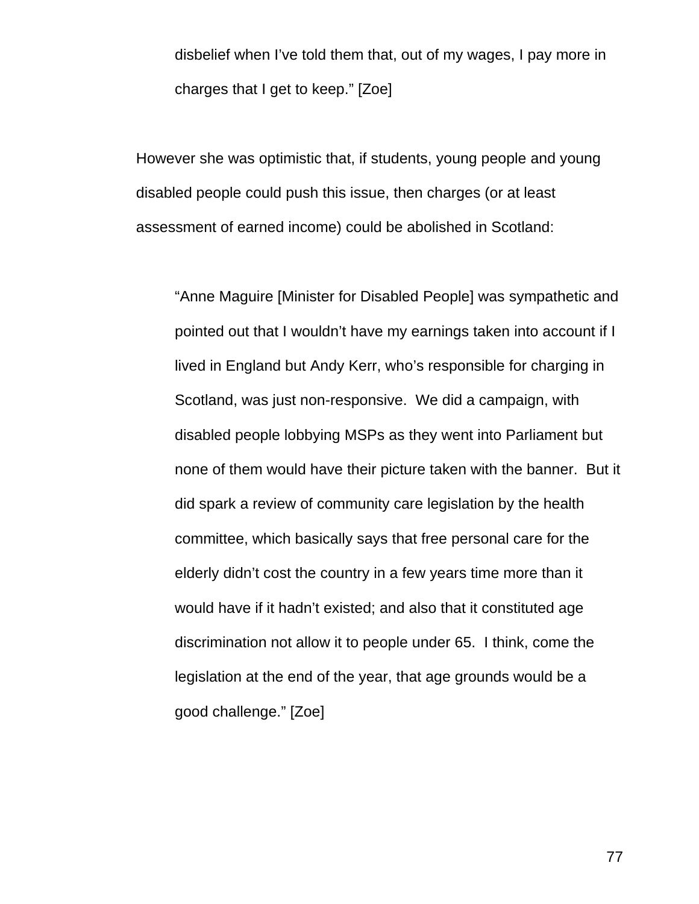> disbelief when I've told them that, out of my wages, I pay more in charges that I get to keep." [Zoe]

However she was optimistic that, if students, young people and young disabled people could push this issue, then charges (or at least assessment of earned income) could be abolished in Scotland:

> "Anne Maguire [Minister for Disabled People] was sympathetic and pointed out that I wouldn't have my earnings taken into account if I lived in England but Andy Kerr, who's responsible for charging in Scotland, was just non-responsive. We did a campaign, with disabled people lobbying MSPs as they went into Parliament but none of them would have their picture taken with the banner. But it did spark a review of community care legislation by the health committee, which basically says that free personal care for the elderly didn't cost the country in a few years time more than it would have if it hadn't existed; and also that it constituted age discrimination not allow it to people under 65. I think, come the legislation at the end of the year, that age grounds would be a good challenge." [Zoe]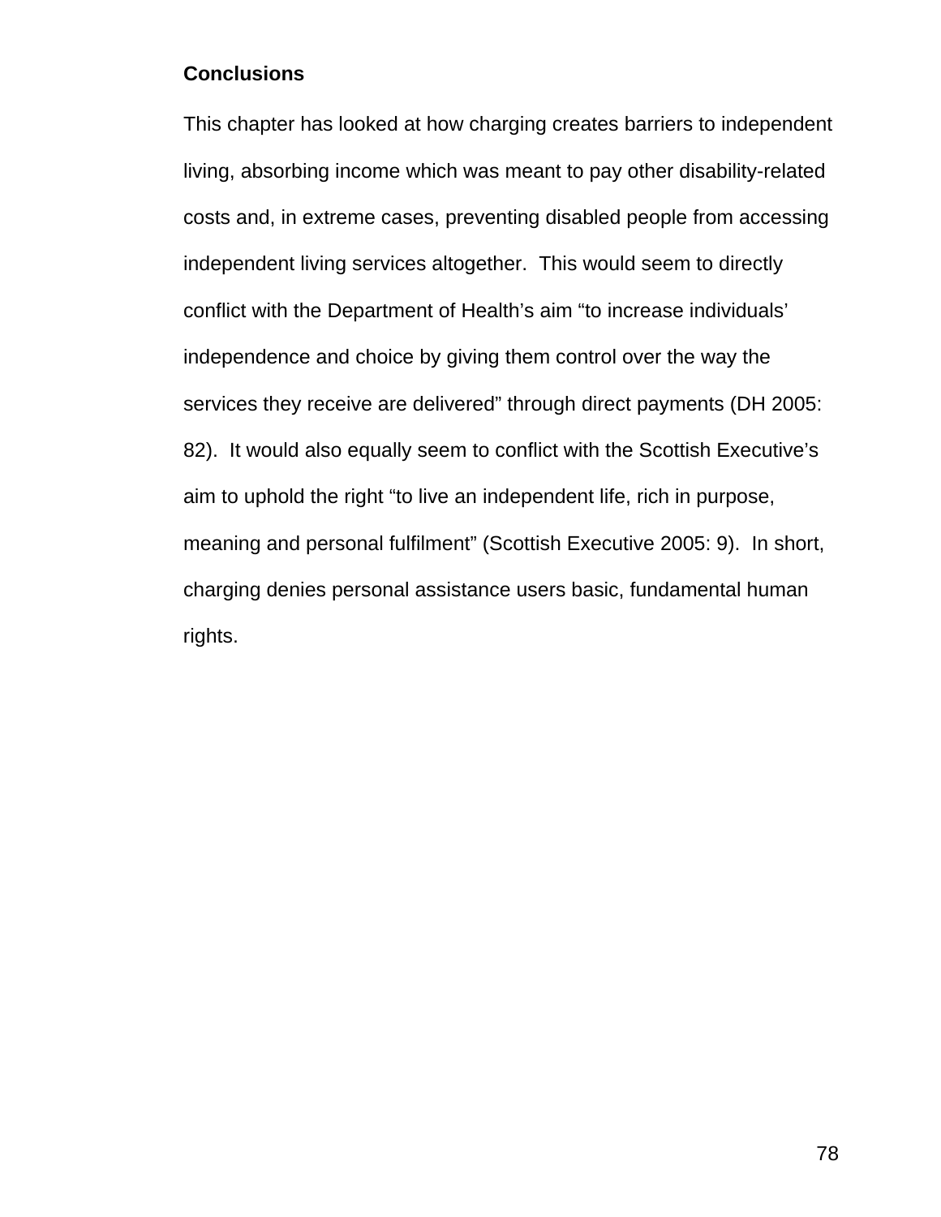## Conclusions

This chapter has looked at how charging creates barriers to independent living, absorbing income which was meant to pay other disability-related costs and, in extreme cases, preventing disabled people from accessing independent living services altogether. This would seem to directly conflict with the Department of Health's aim "to increase individuals' independence and choice by giving them control over the way the services they receive are delivered" through direct payments (DH 2005: 82). It would also equally seem to conflict with the Scottish Executive's aim to uphold the right "to live an independent life, rich in purpose, meaning and personal fulfilment" (Scottish Executive 2005: 9). In short, charging denies personal assistance users basic, fundamental human rights.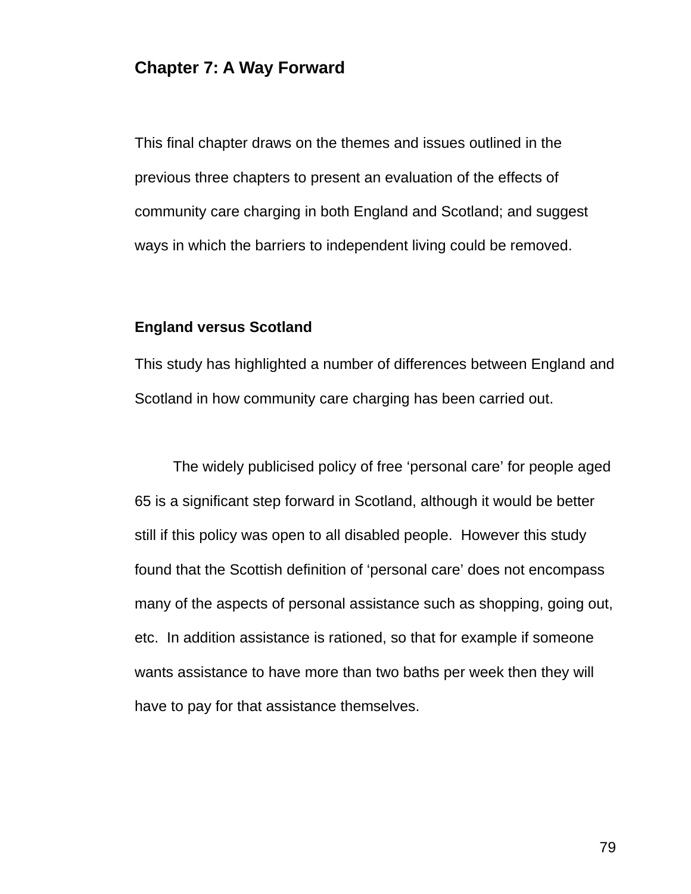# Chapter 7: A Way Forward

This final chapter draws on the themes and issues outlined in the previous three chapters to present an evaluation of the effects of community care charging in both England and Scotland; and suggest ways in which the barriers to independent living could be removed.

## England versus Scotland

This study has highlighted a number of differences between England and Scotland in how community care charging has been carried out.

The widely publicised policy of free 'personal care' for people aged 65 is a significant step forward in Scotland, although it would be better still if this policy was open to all disabled people. However this study found that the Scottish definition of 'personal care' does not encompass many of the aspects of personal assistance such as shopping, going out, etc. In addition assistance is rationed, so that for example if someone wants assistance to have more than two baths per week then they will have to pay for that assistance themselves.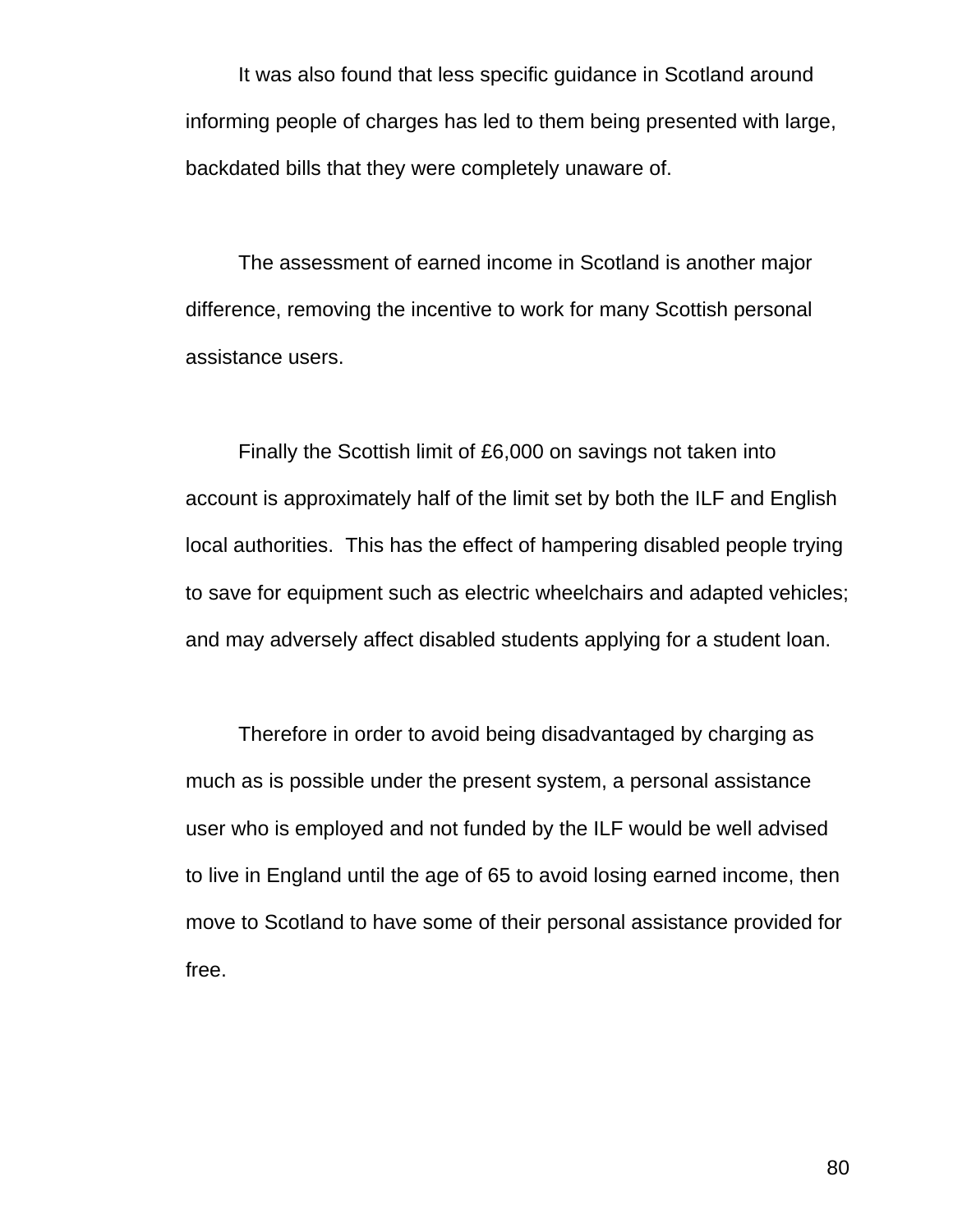It was also found that less specific guidance in Scotland around informing people of charges has led to them being presented with large, backdated bills that they were completely unaware of.

The assessment of earned income in Scotland is another major difference, removing the incentive to work for many Scottish personal assistance users.

Finally the Scottish limit of £6,000 on savings not taken into account is approximately half of the limit set by both the ILF and English local authorities.  This has the effect of hampering disabled people trying to save for equipment such as electric wheelchairs and adapted vehicles; and may adversely affect disabled students applying for a student loan.

Therefore in order to avoid being disadvantaged by charging as much as is possible under the present system, a personal assistance user who is employed and not funded by the ILF would be well advised to live in England until the age of 65 to avoid losing earned income, then move to Scotland to have some of their personal assistance provided for free.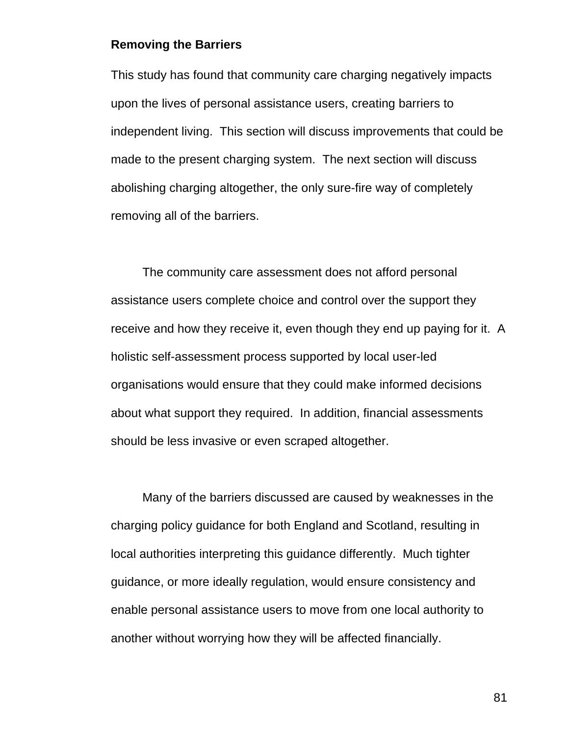**Removing the Barriers**

This study has found that community care charging negatively impacts upon the lives of personal assistance users, creating barriers to independent living. This section will discuss improvements that could be made to the present charging system. The next section will discuss abolishing charging altogether, the only sure-fire way of completely removing all of the barriers.

The community care assessment does not afford personal assistance users complete choice and control over the support they receive and how they receive it, even though they end up paying for it. A holistic self-assessment process supported by local user-led organisations would ensure that they could make informed decisions about what support they required. In addition, financial assessments should be less invasive or even scraped altogether.

Many of the barriers discussed are caused by weaknesses in the charging policy guidance for both England and Scotland, resulting in local authorities interpreting this guidance differently. Much tighter guidance, or more ideally regulation, would ensure consistency and enable personal assistance users to move from one local authority to another without worrying how they will be affected financially.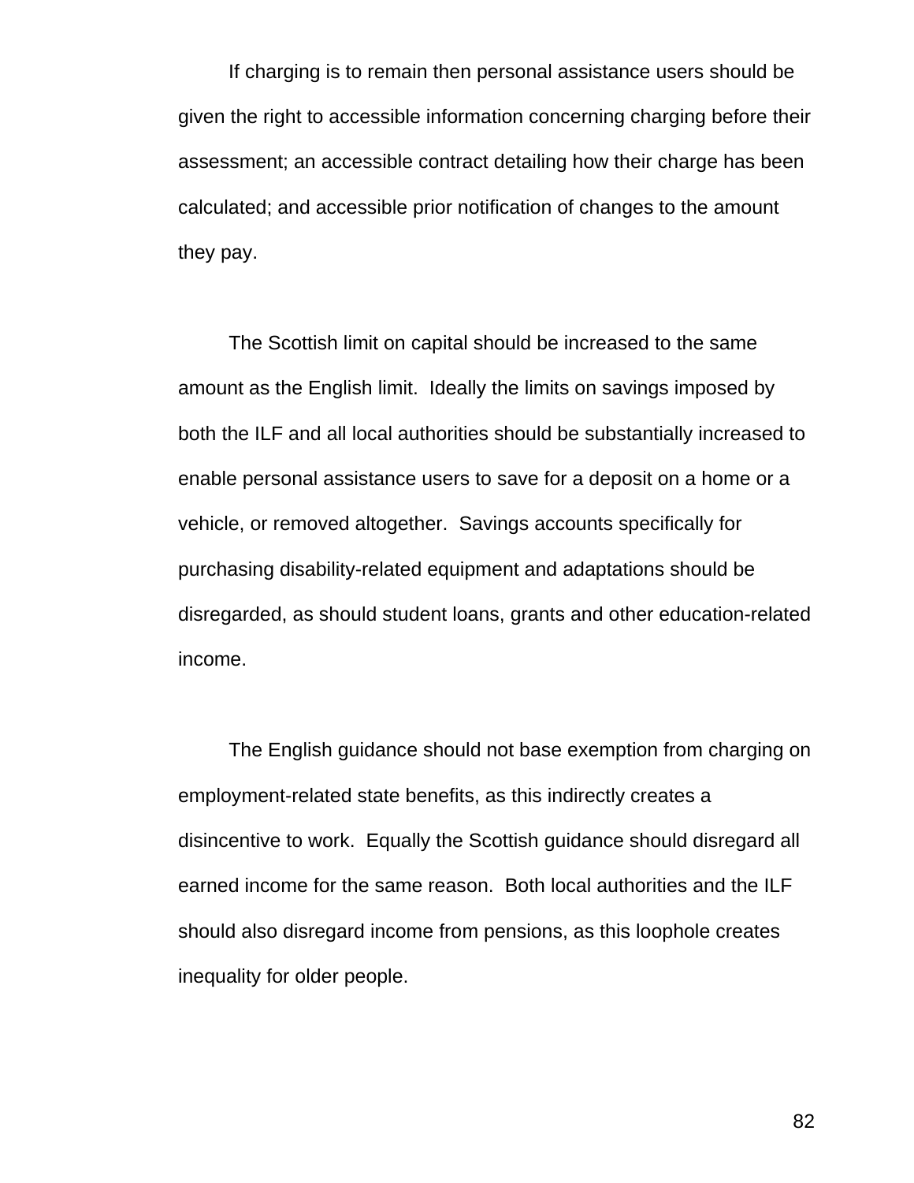If charging is to remain then personal assistance users should be given the right to accessible information concerning charging before their assessment; an accessible contract detailing how their charge has been calculated; and accessible prior notification of changes to the amount they pay.

The Scottish limit on capital should be increased to the same amount as the English limit. Ideally the limits on savings imposed by both the ILF and all local authorities should be substantially increased to enable personal assistance users to save for a deposit on a home or a vehicle, or removed altogether. Savings accounts specifically for purchasing disability-related equipment and adaptations should be disregarded, as should student loans, grants and other education-related income.

The English guidance should not base exemption from charging on employment-related state benefits, as this indirectly creates a disincentive to work. Equally the Scottish guidance should disregard all earned income for the same reason. Both local authorities and the ILF should also disregard income from pensions, as this loophole creates inequality for older people.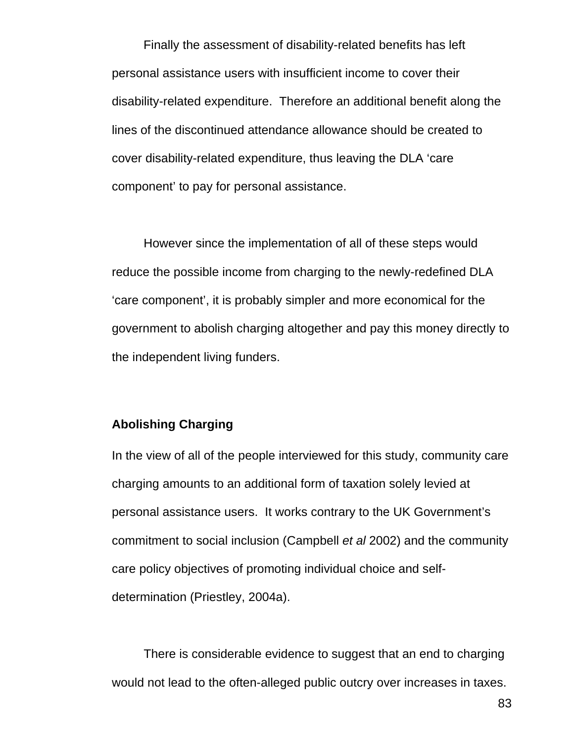Finally the assessment of disability-related benefits has left personal assistance users with insufficient income to cover their disability-related expenditure. Therefore an additional benefit along the lines of the discontinued attendance allowance should be created to cover disability-related expenditure, thus leaving the DLA 'care component' to pay for personal assistance.

However since the implementation of all of these steps would reduce the possible income from charging to the newly-redefined DLA 'care component', it is probably simpler and more economical for the government to abolish charging altogether and pay this money directly to the independent living funders.

**Abolishing Charging**

In the view of all of the people interviewed for this study, community care charging amounts to an additional form of taxation solely levied at personal assistance users. It works contrary to the UK Government's commitment to social inclusion (Campbell *et al* 2002) and the community care policy objectives of promoting individual choice and self-determination (Priestley, 2004a).

There is considerable evidence to suggest that an end to charging would not lead to the often-alleged public outcry over increases in taxes.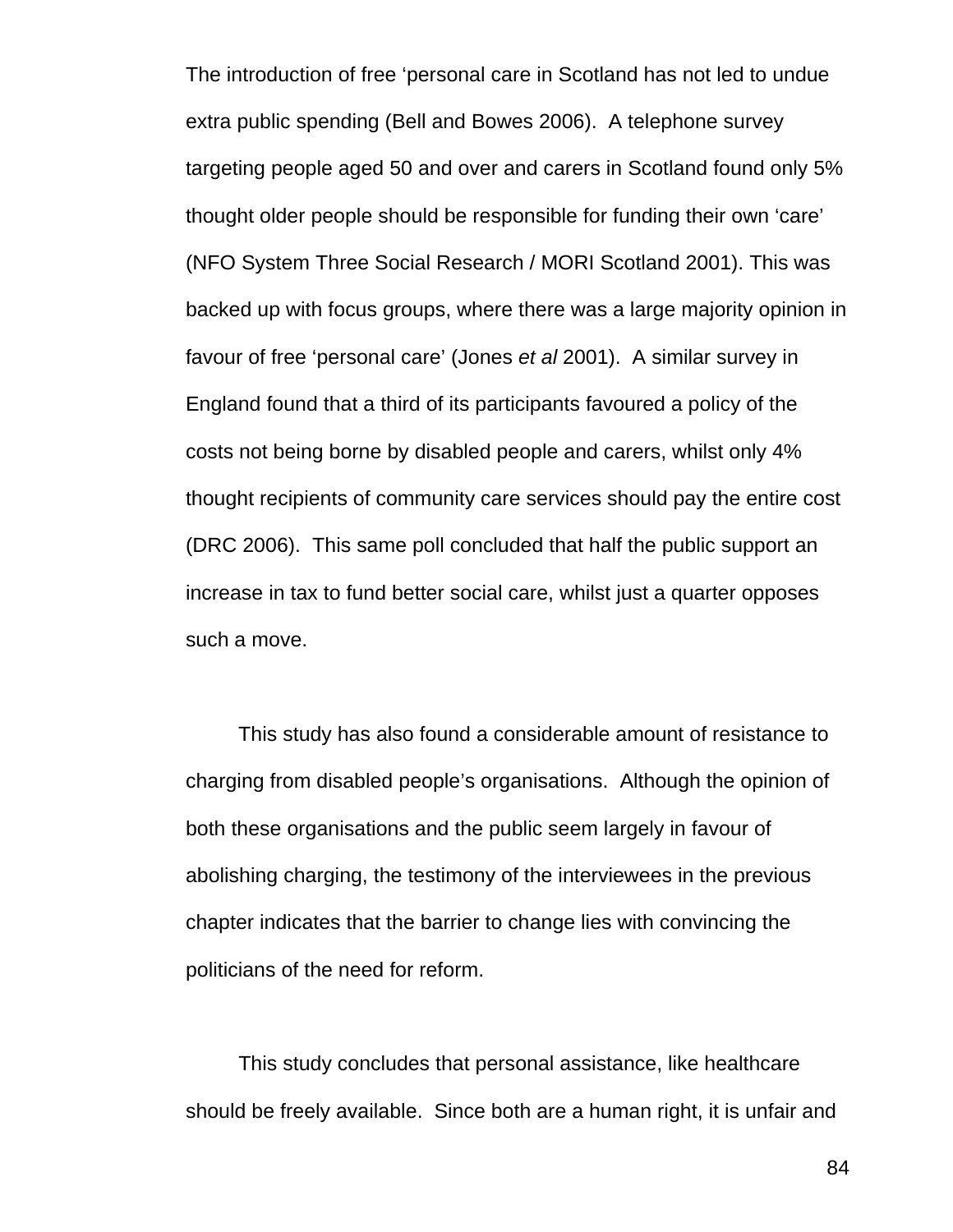The introduction of free ‘personal care in Scotland has not led to undue extra public spending (Bell and Bowes 2006). A telephone survey targeting people aged 50 and over and carers in Scotland found only 5% thought older people should be responsible for funding their own ‘care’ (NFO System Three Social Research / MORI Scotland 2001). This was backed up with focus groups, where there was a large majority opinion in favour of free ‘personal care’ (Jones *et al* 2001). A similar survey in England found that a third of its participants favoured a policy of the costs not being borne by disabled people and carers, whilst only 4% thought recipients of community care services should pay the entire cost (DRC 2006). This same poll concluded that half the public support an increase in tax to fund better social care, whilst just a quarter opposes such a move.

This study has also found a considerable amount of resistance to charging from disabled people’s organisations. Although the opinion of both these organisations and the public seem largely in favour of abolishing charging, the testimony of the interviewees in the previous chapter indicates that the barrier to change lies with convincing the politicians of the need for reform.

This study concludes that personal assistance, like healthcare should be freely available. Since both are a human right, it is unfair and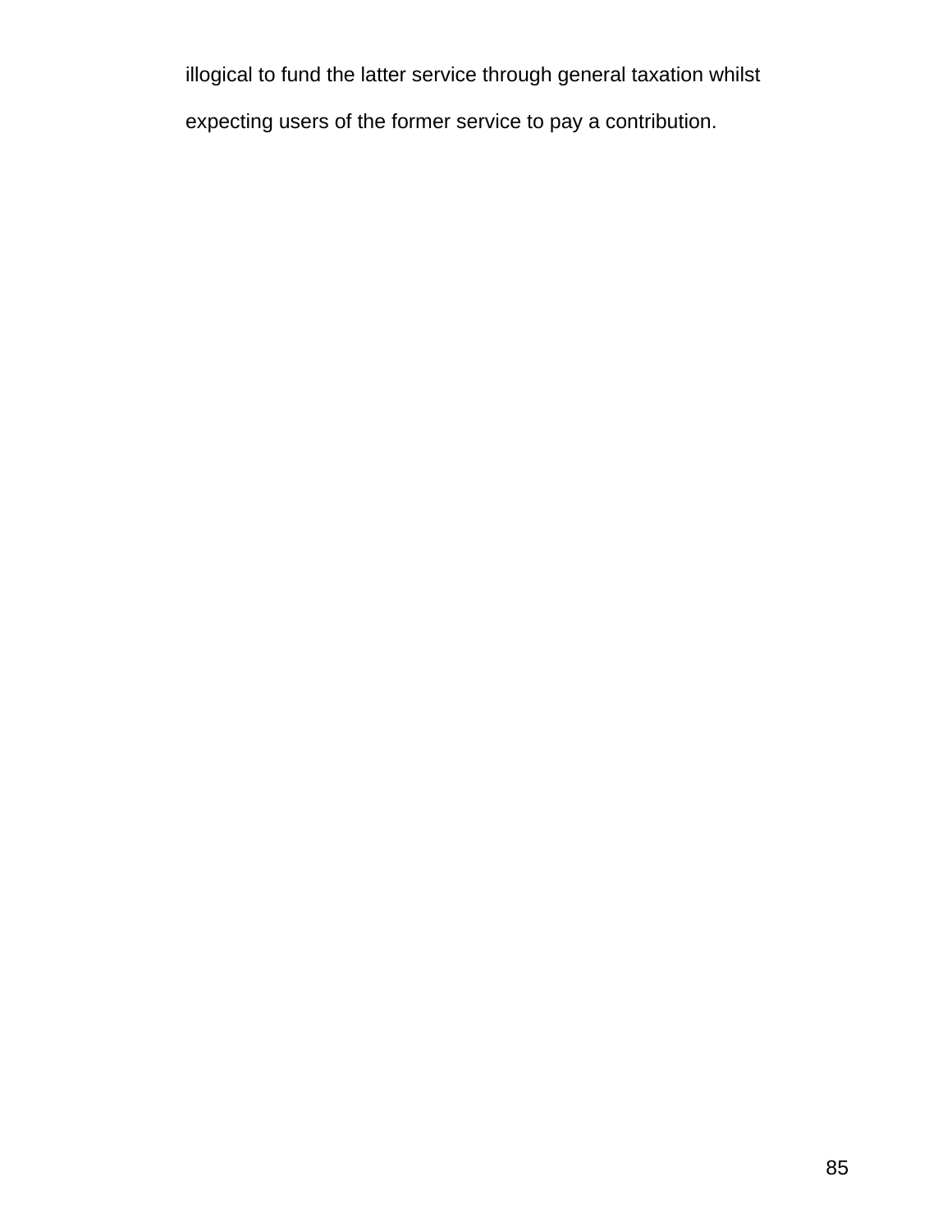illogical to fund the latter service through general taxation whilst expecting users of the former service to pay a contribution.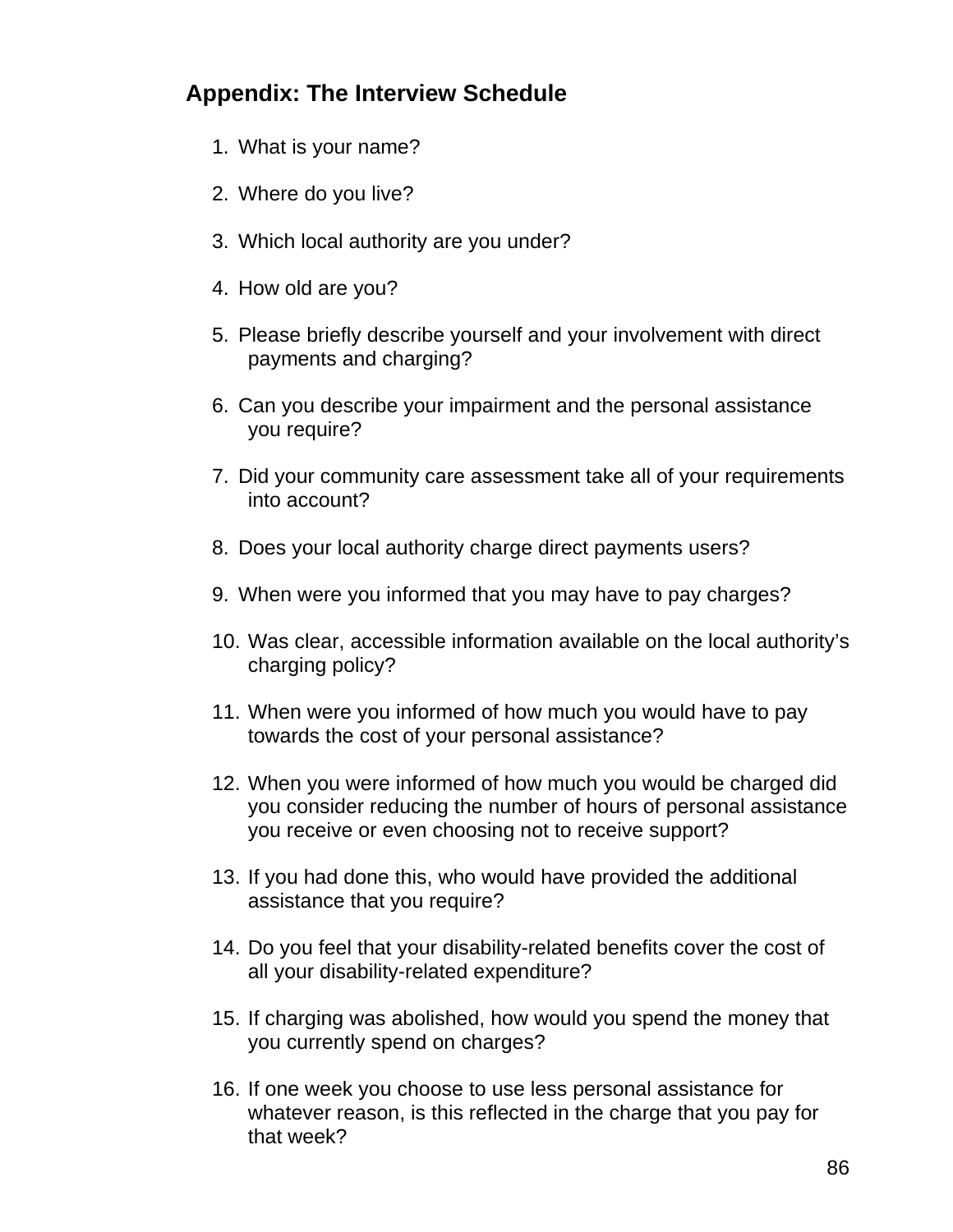## Appendix: The Interview Schedule

1. What is your name?

2. Where do you live?

3. Which local authority are you under?

4. How old are you?

5. Please briefly describe yourself and your involvement with direct payments and charging?

6. Can you describe your impairment and the personal assistance you require?

7. Did your community care assessment take all of your requirements into account?

8. Does your local authority charge direct payments users?

9. When were you informed that you may have to pay charges?

10. Was clear, accessible information available on the local authority's charging policy?

11. When were you informed of how much you would have to pay towards the cost of your personal assistance?

12. When you were informed of how much you would be charged did you consider reducing the number of hours of personal assistance you receive or even choosing not to receive support?

13. If you had done this, who would have provided the additional assistance that you require?

14. Do you feel that your disability-related benefits cover the cost of all your disability-related expenditure?

15. If charging was abolished, how would you spend the money that you currently spend on charges?

16. If one week you choose to use less personal assistance for whatever reason, is this reflected in the charge that you pay for that week?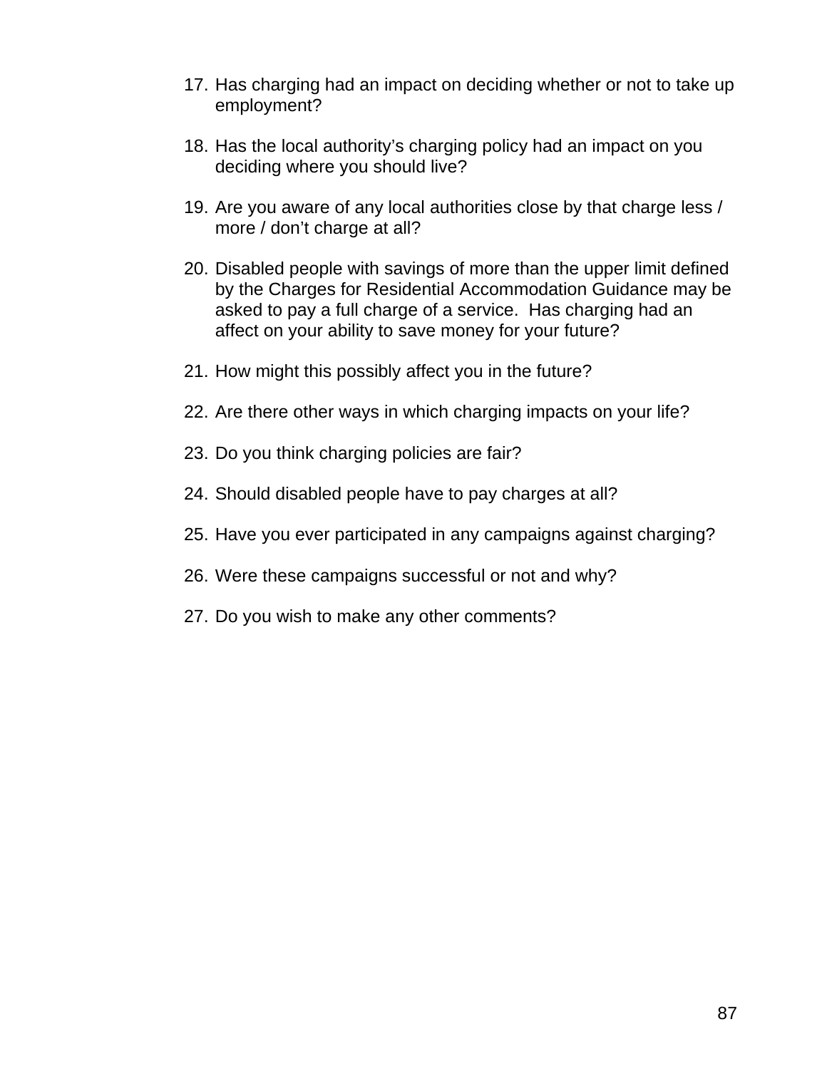17. Has charging had an impact on deciding whether or not to take up employment?

18. Has the local authority's charging policy had an impact on you deciding where you should live?

19. Are you aware of any local authorities close by that charge less / more / don't charge at all?

20. Disabled people with savings of more than the upper limit defined by the Charges for Residential Accommodation Guidance may be asked to pay a full charge of a service. Has charging had an affect on your ability to save money for your future?

21. How might this possibly affect you in the future?

22. Are there other ways in which charging impacts on your life?

23. Do you think charging policies are fair?

24. Should disabled people have to pay charges at all?

25. Have you ever participated in any campaigns against charging?

26. Were these campaigns successful or not and why?

27. Do you wish to make any other comments?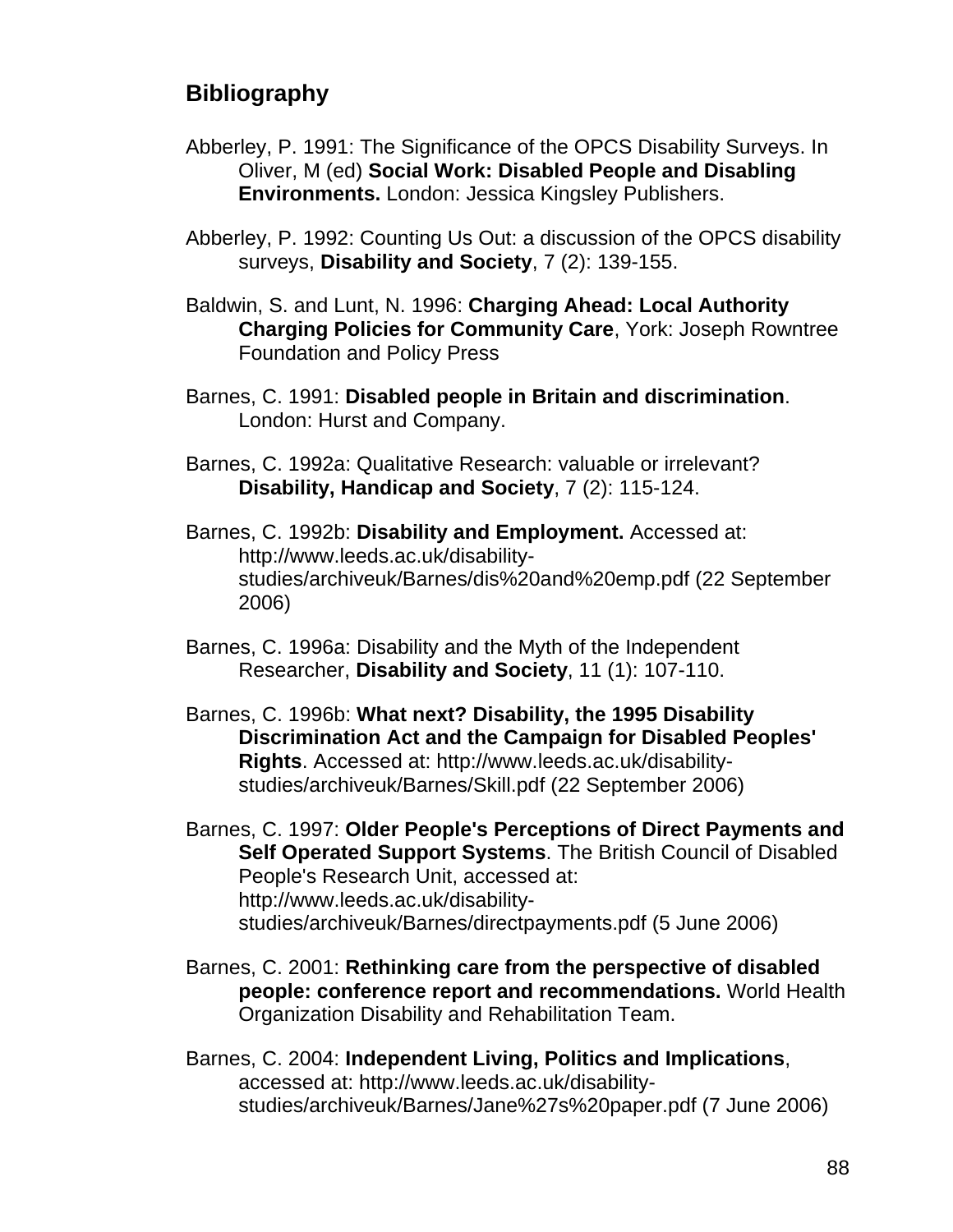## Bibliography

Abberley, P. 1991: The Significance of the OPCS Disability Surveys. In Oliver, M (ed) **Social Work: Disabled People and Disabling Environments.** London: Jessica Kingsley Publishers.

Abberley, P. 1992: Counting Us Out: a discussion of the OPCS disability surveys, **Disability and Society**, 7 (2): 139-155.

Baldwin, S. and Lunt, N. 1996: **Charging Ahead: Local Authority Charging Policies for Community Care**, York: Joseph Rowntree Foundation and Policy Press

Barnes, C. 1991: **Disabled people in Britain and discrimination**. London: Hurst and Company.

Barnes, C. 1992a: Qualitative Research: valuable or irrelevant? **Disability, Handicap and Society**, 7 (2): 115-124.

Barnes, C. 1992b: **Disability and Employment.** Accessed at: http://www.leeds.ac.uk/disability-studies/archiveuk/Barnes/dis%20and%20emp.pdf (22 September 2006)

Barnes, C. 1996a: Disability and the Myth of the Independent Researcher, **Disability and Society**, 11 (1): 107-110.

Barnes, C. 1996b: **What next? Disability, the 1995 Disability Discrimination Act and the Campaign for Disabled Peoples' Rights**. Accessed at: http://www.leeds.ac.uk/disability-studies/archiveuk/Barnes/Skill.pdf (22 September 2006)

Barnes, C. 1997: **Older People's Perceptions of Direct Payments and Self Operated Support Systems**. The British Council of Disabled People's Research Unit, accessed at: http://www.leeds.ac.uk/disability-studies/archiveuk/Barnes/directpayments.pdf (5 June 2006)

Barnes, C. 2001: **Rethinking care from the perspective of disabled people: conference report and recommendations.** World Health Organization Disability and Rehabilitation Team.

Barnes, C. 2004: **Independent Living, Politics and Implications**, accessed at: http://www.leeds.ac.uk/disability-studies/archiveuk/Barnes/Jane%27s%20paper.pdf (7 June 2006)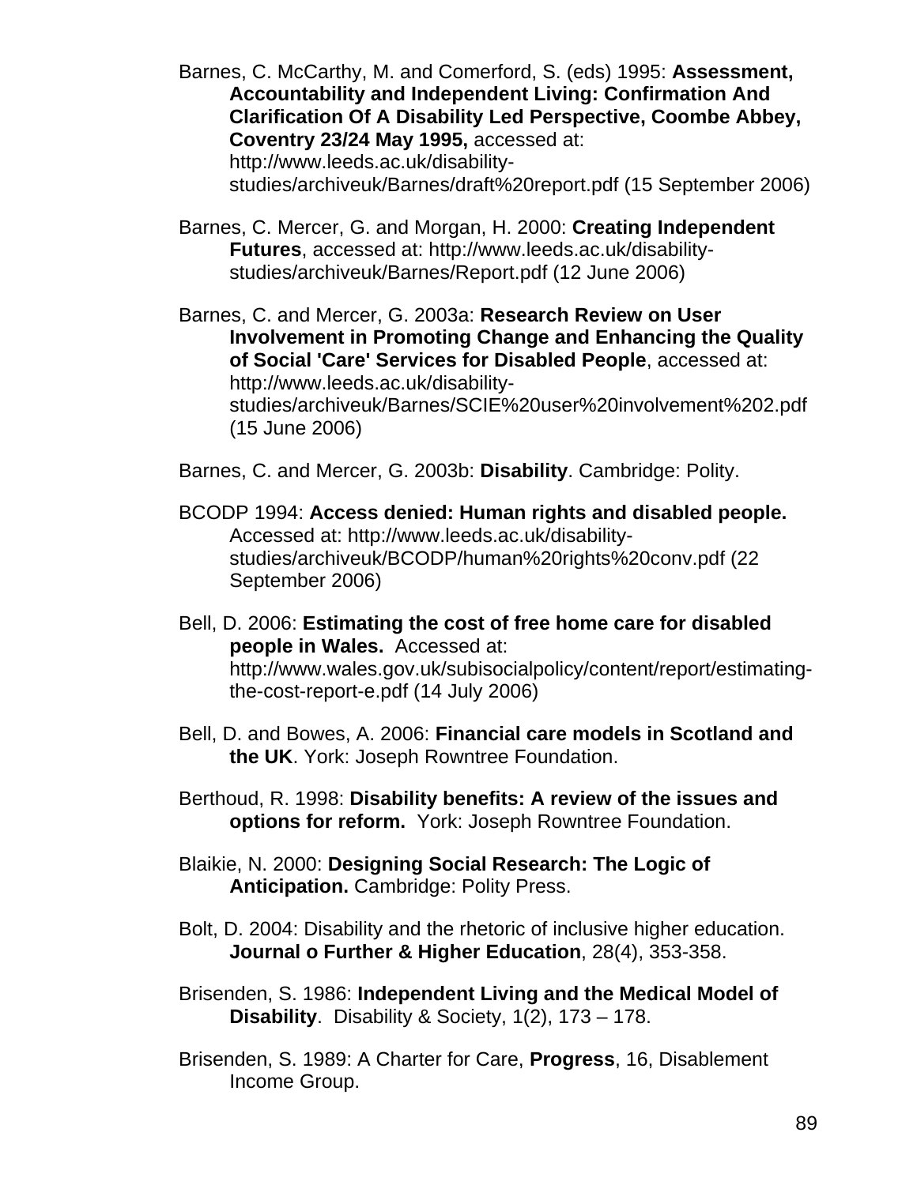Barnes, C. McCarthy, M. and Comerford, S. (eds) 1995: **Assessment, Accountability and Independent Living: Confirmation And Clarification Of A Disability Led Perspective, Coombe Abbey, Coventry 23/24 May 1995,** accessed at: http://www.leeds.ac.uk/disability-studies/archiveuk/Barnes/draft%20report.pdf (15 September 2006)

Barnes, C. Mercer, G. and Morgan, H. 2000: **Creating Independent Futures**, accessed at: http://www.leeds.ac.uk/disability-studies/archiveuk/Barnes/Report.pdf (12 June 2006)

Barnes, C. and Mercer, G. 2003a: **Research Review on User Involvement in Promoting Change and Enhancing the Quality of Social 'Care' Services for Disabled People**, accessed at: http://www.leeds.ac.uk/disability-studies/archiveuk/Barnes/SCIE%20user%20involvement%202.pdf (15 June 2006)

Barnes, C. and Mercer, G. 2003b: **Disability**. Cambridge: Polity.

BCODP 1994: **Access denied: Human rights and disabled people.** Accessed at: http://www.leeds.ac.uk/disability-studies/archiveuk/BCODP/human%20rights%20conv.pdf (22 September 2006)

Bell, D. 2006: **Estimating the cost of free home care for disabled people in Wales.** Accessed at: http://www.wales.gov.uk/subisocialpolicy/content/report/estimating-the-cost-report-e.pdf (14 July 2006)

Bell, D. and Bowes, A. 2006: **Financial care models in Scotland and the UK**. York: Joseph Rowntree Foundation.

Berthoud, R. 1998: **Disability benefits: A review of the issues and options for reform.** York: Joseph Rowntree Foundation.

Blaikie, N. 2000: **Designing Social Research: The Logic of Anticipation.** Cambridge: Polity Press.

Bolt, D. 2004: Disability and the rhetoric of inclusive higher education. **Journal o Further & Higher Education**, 28(4), 353-358.

Brisenden, S. 1986: **Independent Living and the Medical Model of Disability**. Disability & Society, 1(2), 173 – 178.

Brisenden, S. 1989: A Charter for Care, **Progress**, 16, Disablement Income Group.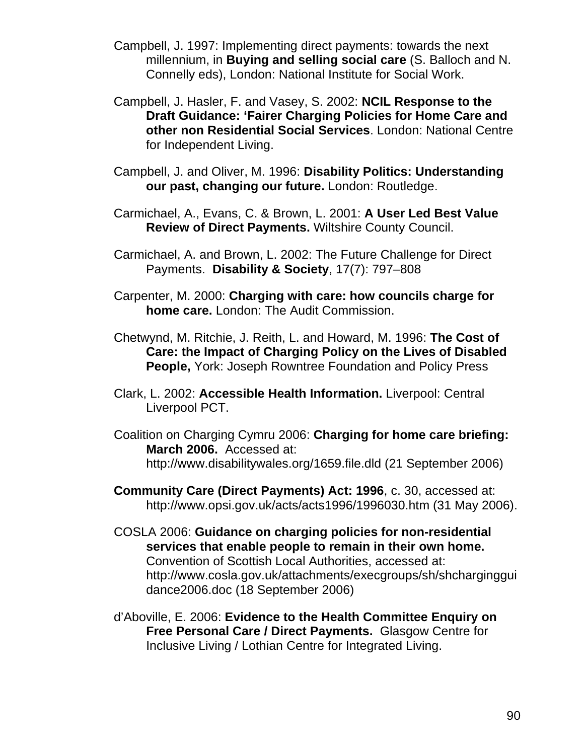Campbell, J. 1997: Implementing direct payments: towards the next millennium, in **Buying and selling social care** (S. Balloch and N. Connelly eds), London: National Institute for Social Work.

Campbell, J. Hasler, F. and Vasey, S. 2002: **NCIL Response to the Draft Guidance: 'Fairer Charging Policies for Home Care and other non Residential Social Services**. London: National Centre for Independent Living.

Campbell, J. and Oliver, M. 1996: **Disability Politics: Understanding our past, changing our future.** London: Routledge.

Carmichael, A., Evans, C. & Brown, L. 2001: **A User Led Best Value Review of Direct Payments.** Wiltshire County Council.

Carmichael, A. and Brown, L. 2002: The Future Challenge for Direct Payments. **Disability & Society**, 17(7): 797–808

Carpenter, M. 2000: **Charging with care: how councils charge for home care.** London: The Audit Commission.

Chetwynd, M. Ritchie, J. Reith, L. and Howard, M. 1996: **The Cost of Care: the Impact of Charging Policy on the Lives of Disabled People,** York: Joseph Rowntree Foundation and Policy Press

Clark, L. 2002: **Accessible Health Information.** Liverpool: Central Liverpool PCT.

Coalition on Charging Cymru 2006: **Charging for home care briefing: March 2006.** Accessed at: http://www.disabilitywales.org/1659.file.dld (21 September 2006)

**Community Care (Direct Payments) Act: 1996**, c. 30, accessed at: http://www.opsi.gov.uk/acts/acts1996/1996030.htm (31 May 2006).

COSLA 2006: **Guidance on charging policies for non-residential services that enable people to remain in their own home.** Convention of Scottish Local Authorities, accessed at: http://www.cosla.gov.uk/attachments/execgroups/sh/shchargingguidance2006.doc (18 September 2006)

d'Aboville, E. 2006: **Evidence to the Health Committee Enquiry on Free Personal Care / Direct Payments.** Glasgow Centre for Inclusive Living / Lothian Centre for Integrated Living.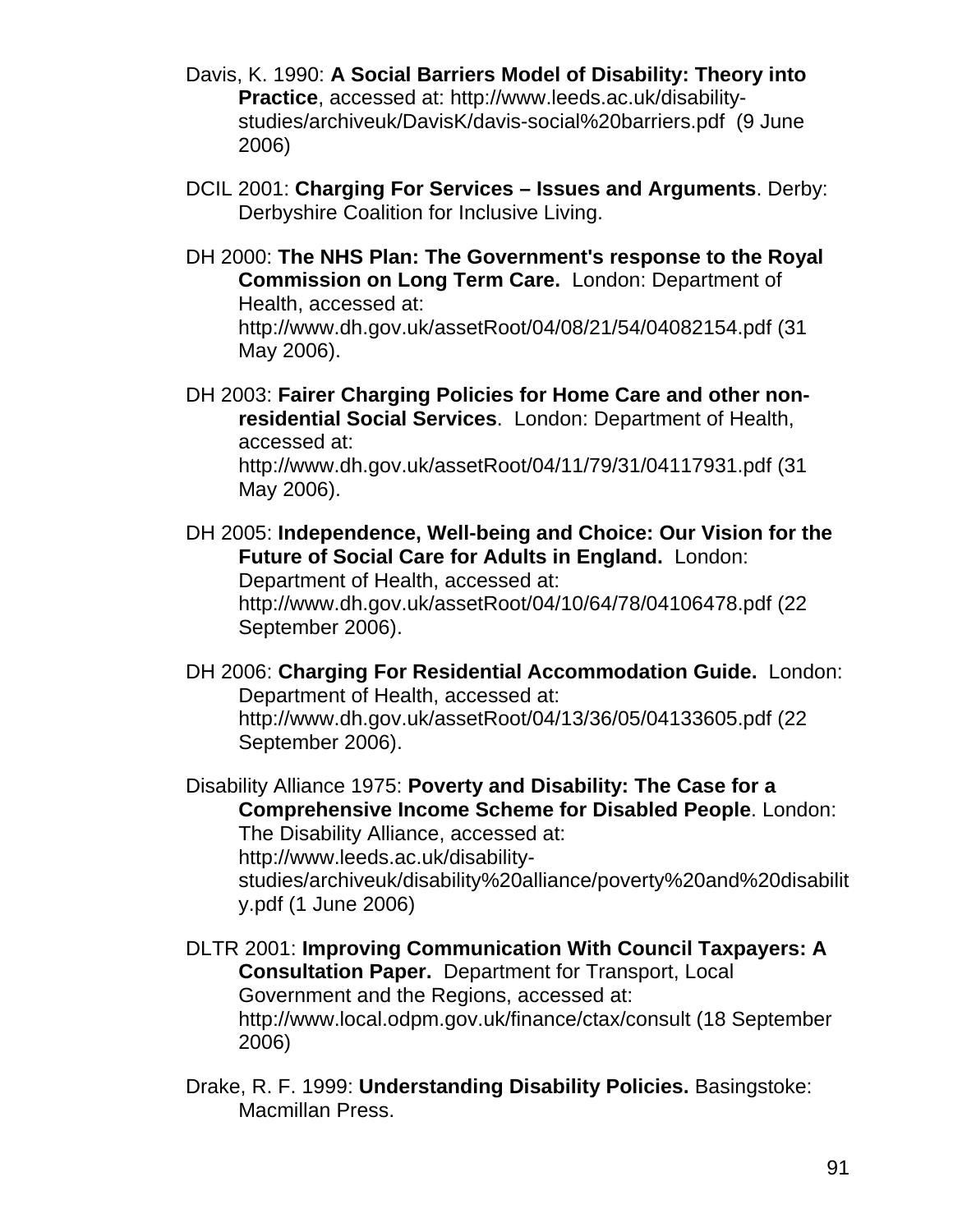Davis, K. 1990: **A Social Barriers Model of Disability: Theory into Practice**, accessed at: http://www.leeds.ac.uk/disability-studies/archiveuk/DavisK/davis-social%20barriers.pdf (9 June 2006)

DCIL 2001: **Charging For Services – Issues and Arguments**. Derby: Derbyshire Coalition for Inclusive Living.

DH 2000: **The NHS Plan: The Government's response to the Royal Commission on Long Term Care.** London: Department of Health, accessed at: http://www.dh.gov.uk/assetRoot/04/08/21/54/04082154.pdf (31 May 2006).

DH 2003: **Fairer Charging Policies for Home Care and other non-residential Social Services**. London: Department of Health, accessed at: http://www.dh.gov.uk/assetRoot/04/11/79/31/04117931.pdf (31 May 2006).

DH 2005: **Independence, Well-being and Choice: Our Vision for the Future of Social Care for Adults in England.** London: Department of Health, accessed at: http://www.dh.gov.uk/assetRoot/04/10/64/78/04106478.pdf (22 September 2006).

DH 2006: **Charging For Residential Accommodation Guide.** London: Department of Health, accessed at: http://www.dh.gov.uk/assetRoot/04/13/36/05/04133605.pdf (22 September 2006).

Disability Alliance 1975: **Poverty and Disability: The Case for a Comprehensive Income Scheme for Disabled People**. London: The Disability Alliance, accessed at: http://www.leeds.ac.uk/disability-studies/archiveuk/disability%20alliance/poverty%20and%20disability.pdf (1 June 2006)

DLTR 2001: **Improving Communication With Council Taxpayers: A Consultation Paper.** Department for Transport, Local Government and the Regions, accessed at: http://www.local.odpm.gov.uk/finance/ctax/consult (18 September 2006)

Drake, R. F. 1999: **Understanding Disability Policies.** Basingstoke: Macmillan Press.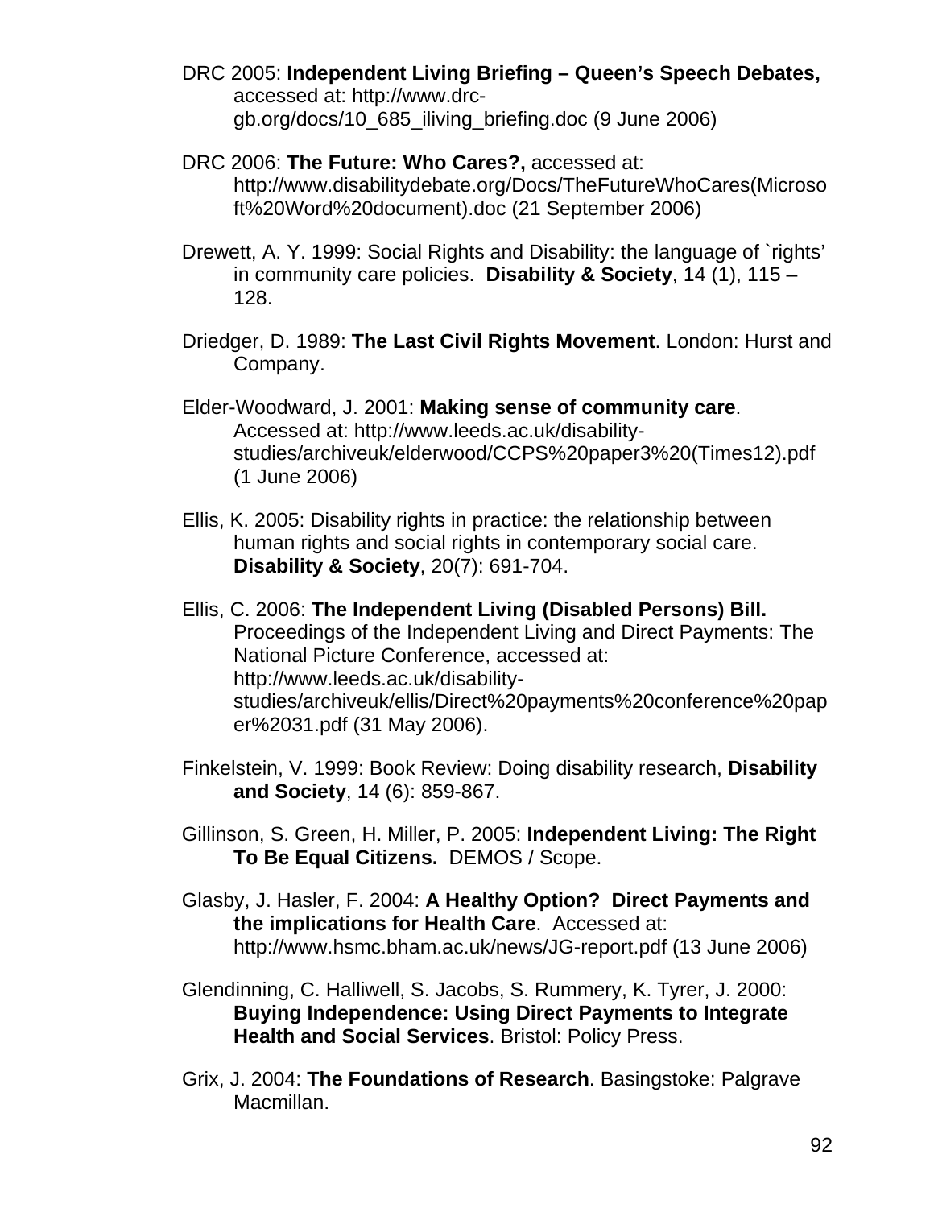DRC 2005: **Independent Living Briefing – Queen's Speech Debates,** accessed at: http://www.drc-gb.org/docs/10_685_iliving_briefing.doc (9 June 2006)

DRC 2006: **The Future: Who Cares?,** accessed at: http://www.disabilitydebate.org/Docs/TheFutureWhoCares(Microsoft%20Word%20document).doc (21 September 2006)

Drewett, A. Y. 1999: Social Rights and Disability: the language of `rights' in community care policies. **Disability & Society**, 14 (1), 115 – 128.

Driedger, D. 1989: **The Last Civil Rights Movement**. London: Hurst and Company.

Elder-Woodward, J. 2001: **Making sense of community care**. Accessed at: http://www.leeds.ac.uk/disability-studies/archiveuk/elderwood/CCPS%20paper3%20(Times12).pdf (1 June 2006)

Ellis, K. 2005: Disability rights in practice: the relationship between human rights and social rights in contemporary social care. **Disability & Society**, 20(7): 691-704.

Ellis, C. 2006: **The Independent Living (Disabled Persons) Bill.** Proceedings of the Independent Living and Direct Payments: The National Picture Conference, accessed at: http://www.leeds.ac.uk/disability-studies/archiveuk/ellis/Direct%20payments%20conference%20paper%2031.pdf (31 May 2006).

Finkelstein, V. 1999: Book Review: Doing disability research, **Disability and Society**, 14 (6): 859-867.

Gillinson, S. Green, H. Miller, P. 2005: **Independent Living: The Right To Be Equal Citizens.** DEMOS / Scope.

Glasby, J. Hasler, F. 2004: **A Healthy Option? Direct Payments and the implications for Health Care**. Accessed at: http://www.hsmc.bham.ac.uk/news/JG-report.pdf (13 June 2006)

Glendinning, C. Halliwell, S. Jacobs, S. Rummery, K. Tyrer, J. 2000: **Buying Independence: Using Direct Payments to Integrate Health and Social Services**. Bristol: Policy Press.

Grix, J. 2004: **The Foundations of Research**. Basingstoke: Palgrave Macmillan.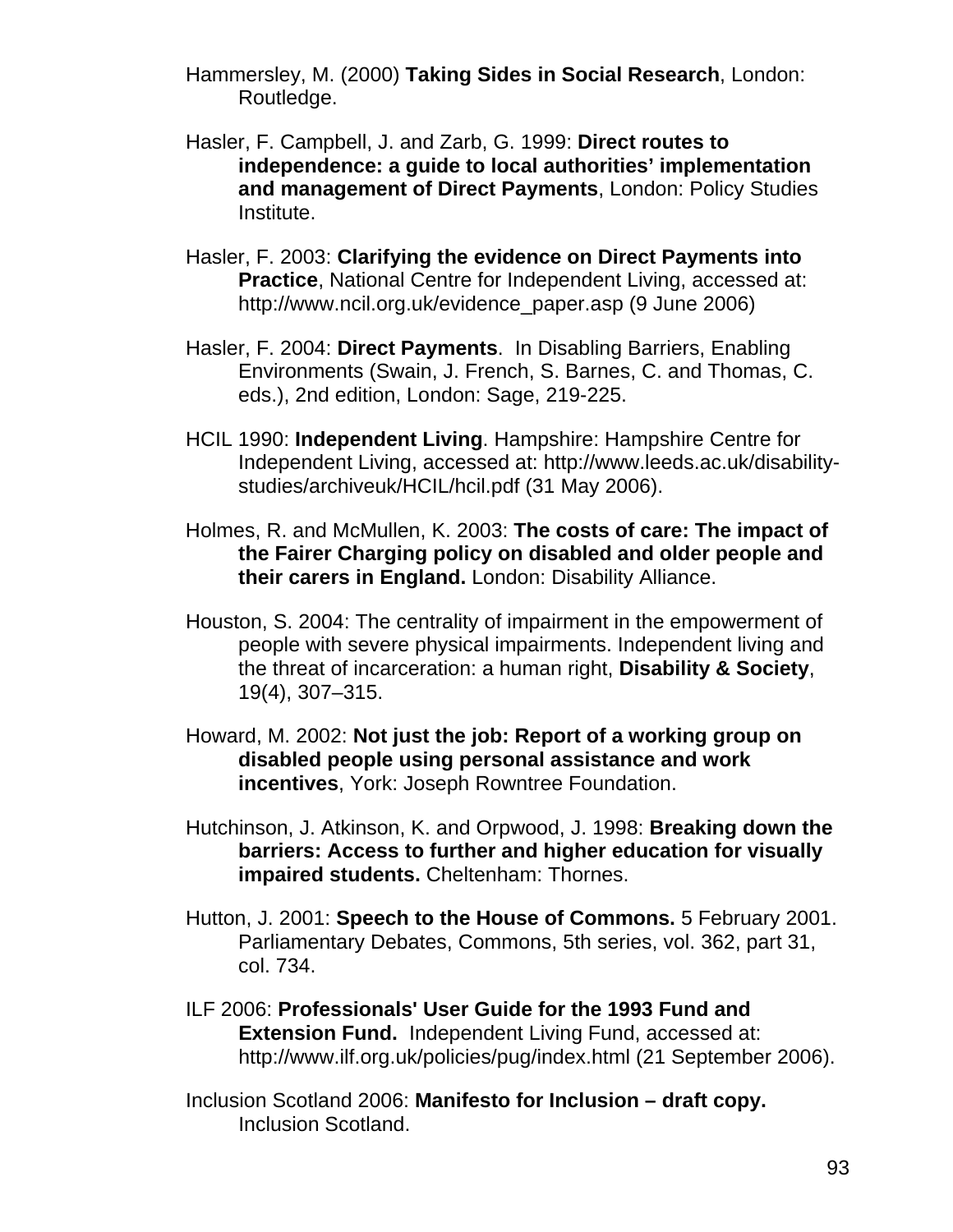Hammersley, M. (2000) **Taking Sides in Social Research**, London: Routledge.

Hasler, F. Campbell, J. and Zarb, G. 1999: **Direct routes to independence: a guide to local authorities' implementation and management of Direct Payments**, London: Policy Studies Institute.

Hasler, F. 2003: **Clarifying the evidence on Direct Payments into Practice**, National Centre for Independent Living, accessed at: http://www.ncil.org.uk/evidence_paper.asp (9 June 2006)

Hasler, F. 2004: **Direct Payments**. In Disabling Barriers, Enabling Environments (Swain, J. French, S. Barnes, C. and Thomas, C. eds.), 2nd edition, London: Sage, 219-225.

HCIL 1990: **Independent Living**. Hampshire: Hampshire Centre for Independent Living, accessed at: http://www.leeds.ac.uk/disability-studies/archiveuk/HCIL/hcil.pdf (31 May 2006).

Holmes, R. and McMullen, K. 2003: **The costs of care: The impact of the Fairer Charging policy on disabled and older people and their carers in England.** London: Disability Alliance.

Houston, S. 2004: The centrality of impairment in the empowerment of people with severe physical impairments. Independent living and the threat of incarceration: a human right, **Disability & Society**, 19(4), 307–315.

Howard, M. 2002: **Not just the job: Report of a working group on disabled people using personal assistance and work incentives**, York: Joseph Rowntree Foundation.

Hutchinson, J. Atkinson, K. and Orpwood, J. 1998: **Breaking down the barriers: Access to further and higher education for visually impaired students.** Cheltenham: Thornes.

Hutton, J. 2001: **Speech to the House of Commons.** 5 February 2001. Parliamentary Debates, Commons, 5th series, vol. 362, part 31, col. 734.

ILF 2006: **Professionals' User Guide for the 1993 Fund and Extension Fund.** Independent Living Fund, accessed at: http://www.ilf.org.uk/policies/pug/index.html (21 September 2006).

Inclusion Scotland 2006: **Manifesto for Inclusion – draft copy.** Inclusion Scotland.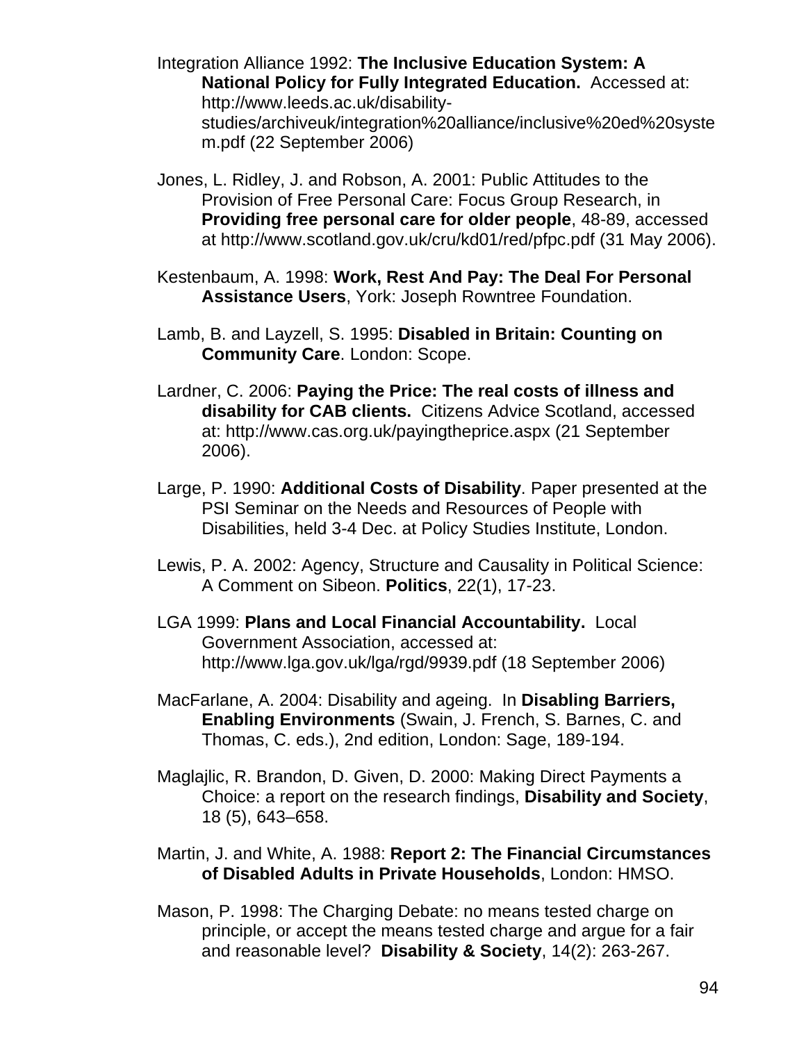Integration Alliance 1992: **The Inclusive Education System: A National Policy for Fully Integrated Education.** Accessed at: http://www.leeds.ac.uk/disability-studies/archiveuk/integration%20alliance/inclusive%20ed%20system.pdf (22 September 2006)

Jones, L. Ridley, J. and Robson, A. 2001: Public Attitudes to the Provision of Free Personal Care: Focus Group Research, in **Providing free personal care for older people**, 48-89, accessed at http://www.scotland.gov.uk/cru/kd01/red/pfpc.pdf (31 May 2006).

Kestenbaum, A. 1998: **Work, Rest And Pay: The Deal For Personal Assistance Users**, York: Joseph Rowntree Foundation.

Lamb, B. and Layzell, S. 1995: **Disabled in Britain: Counting on Community Care**. London: Scope.

Lardner, C. 2006: **Paying the Price: The real costs of illness and disability for CAB clients.** Citizens Advice Scotland, accessed at: http://www.cas.org.uk/payingtheprice.aspx (21 September 2006).

Large, P. 1990: **Additional Costs of Disability**. Paper presented at the PSI Seminar on the Needs and Resources of People with Disabilities, held 3-4 Dec. at Policy Studies Institute, London.

Lewis, P. A. 2002: Agency, Structure and Causality in Political Science: A Comment on Sibeon. **Politics**, 22(1), 17-23.

LGA 1999: **Plans and Local Financial Accountability.** Local Government Association, accessed at: http://www.lga.gov.uk/lga/rgd/9939.pdf (18 September 2006)

MacFarlane, A. 2004: Disability and ageing. In **Disabling Barriers, Enabling Environments** (Swain, J. French, S. Barnes, C. and Thomas, C. eds.), 2nd edition, London: Sage, 189-194.

Maglajlic, R. Brandon, D. Given, D. 2000: Making Direct Payments a Choice: a report on the research findings, **Disability and Society**, 18 (5), 643–658.

Martin, J. and White, A. 1988: **Report 2: The Financial Circumstances of Disabled Adults in Private Households**, London: HMSO.

Mason, P. 1998: The Charging Debate: no means tested charge on principle, or accept the means tested charge and argue for a fair and reasonable level? **Disability & Society**, 14(2): 263-267.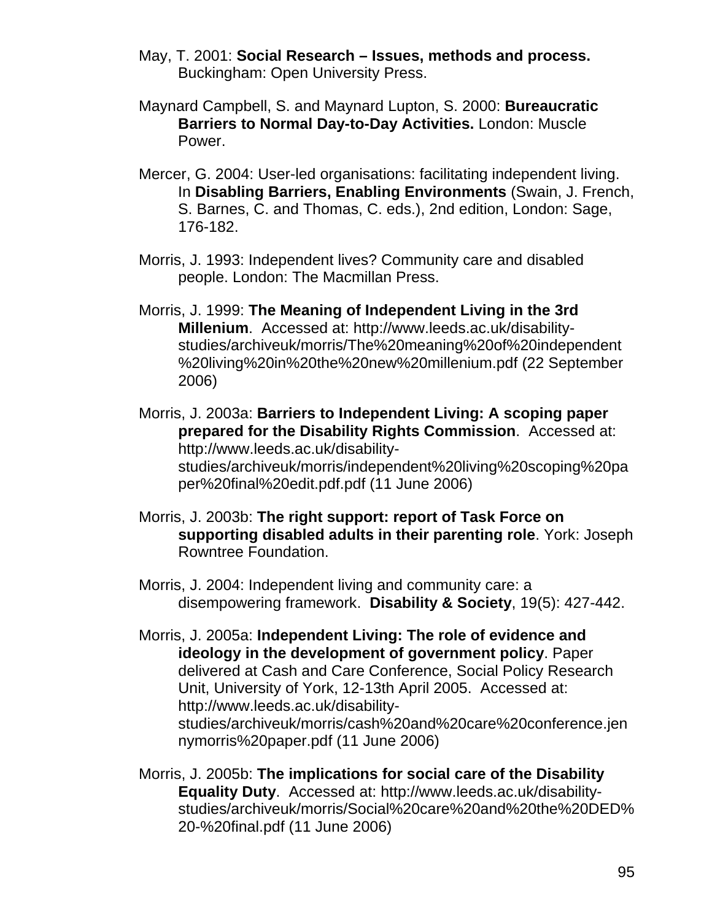May, T. 2001: **Social Research – Issues, methods and process.** Buckingham: Open University Press.

Maynard Campbell, S. and Maynard Lupton, S. 2000: **Bureaucratic Barriers to Normal Day-to-Day Activities.** London: Muscle Power.

Mercer, G. 2004: User-led organisations: facilitating independent living. In **Disabling Barriers, Enabling Environments** (Swain, J. French, S. Barnes, C. and Thomas, C. eds.), 2nd edition, London: Sage, 176-182.

Morris, J. 1993: Independent lives? Community care and disabled people. London: The Macmillan Press.

Morris, J. 1999: **The Meaning of Independent Living in the 3rd Millenium**. Accessed at: http://www.leeds.ac.uk/disability-studies/archiveuk/morris/The%20meaning%20of%20independent%20living%20in%20the%20new%20millenium.pdf (22 September 2006)

Morris, J. 2003a: **Barriers to Independent Living: A scoping paper prepared for the Disability Rights Commission**. Accessed at: http://www.leeds.ac.uk/disability-studies/archiveuk/morris/independent%20living%20scoping%20paper%20final%20edit.pdf.pdf (11 June 2006)

Morris, J. 2003b: **The right support: report of Task Force on supporting disabled adults in their parenting role**. York: Joseph Rowntree Foundation.

Morris, J. 2004: Independent living and community care: a disempowering framework. **Disability & Society**, 19(5): 427-442.

Morris, J. 2005a: **Independent Living: The role of evidence and ideology in the development of government policy**. Paper delivered at Cash and Care Conference, Social Policy Research Unit, University of York, 12-13th April 2005. Accessed at: http://www.leeds.ac.uk/disability-studies/archiveuk/morris/cash%20and%20care%20conference.jennymorris%20paper.pdf (11 June 2006)

Morris, J. 2005b: **The implications for social care of the Disability Equality Duty**. Accessed at: http://www.leeds.ac.uk/disability-studies/archiveuk/morris/Social%20care%20and%20the%20DED%20-%20final.pdf (11 June 2006)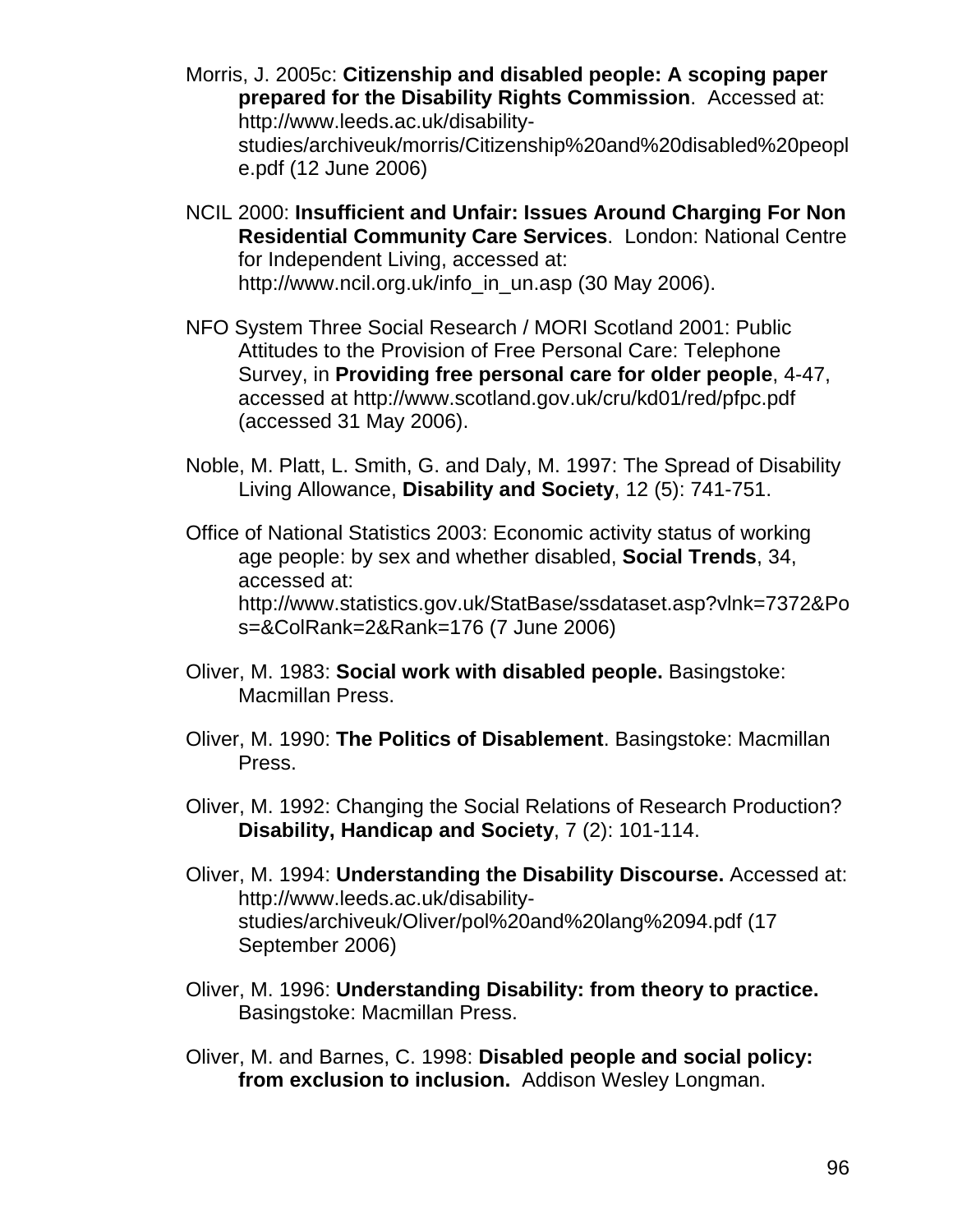Morris, J. 2005c: **Citizenship and disabled people: A scoping paper prepared for the Disability Rights Commission**. Accessed at: http://www.leeds.ac.uk/disability-studies/archiveuk/morris/Citizenship%20and%20disabled%20people.pdf (12 June 2006)

NCIL 2000: **Insufficient and Unfair: Issues Around Charging For Non Residential Community Care Services**. London: National Centre for Independent Living, accessed at: http://www.ncil.org.uk/info_in_un.asp (30 May 2006).

NFO System Three Social Research / MORI Scotland 2001: Public Attitudes to the Provision of Free Personal Care: Telephone Survey, in **Providing free personal care for older people**, 4-47, accessed at http://www.scotland.gov.uk/cru/kd01/red/pfpc.pdf (accessed 31 May 2006).

Noble, M. Platt, L. Smith, G. and Daly, M. 1997: The Spread of Disability Living Allowance, **Disability and Society**, 12 (5): 741-751.

Office of National Statistics 2003: Economic activity status of working age people: by sex and whether disabled, **Social Trends**, 34, accessed at: http://www.statistics.gov.uk/StatBase/ssdataset.asp?vlnk=7372&Pos=&ColRank=2&Rank=176 (7 June 2006)

Oliver, M. 1983: **Social work with disabled people.** Basingstoke: Macmillan Press.

Oliver, M. 1990: **The Politics of Disablement**. Basingstoke: Macmillan Press.

Oliver, M. 1992: Changing the Social Relations of Research Production? **Disability, Handicap and Society**, 7 (2): 101-114.

Oliver, M. 1994: **Understanding the Disability Discourse.** Accessed at: http://www.leeds.ac.uk/disability-studies/archiveuk/Oliver/pol%20and%20lang%2094.pdf (17 September 2006)

Oliver, M. 1996: **Understanding Disability: from theory to practice.** Basingstoke: Macmillan Press.

Oliver, M. and Barnes, C. 1998: **Disabled people and social policy: from exclusion to inclusion.** Addison Wesley Longman.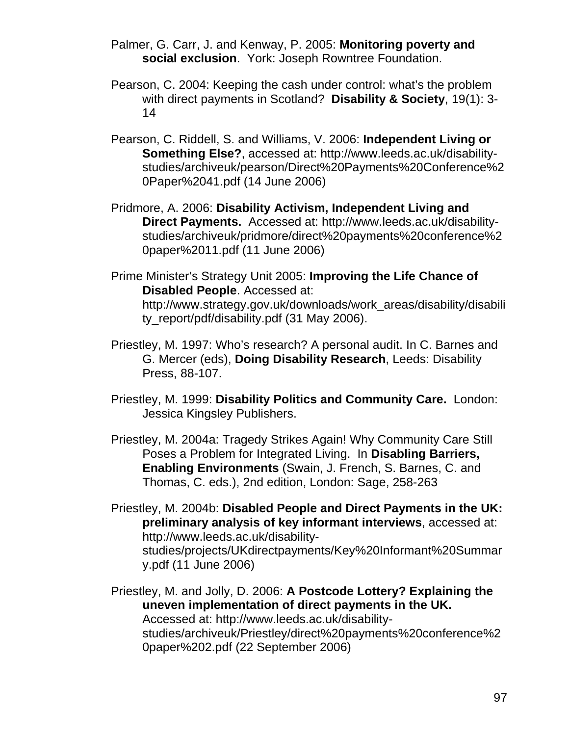Palmer, G. Carr, J. and Kenway, P. 2005: **Monitoring poverty and social exclusion**. York: Joseph Rowntree Foundation.

Pearson, C. 2004: Keeping the cash under control: what's the problem with direct payments in Scotland? **Disability & Society**, 19(1): 3-14

Pearson, C. Riddell, S. and Williams, V. 2006: **Independent Living or Something Else?**, accessed at: http://www.leeds.ac.uk/disability-studies/archiveuk/pearson/Direct%20Payments%20Conference%20Paper%2041.pdf (14 June 2006)

Pridmore, A. 2006: **Disability Activism, Independent Living and Direct Payments.** Accessed at: http://www.leeds.ac.uk/disability-studies/archiveuk/pridmore/direct%20payments%20conference%20paper%2011.pdf (11 June 2006)

Prime Minister's Strategy Unit 2005: **Improving the Life Chance of Disabled People**. Accessed at: http://www.strategy.gov.uk/downloads/work_areas/disability/disability_report/pdf/disability.pdf (31 May 2006).

Priestley, M. 1997: Who's research? A personal audit. In C. Barnes and G. Mercer (eds), **Doing Disability Research**, Leeds: Disability Press, 88-107.

Priestley, M. 1999: **Disability Politics and Community Care.** London: Jessica Kingsley Publishers.

Priestley, M. 2004a: Tragedy Strikes Again! Why Community Care Still Poses a Problem for Integrated Living. In **Disabling Barriers, Enabling Environments** (Swain, J. French, S. Barnes, C. and Thomas, C. eds.), 2nd edition, London: Sage, 258-263

Priestley, M. 2004b: **Disabled People and Direct Payments in the UK: preliminary analysis of key informant interviews**, accessed at: http://www.leeds.ac.uk/disability-studies/projects/UKdirectpayments/Key%20Informant%20Summary.pdf (11 June 2006)

Priestley, M. and Jolly, D. 2006: **A Postcode Lottery? Explaining the uneven implementation of direct payments in the UK.** Accessed at: http://www.leeds.ac.uk/disability-studies/archiveuk/Priestley/direct%20payments%20conference%20paper%202.pdf (22 September 2006)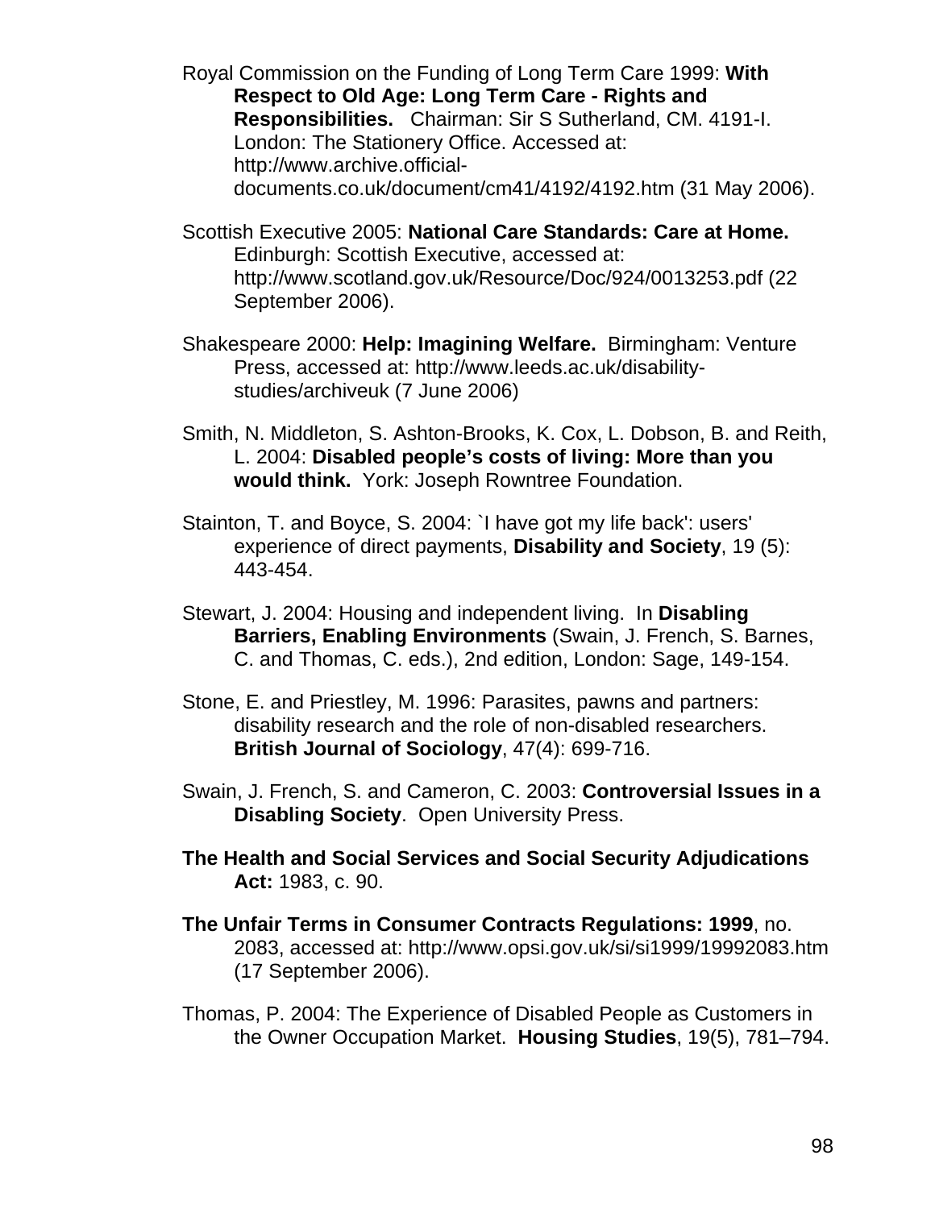Royal Commission on the Funding of Long Term Care 1999: **With Respect to Old Age: Long Term Care - Rights and Responsibilities.** Chairman: Sir S Sutherland, CM. 4191-I. London: The Stationery Office. Accessed at: http://www.archive.official-documents.co.uk/document/cm41/4192/4192.htm (31 May 2006).

Scottish Executive 2005: **National Care Standards: Care at Home.** Edinburgh: Scottish Executive, accessed at: http://www.scotland.gov.uk/Resource/Doc/924/0013253.pdf (22 September 2006).

Shakespeare 2000: **Help: Imagining Welfare.** Birmingham: Venture Press, accessed at: http://www.leeds.ac.uk/disability-studies/archiveuk (7 June 2006)

Smith, N. Middleton, S. Ashton-Brooks, K. Cox, L. Dobson, B. and Reith, L. 2004: **Disabled people's costs of living: More than you would think.** York: Joseph Rowntree Foundation.

Stainton, T. and Boyce, S. 2004: `I have got my life back': users' experience of direct payments, **Disability and Society**, 19 (5): 443-454.

Stewart, J. 2004: Housing and independent living. In **Disabling Barriers, Enabling Environments** (Swain, J. French, S. Barnes, C. and Thomas, C. eds.), 2nd edition, London: Sage, 149-154.

Stone, E. and Priestley, M. 1996: Parasites, pawns and partners: disability research and the role of non-disabled researchers. **British Journal of Sociology**, 47(4): 699-716.

Swain, J. French, S. and Cameron, C. 2003: **Controversial Issues in a Disabling Society**. Open University Press.

**The Health and Social Services and Social Security Adjudications Act:** 1983, c. 90.

**The Unfair Terms in Consumer Contracts Regulations: 1999**, no. 2083, accessed at: http://www.opsi.gov.uk/si/si1999/19992083.htm (17 September 2006).

Thomas, P. 2004: The Experience of Disabled People as Customers in the Owner Occupation Market. **Housing Studies**, 19(5), 781–794.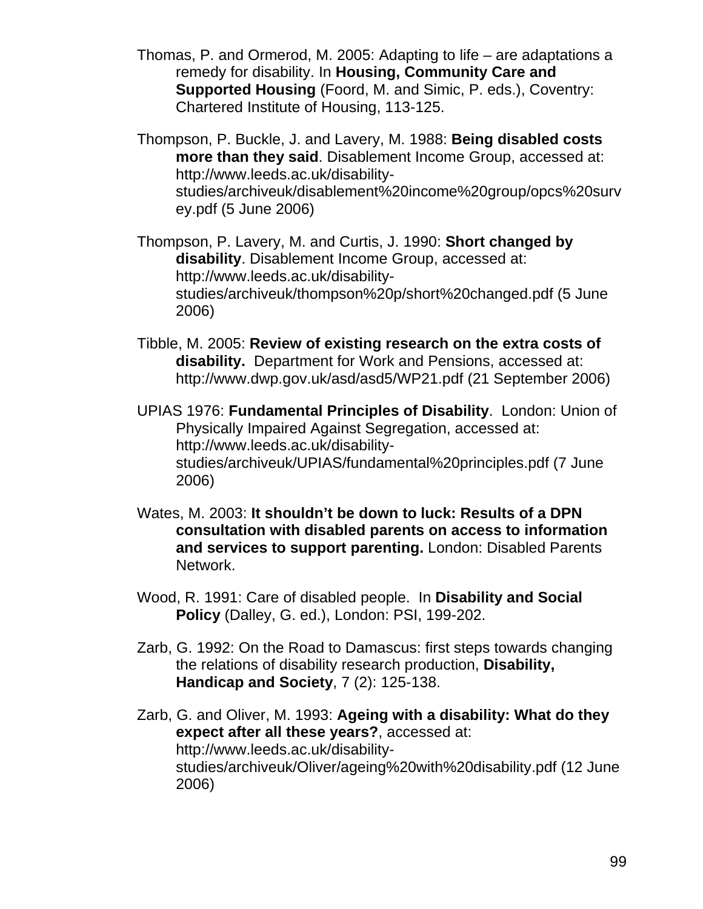Thomas, P. and Ormerod, M. 2005: Adapting to life – are adaptations a remedy for disability. In **Housing, Community Care and Supported Housing** (Foord, M. and Simic, P. eds.), Coventry: Chartered Institute of Housing, 113-125.

Thompson, P. Buckle, J. and Lavery, M. 1988: **Being disabled costs more than they said**. Disablement Income Group, accessed at: http://www.leeds.ac.uk/disability-studies/archiveuk/disablement%20income%20group/opcs%20survey.pdf (5 June 2006)

Thompson, P. Lavery, M. and Curtis, J. 1990: **Short changed by disability**. Disablement Income Group, accessed at: http://www.leeds.ac.uk/disability-studies/archiveuk/thompson%20p/short%20changed.pdf (5 June 2006)

Tibble, M. 2005: **Review of existing research on the extra costs of disability.** Department for Work and Pensions, accessed at: http://www.dwp.gov.uk/asd/asd5/WP21.pdf (21 September 2006)

UPIAS 1976: **Fundamental Principles of Disability**. London: Union of Physically Impaired Against Segregation, accessed at: http://www.leeds.ac.uk/disability-studies/archiveuk/UPIAS/fundamental%20principles.pdf (7 June 2006)

Wates, M. 2003: **It shouldn't be down to luck: Results of a DPN consultation with disabled parents on access to information and services to support parenting.** London: Disabled Parents Network.

Wood, R. 1991: Care of disabled people. In **Disability and Social Policy** (Dalley, G. ed.), London: PSI, 199-202.

Zarb, G. 1992: On the Road to Damascus: first steps towards changing the relations of disability research production, **Disability, Handicap and Society**, 7 (2): 125-138.

Zarb, G. and Oliver, M. 1993: **Ageing with a disability: What do they expect after all these years?**, accessed at: http://www.leeds.ac.uk/disability-studies/archiveuk/Oliver/ageing%20with%20disability.pdf (12 June 2006)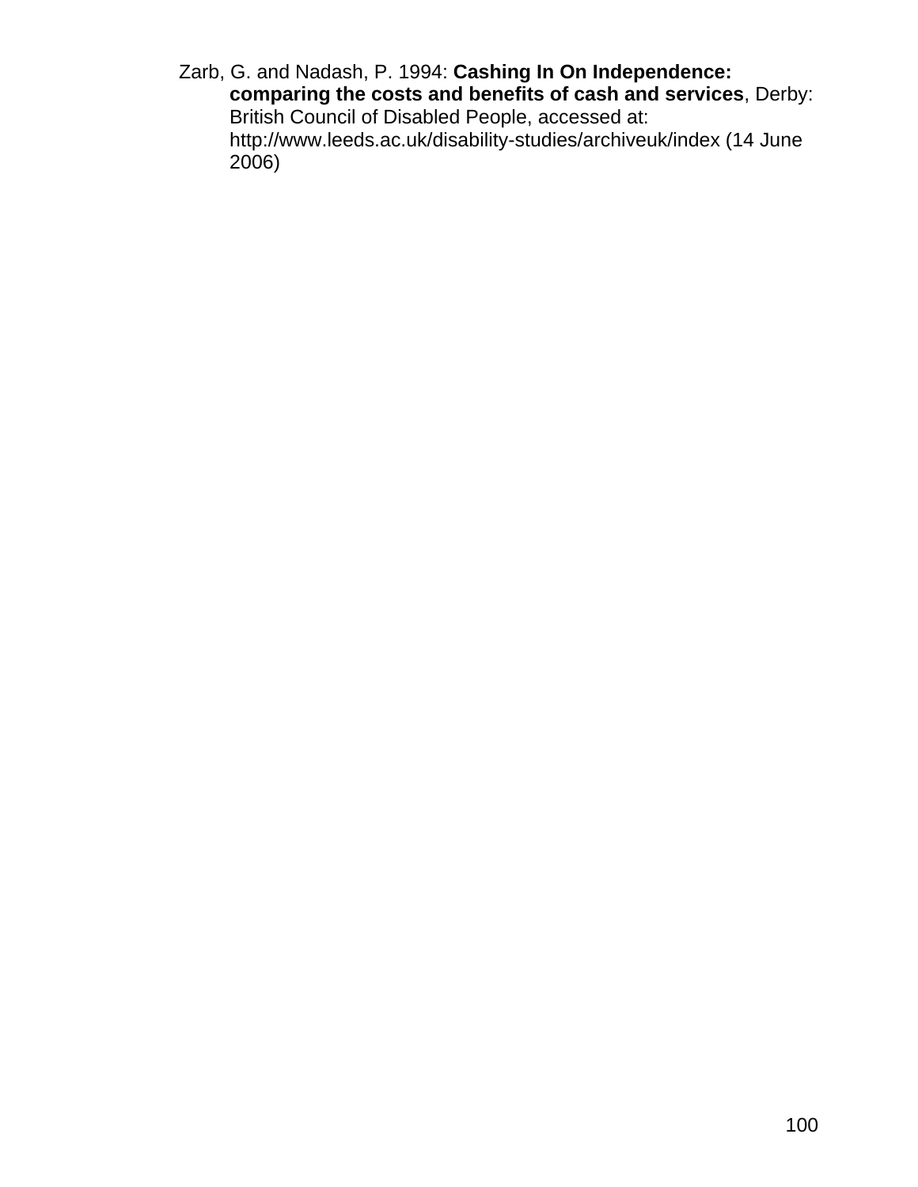Zarb, G. and Nadash, P. 1994: **Cashing In On Independence: comparing the costs and benefits of cash and services**, Derby: British Council of Disabled People, accessed at: http://www.leeds.ac.uk/disability-studies/archiveuk/index (14 June 2006)